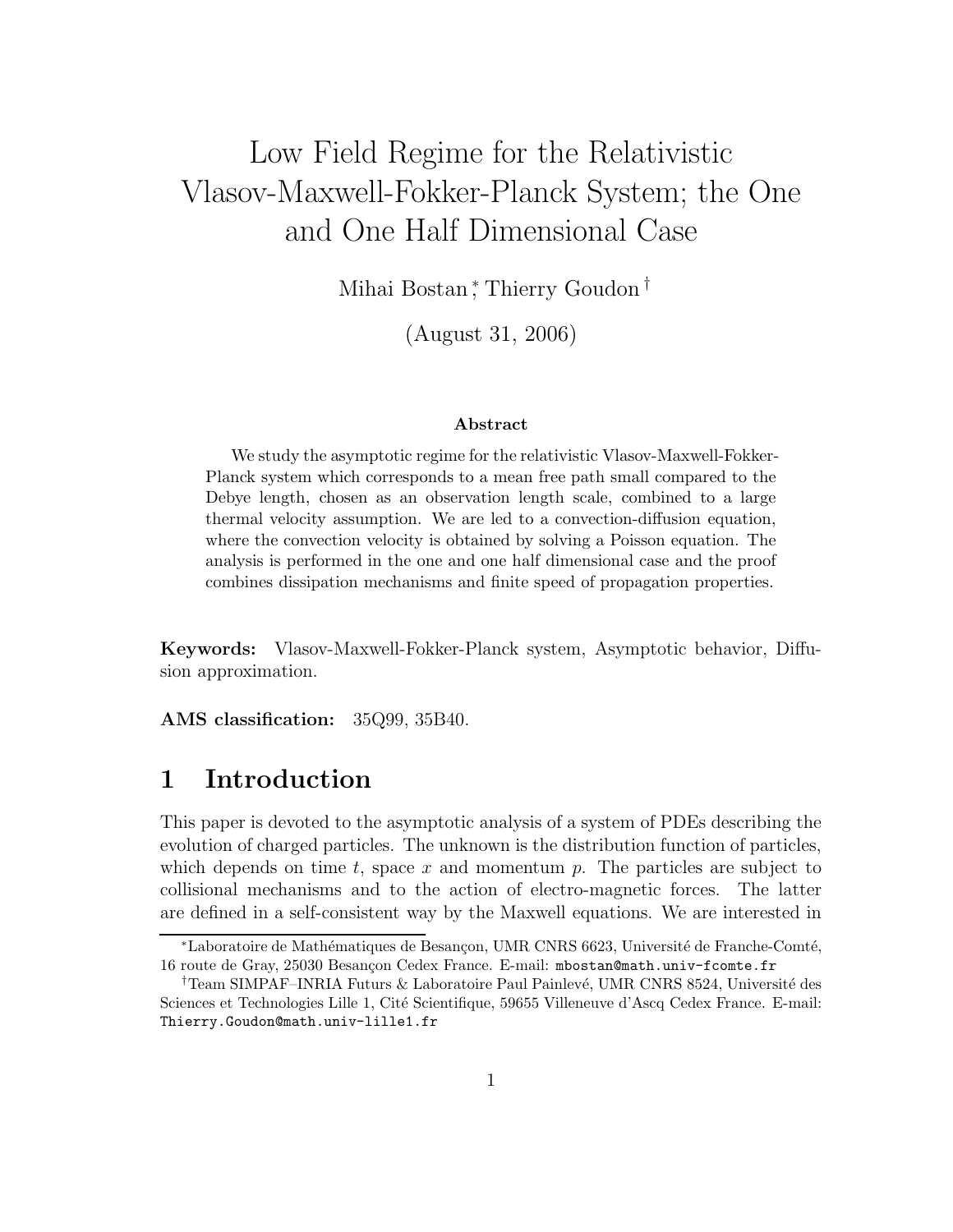# Low Field Regime for the Relativistic Vlasov-Maxwell-Fokker-Planck System; the One and One Half Dimensional Case

Mihai Bostan[*], Thierry Goudon[†]

(August 31, 2006)

**Abstract**

We study the asymptotic regime for the relativistic Vlasov-Maxwell-Fokker-Planck system which corresponds to a mean free path small compared to the Debye length, chosen as an observation length scale, combined to a large thermal velocity assumption. We are led to a convection-diffusion equation, where the convection velocity is obtained by solving a Poisson equation. The analysis is performed in the one and one half dimensional case and the proof combines dissipation mechanisms and finite speed of propagation properties.

**Keywords:** Vlasov-Maxwell-Fokker-Planck system, Asymptotic behavior, Diffusion approximation.

**AMS classification:** 35Q99, 35B40.

## 1 Introduction

This paper is devoted to the asymptotic analysis of a system of PDEs describing the evolution of charged particles. The unknown is the distribution function of particles, which depends on time $t$, space $x$ and momentum $p$. The particles are subject to collisional mechanisms and to the action of electro-magnetic forces. The latter are defined in a self-consistent way by the Maxwell equations. We are interested in

[*] Laboratoire de Mathématiques de Besançon, UMR CNRS 6623, Université de Franche-Comté, 16 route de Gray, 25030 Besançon Cedex France. E-mail: mbostan@math.univ-fcomte.fr

[†] Team SIMPAF–INRIA Futurs & Laboratoire Paul Painlevé, UMR CNRS 8524, Université des Sciences et Technologies Lille 1, Cité Scientifique, 59655 Villeneuve d'Ascq Cedex France. E-mail: Thierry.Goudon@math.univ-lille1.fr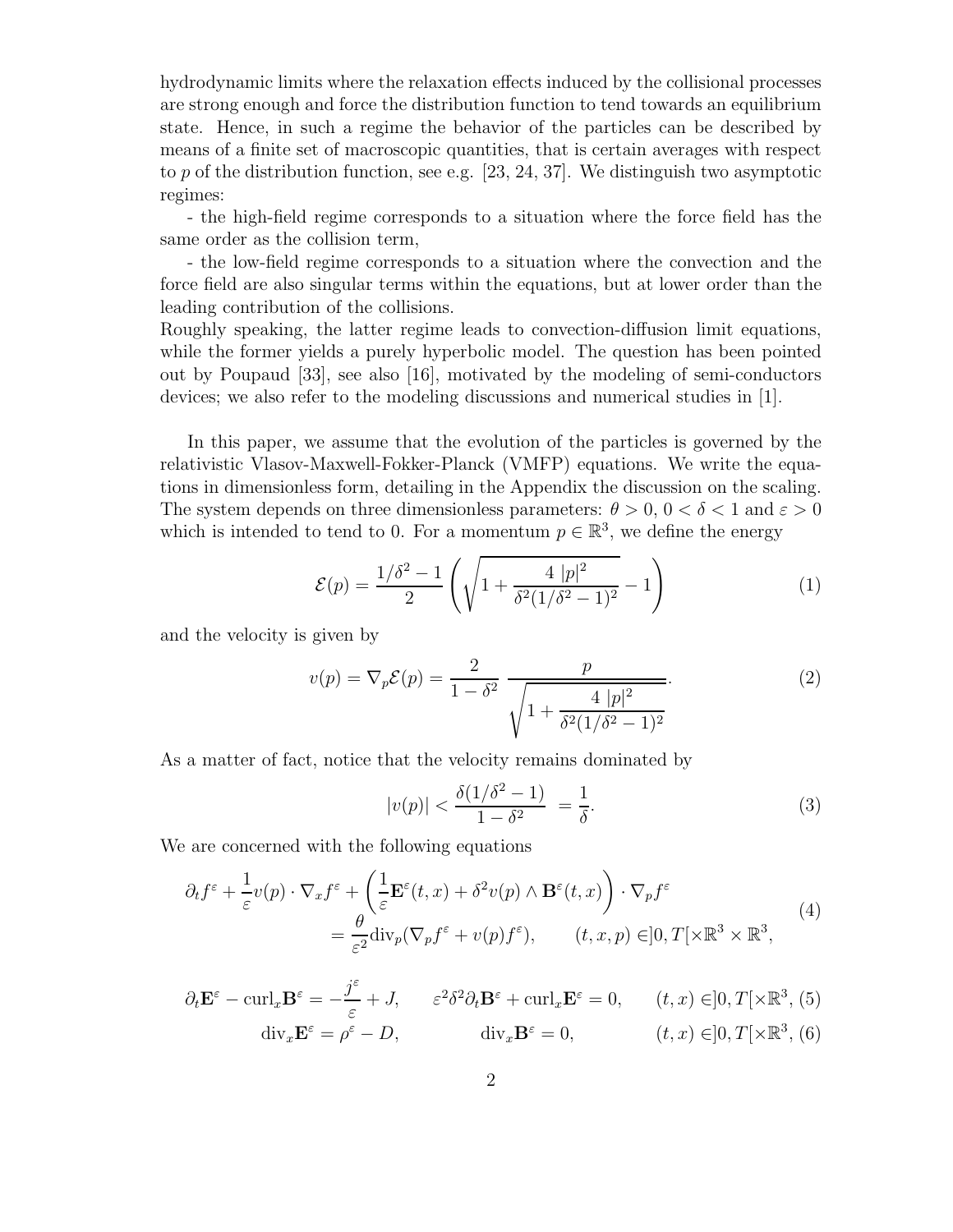hydrodynamic limits where the relaxation effects induced by the collisional processes are strong enough and force the distribution function to tend towards an equilibrium state. Hence, in such a regime the behavior of the particles can be described by means of a finite set of macroscopic quantities, that is certain averages with respect to $p$ of the distribution function, see e.g. [23, 24, 37]. We distinguish two asymptotic regimes:

- the high-field regime corresponds to a situation where the force field has the same order as the collision term,

- the low-field regime corresponds to a situation where the convection and the force field are also singular terms within the equations, but at lower order than the leading contribution of the collisions.

Roughly speaking, the latter regime leads to convection-diffusion limit equations, while the former yields a purely hyperbolic model. The question has been pointed out by Poupaud [33], see also [16], motivated by the modeling of semi-conductors devices; we also refer to the modeling discussions and numerical studies in [1].

In this paper, we assume that the evolution of the particles is governed by the relativistic Vlasov-Maxwell-Fokker-Planck (VMFP) equations. We write the equations in dimensionless form, detailing in the Appendix the discussion on the scaling. The system depends on three dimensionless parameters: $\theta > 0$, $0 < \delta < 1$ and $\varepsilon > 0$ which is intended to tend to 0. For a momentum $p \in \mathbb{R}^3$, we define the energy

$$\mathcal{E}(p) = \frac{1/\delta^2 - 1}{2}\left(\sqrt{1 + \frac{4\ |p|^2}{\delta^2(1/\delta^2 - 1)^2}} - 1\right) \tag{1}$$

and the velocity is given by

$$v(p) = \nabla_p \mathcal{E}(p) = \frac{2}{1-\delta^2}\ \frac{p}{\sqrt{1 + \dfrac{4\ |p|^2}{\delta^2(1/\delta^2 - 1)^2}}}. \tag{2}$$

As a matter of fact, notice that the velocity remains dominated by

$$|v(p)| < \frac{\delta(1/\delta^2 - 1)}{1-\delta^2}\ = \frac{1}{\delta}. \tag{3}$$

We are concerned with the following equations

$$\begin{aligned}
\partial_t f^\varepsilon + \frac{1}{\varepsilon} v(p) \cdot \nabla_x f^\varepsilon + \left(\frac{1}{\varepsilon}\mathbf{E}^\varepsilon(t,x) + \delta^2 v(p) \wedge \mathbf{B}^\varepsilon(t,x)\right) \cdot \nabla_p f^\varepsilon \\
= \frac{\theta}{\varepsilon^2} \mathrm{div}_p(\nabla_p f^\varepsilon + v(p) f^\varepsilon), \qquad (t,x,p) \in ]0,T[\times \mathbb{R}^3 \times \mathbb{R}^3,
\end{aligned} \tag{4}$$

$$\partial_t \mathbf{E}^\varepsilon - \mathrm{curl}_x \mathbf{B}^\varepsilon = -\frac{j^\varepsilon}{\varepsilon} + J, \qquad \varepsilon^2\delta^2 \partial_t \mathbf{B}^\varepsilon + \mathrm{curl}_x \mathbf{E}^\varepsilon = 0, \qquad (t,x) \in ]0,T[\times \mathbb{R}^3, \tag{5}$$

$$\mathrm{div}_x \mathbf{E}^\varepsilon = \rho^\varepsilon - D, \qquad \mathrm{div}_x \mathbf{B}^\varepsilon = 0, \qquad (t,x) \in ]0,T[\times \mathbb{R}^3, \tag{6}$$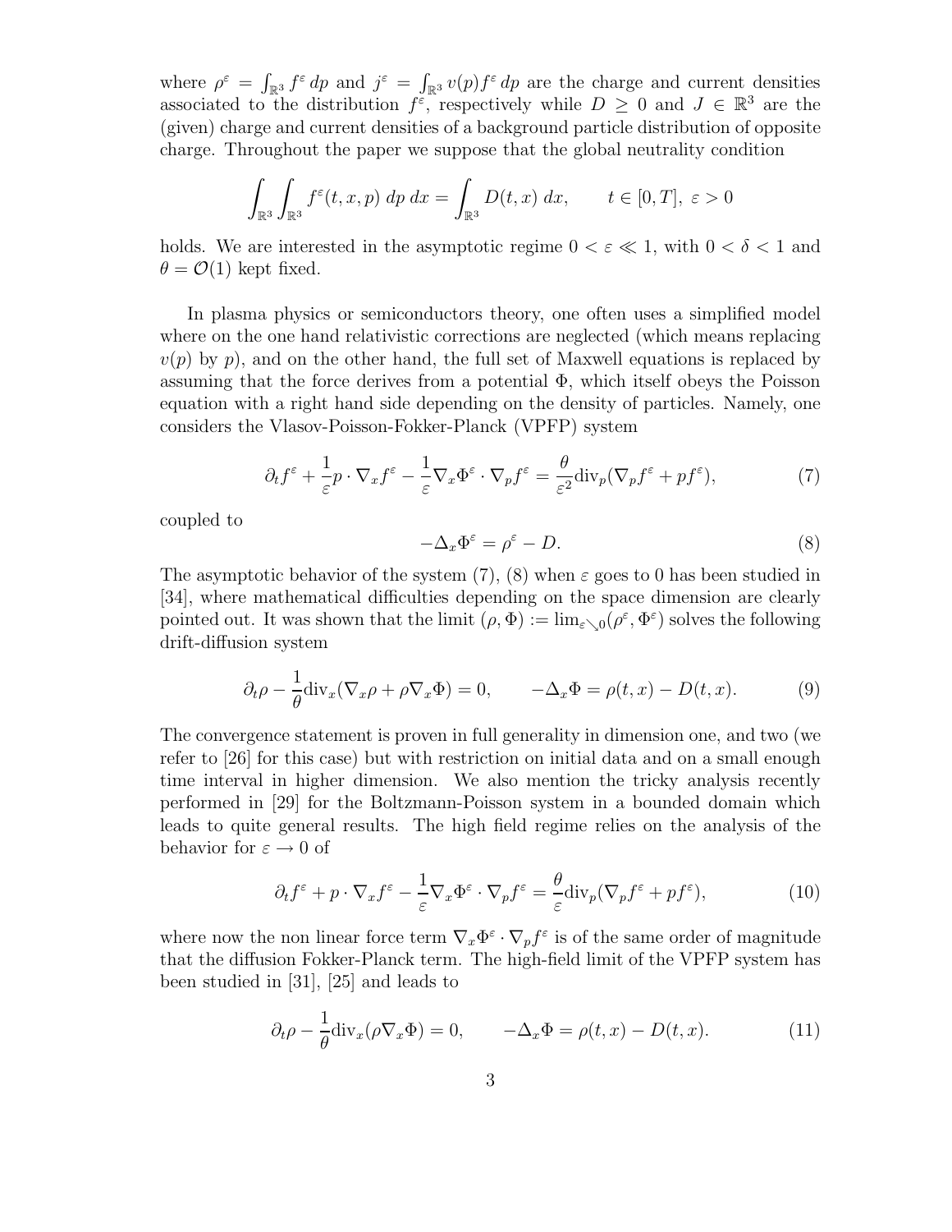where $\rho^\varepsilon = \int_{\mathbb{R}^3} f^\varepsilon \, dp$ and $j^\varepsilon = \int_{\mathbb{R}^3} v(p) f^\varepsilon \, dp$ are the charge and current densities associated to the distribution $f^\varepsilon$, respectively while $D \geq 0$ and $J \in \mathbb{R}^3$ are the (given) charge and current densities of a background particle distribution of opposite charge. Throughout the paper we suppose that the global neutrality condition

$$\int_{\mathbb{R}^3} \int_{\mathbb{R}^3} f^\varepsilon(t,x,p) \; dp \; dx = \int_{\mathbb{R}^3} D(t,x) \; dx, \qquad t \in [0,T], \; \varepsilon > 0$$

holds. We are interested in the asymptotic regime $0 < \varepsilon \ll 1$, with $0 < \delta < 1$ and $\theta = \mathcal{O}(1)$ kept fixed.

In plasma physics or semiconductors theory, one often uses a simplified model where on the one hand relativistic corrections are neglected (which means replacing $v(p)$ by $p$), and on the other hand, the full set of Maxwell equations is replaced by assuming that the force derives from a potential $\Phi$, which itself obeys the Poisson equation with a right hand side depending on the density of particles. Namely, one considers the Vlasov-Poisson-Fokker-Planck (VPFP) system

$$\partial_t f^\varepsilon + \frac{1}{\varepsilon} p \cdot \nabla_x f^\varepsilon - \frac{1}{\varepsilon} \nabla_x \Phi^\varepsilon \cdot \nabla_p f^\varepsilon = \frac{\theta}{\varepsilon^2} \mathrm{div}_p (\nabla_p f^\varepsilon + p f^\varepsilon), \tag{7}$$

coupled to

$$-\Delta_x \Phi^\varepsilon = \rho^\varepsilon - D. \tag{8}$$

The asymptotic behavior of the system (7), (8) when $\varepsilon$ goes to 0 has been studied in [34], where mathematical difficulties depending on the space dimension are clearly pointed out. It was shown that the limit $(\rho, \Phi) := \lim_{\varepsilon \searrow 0} (\rho^\varepsilon, \Phi^\varepsilon)$ solves the following drift-diffusion system

$$\partial_t \rho - \frac{1}{\theta} \mathrm{div}_x (\nabla_x \rho + \rho \nabla_x \Phi) = 0, \qquad -\Delta_x \Phi = \rho(t,x) - D(t,x). \tag{9}$$

The convergence statement is proven in full generality in dimension one, and two (we refer to [26] for this case) but with restriction on initial data and on a small enough time interval in higher dimension. We also mention the tricky analysis recently performed in [29] for the Boltzmann-Poisson system in a bounded domain which leads to quite general results. The high field regime relies on the analysis of the behavior for $\varepsilon \to 0$ of

$$\partial_t f^\varepsilon + p \cdot \nabla_x f^\varepsilon - \frac{1}{\varepsilon} \nabla_x \Phi^\varepsilon \cdot \nabla_p f^\varepsilon = \frac{\theta}{\varepsilon} \mathrm{div}_p (\nabla_p f^\varepsilon + p f^\varepsilon), \tag{10}$$

where now the non linear force term $\nabla_x \Phi^\varepsilon \cdot \nabla_p f^\varepsilon$ is of the same order of magnitude that the diffusion Fokker-Planck term. The high-field limit of the VPFP system has been studied in [31], [25] and leads to

$$\partial_t \rho - \frac{1}{\theta} \mathrm{div}_x (\rho \nabla_x \Phi) = 0, \qquad -\Delta_x \Phi = \rho(t,x) - D(t,x). \tag{11}$$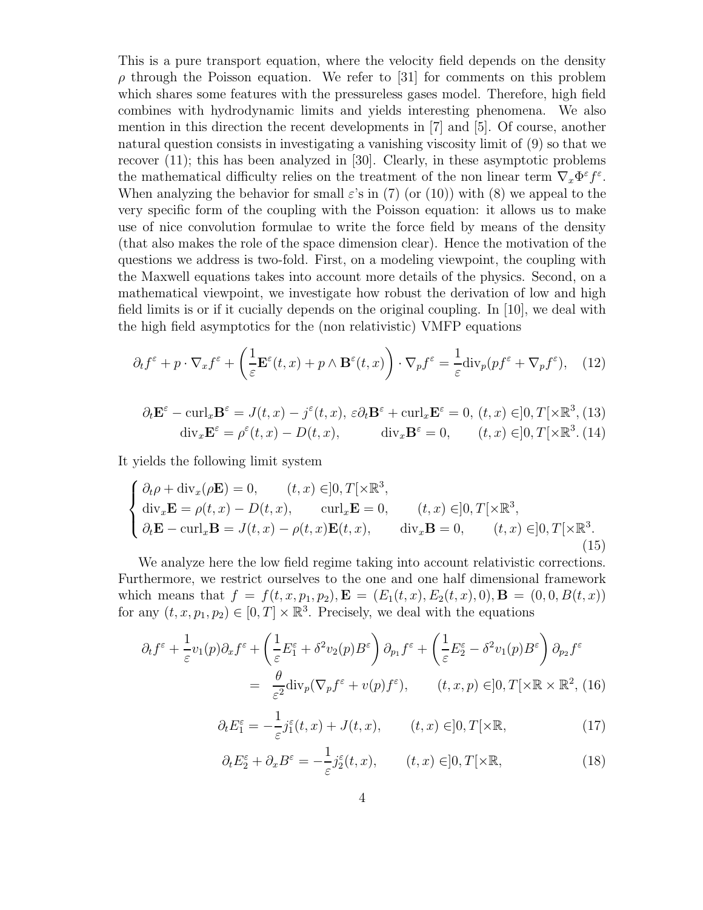This is a pure transport equation, where the velocity field depends on the density $\rho$ through the Poisson equation. We refer to [31] for comments on this problem which shares some features with the pressureless gases model. Therefore, high field combines with hydrodynamic limits and yields interesting phenomena. We also mention in this direction the recent developments in [7] and [5]. Of course, another natural question consists in investigating a vanishing viscosity limit of (9) so that we recover (11); this has been analyzed in [30]. Clearly, in these asymptotic problems the mathematical difficulty relies on the treatment of the non linear term $\nabla_x \Phi^\varepsilon f^\varepsilon$. When analyzing the behavior for small $\varepsilon$'s in (7) (or (10)) with (8) we appeal to the very specific form of the coupling with the Poisson equation: it allows us to make use of nice convolution formulae to write the force field by means of the density (that also makes the role of the space dimension clear). Hence the motivation of the questions we address is two-fold. First, on a modeling viewpoint, the coupling with the Maxwell equations takes into account more details of the physics. Second, on a mathematical viewpoint, we investigate how robust the derivation of low and high field limits is or if it cucially depends on the original coupling. In [10], we deal with the high field asymptotics for the (non relativistic) VMFP equations

$$\partial_t f^\varepsilon + p \cdot \nabla_x f^\varepsilon + \left( \frac{1}{\varepsilon} \mathbf{E}^\varepsilon(t,x) + p \wedge \mathbf{B}^\varepsilon(t,x) \right) \cdot \nabla_p f^\varepsilon = \frac{1}{\varepsilon} \mathrm{div}_p (p f^\varepsilon + \nabla_p f^\varepsilon), \quad (12)$$

$$\partial_t \mathbf{E}^\varepsilon - \mathrm{curl}_x \mathbf{B}^\varepsilon = J(t,x) - j^\varepsilon(t,x),\ \varepsilon \partial_t \mathbf{B}^\varepsilon + \mathrm{curl}_x \mathbf{E}^\varepsilon = 0,\ (t,x) \in ]0,T[\times \mathbb{R}^3, \quad (13)$$

$$\mathrm{div}_x \mathbf{E}^\varepsilon = \rho^\varepsilon(t,x) - D(t,x), \qquad \mathrm{div}_x \mathbf{B}^\varepsilon = 0, \qquad (t,x) \in ]0,T[\times \mathbb{R}^3. \quad (14)$$

It yields the following limit system

$$\begin{cases} \partial_t \rho + \mathrm{div}_x(\rho \mathbf{E}) = 0, \qquad (t,x) \in ]0,T[\times \mathbb{R}^3, \\ \mathrm{div}_x \mathbf{E} = \rho(t,x) - D(t,x), \qquad \mathrm{curl}_x \mathbf{E} = 0, \qquad (t,x) \in ]0,T[\times \mathbb{R}^3, \\ \partial_t \mathbf{E} - \mathrm{curl}_x \mathbf{B} = J(t,x) - \rho(t,x)\mathbf{E}(t,x), \qquad \mathrm{div}_x \mathbf{B} = 0, \qquad (t,x) \in ]0,T[\times \mathbb{R}^3. \end{cases} \quad (15)$$

We analyze here the low field regime taking into account relativistic corrections. Furthermore, we restrict ourselves to the one and one half dimensional framework which means that $f = f(t,x,p_1,p_2), \mathbf{E} = (E_1(t,x), E_2(t,x), 0), \mathbf{B} = (0,0,B(t,x))$ for any $(t,x,p_1,p_2) \in [0,T] \times \mathbb{R}^3$. Precisely, we deal with the equations

$$\partial_t f^\varepsilon + \frac{1}{\varepsilon} v_1(p) \partial_x f^\varepsilon + \left( \frac{1}{\varepsilon} E_1^\varepsilon + \delta^2 v_2(p) B^\varepsilon \right) \partial_{p_1} f^\varepsilon + \left( \frac{1}{\varepsilon} E_2^\varepsilon - \delta^2 v_1(p) B^\varepsilon \right) \partial_{p_2} f^\varepsilon$$
$$= \frac{\theta}{\varepsilon^2} \mathrm{div}_p(\nabla_p f^\varepsilon + v(p) f^\varepsilon), \qquad (t,x,p) \in ]0,T[\times \mathbb{R} \times \mathbb{R}^2, \quad (16)$$

$$\partial_t E_1^\varepsilon = -\frac{1}{\varepsilon} j_1^\varepsilon(t,x) + J(t,x), \qquad (t,x) \in ]0,T[\times \mathbb{R}, \quad (17)$$

$$\partial_t E_2^\varepsilon + \partial_x B^\varepsilon = -\frac{1}{\varepsilon} j_2^\varepsilon(t,x), \qquad (t,x) \in ]0,T[\times \mathbb{R}, \quad (18)$$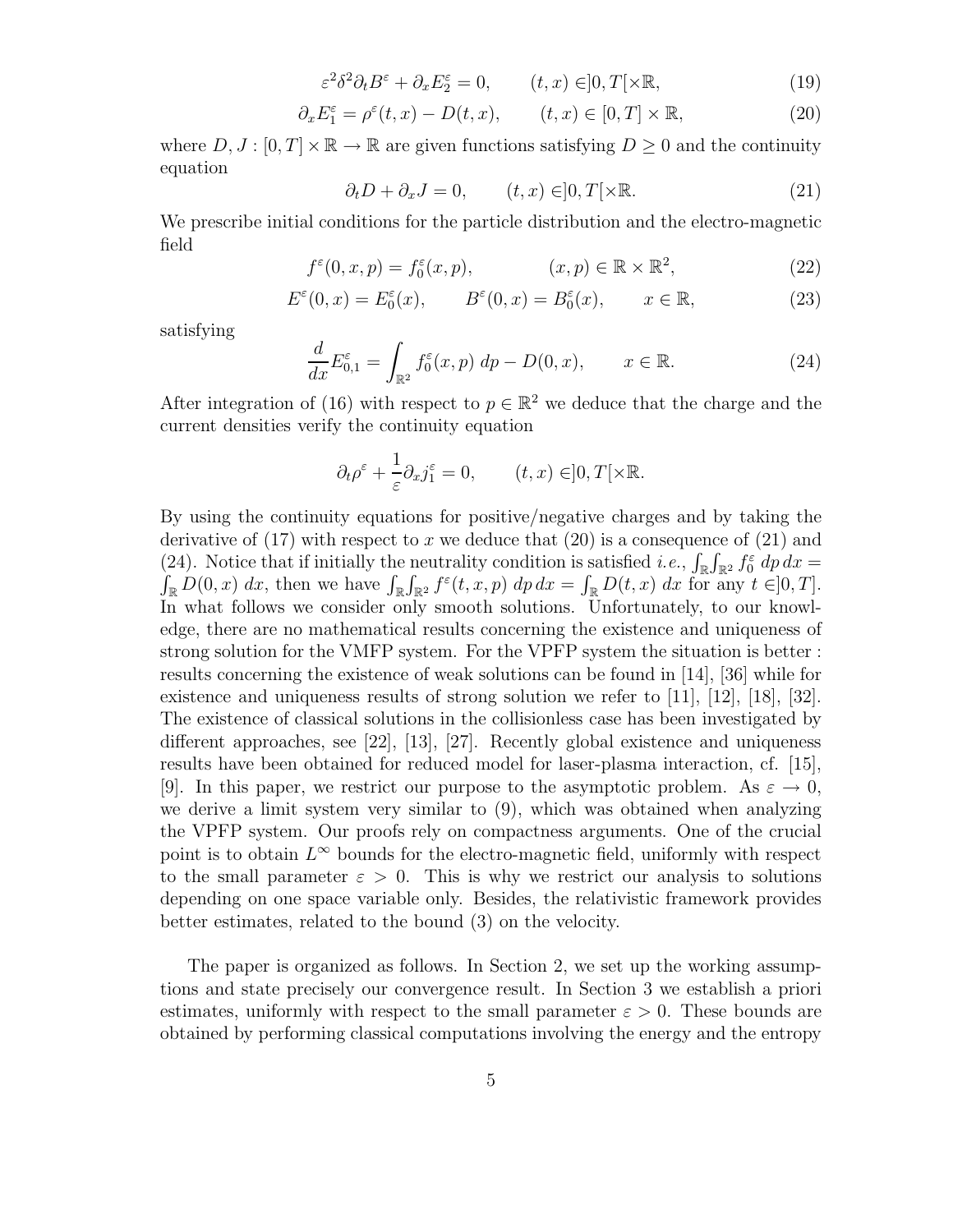$$\varepsilon^2\delta^2\partial_t B^\varepsilon + \partial_x E_2^\varepsilon = 0, \qquad (t,x) \in ]0,T[\times\mathbb{R}, \tag{19}$$

$$\partial_x E_1^\varepsilon = \rho^\varepsilon(t,x) - D(t,x), \qquad (t,x) \in [0,T]\times\mathbb{R}, \tag{20}$$

where $D, J : [0,T]\times\mathbb{R} \to \mathbb{R}$ are given functions satisfying $D \geq 0$ and the continuity equation

$$\partial_t D + \partial_x J = 0, \qquad (t,x) \in ]0,T[\times\mathbb{R}. \tag{21}$$

We prescribe initial conditions for the particle distribution and the electro-magnetic field

$$f^\varepsilon(0,x,p) = f_0^\varepsilon(x,p), \qquad (x,p) \in \mathbb{R}\times\mathbb{R}^2, \tag{22}$$

$$E^\varepsilon(0,x) = E_0^\varepsilon(x), \qquad B^\varepsilon(0,x) = B_0^\varepsilon(x), \qquad x \in \mathbb{R}, \tag{23}$$

satisfying

$$\frac{d}{dx}E_{0,1}^\varepsilon = \int_{\mathbb{R}^2} f_0^\varepsilon(x,p)\; dp - D(0,x), \qquad x \in \mathbb{R}. \tag{24}$$

After integration of (16) with respect to $p \in \mathbb{R}^2$ we deduce that the charge and the current densities verify the continuity equation

$$\partial_t \rho^\varepsilon + \frac{1}{\varepsilon}\partial_x j_1^\varepsilon = 0, \qquad (t,x) \in ]0,T[\times\mathbb{R}.$$

By using the continuity equations for positive/negative charges and by taking the derivative of (17) with respect to $x$ we deduce that (20) is a consequence of (21) and (24). Notice that if initially the neutrality condition is satisfied *i.e.*, $\int_{\mathbb{R}}\int_{\mathbb{R}^2} f_0^\varepsilon \; dp\, dx = \int_{\mathbb{R}} D(0,x)\; dx$, then we have $\int_{\mathbb{R}}\int_{\mathbb{R}^2} f^\varepsilon(t,x,p)\; dp\, dx = \int_{\mathbb{R}} D(t,x)\; dx$ for any $t \in ]0,T]$. In what follows we consider only smooth solutions. Unfortunately, to our knowledge, there are no mathematical results concerning the existence and uniqueness of strong solution for the VMFP system. For the VPFP system the situation is better : results concerning the existence of weak solutions can be found in [14], [36] while for existence and uniqueness results of strong solution we refer to [11], [12], [18], [32]. The existence of classical solutions in the collisionless case has been investigated by different approaches, see [22], [13], [27]. Recently global existence and uniqueness results have been obtained for reduced model for laser-plasma interaction, cf. [15], [9]. In this paper, we restrict our purpose to the asymptotic problem. As $\varepsilon \to 0$, we derive a limit system very similar to (9), which was obtained when analyzing the VPFP system. Our proofs rely on compactness arguments. One of the crucial point is to obtain $L^\infty$ bounds for the electro-magnetic field, uniformly with respect to the small parameter $\varepsilon > 0$. This is why we restrict our analysis to solutions depending on one space variable only. Besides, the relativistic framework provides better estimates, related to the bound (3) on the velocity.

The paper is organized as follows. In Section 2, we set up the working assumptions and state precisely our convergence result. In Section 3 we establish a priori estimates, uniformly with respect to the small parameter $\varepsilon > 0$. These bounds are obtained by performing classical computations involving the energy and the entropy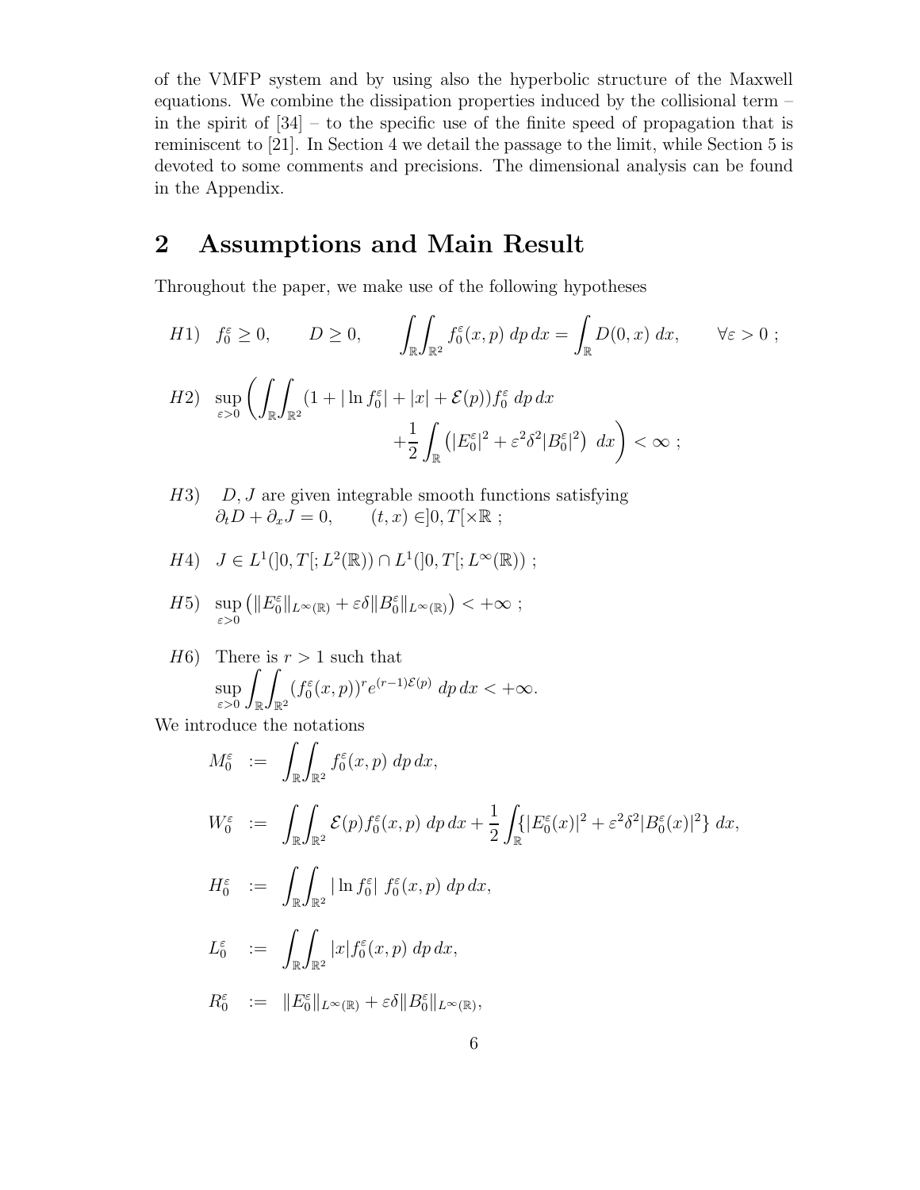of the VMFP system and by using also the hyperbolic structure of the Maxwell equations. We combine the dissipation properties induced by the collisional term – in the spirit of [34] – to the specific use of the finite speed of propagation that is reminiscent to [21]. In Section 4 we detail the passage to the limit, while Section 5 is devoted to some comments and precisions. The dimensional analysis can be found in the Appendix.

## 2 Assumptions and Main Result

Throughout the paper, we make use of the following hypotheses

$$H1) \quad f_0^\varepsilon \geq 0, \qquad D \geq 0, \qquad \int_{\mathbb{R}}\int_{\mathbb{R}^2} f_0^\varepsilon(x,p)\,dp\,dx = \int_{\mathbb{R}} D(0,x)\,dx, \qquad \forall \varepsilon > 0\ ;$$

$$H2) \quad \sup_{\varepsilon>0}\left(\int_{\mathbb{R}}\int_{\mathbb{R}^2}(1+|\ln f_0^\varepsilon| + |x| + \mathcal{E}(p))f_0^\varepsilon\,dp\,dx + \frac{1}{2}\int_{\mathbb{R}}\left(|E_0^\varepsilon|^2 + \varepsilon^2\delta^2|B_0^\varepsilon|^2\right)\,dx\right) < \infty\ ;$$

$H3)$ $D, J$ are given integrable smooth functions satisfying
$$\partial_t D + \partial_x J = 0, \qquad (t,x) \in ]0,T[\times\mathbb{R}\ ;$$

$$H4) \quad J \in L^1(]0,T[;L^2(\mathbb{R})) \cap L^1(]0,T[;L^\infty(\mathbb{R}))\ ;$$

$$H5) \quad \sup_{\varepsilon>0}\left(\|E_0^\varepsilon\|_{L^\infty(\mathbb{R})} + \varepsilon\delta\|B_0^\varepsilon\|_{L^\infty(\mathbb{R})}\right) < +\infty\ ;$$

$H6)$ There is $r > 1$ such that
$$\sup_{\varepsilon>0}\int_{\mathbb{R}}\int_{\mathbb{R}^2}(f_0^\varepsilon(x,p))^r e^{(r-1)\mathcal{E}(p)}\,dp\,dx < +\infty.$$

We introduce the notations

$$M_0^\varepsilon := \int_{\mathbb{R}}\int_{\mathbb{R}^2} f_0^\varepsilon(x,p)\,dp\,dx,$$

$$W_0^\varepsilon := \int_{\mathbb{R}}\int_{\mathbb{R}^2}\mathcal{E}(p)f_0^\varepsilon(x,p)\,dp\,dx + \frac{1}{2}\int_{\mathbb{R}}\{|E_0^\varepsilon(x)|^2 + \varepsilon^2\delta^2|B_0^\varepsilon(x)|^2\}\,dx,$$

$$H_0^\varepsilon := \int_{\mathbb{R}}\int_{\mathbb{R}^2}|\ln f_0^\varepsilon|\ f_0^\varepsilon(x,p)\,dp\,dx,$$

$$L_0^\varepsilon := \int_{\mathbb{R}}\int_{\mathbb{R}^2}|x|f_0^\varepsilon(x,p)\,dp\,dx,$$

$$R_0^\varepsilon := \|E_0^\varepsilon\|_{L^\infty(\mathbb{R})} + \varepsilon\delta\|B_0^\varepsilon\|_{L^\infty(\mathbb{R})},$$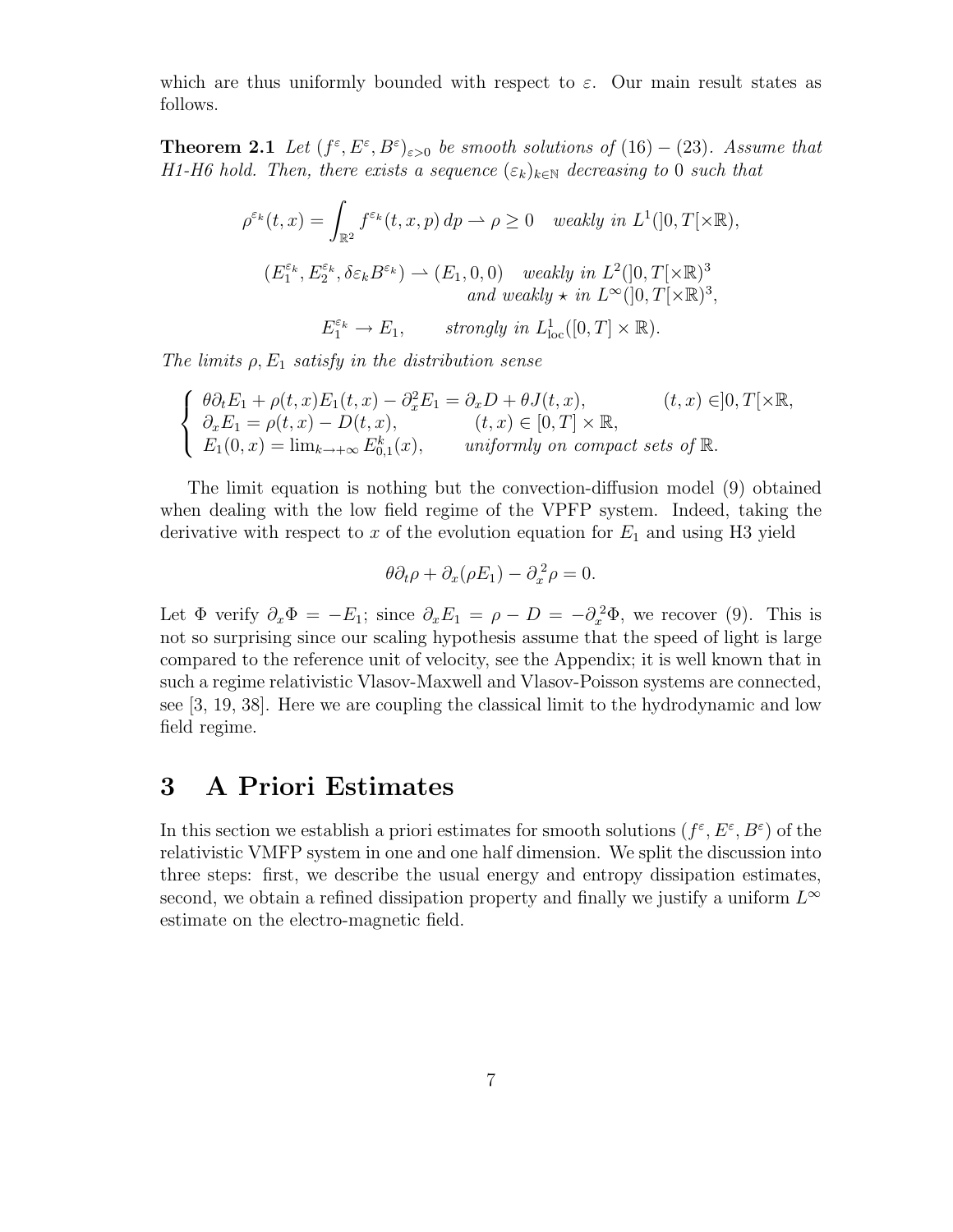which are thus uniformly bounded with respect to $\varepsilon$. Our main result states as follows.

**Theorem 2.1** *Let $(f^\varepsilon, E^\varepsilon, B^\varepsilon)_{\varepsilon>0}$ be smooth solutions of (16) − (23). Assume that H1-H6 hold. Then, there exists a sequence $(\varepsilon_k)_{k\in\mathbb{N}}$ decreasing to 0 such that*

$$\rho^{\varepsilon_k}(t,x) = \int_{\mathbb{R}^2} f^{\varepsilon_k}(t,x,p)\,dp \rightharpoonup \rho \geq 0 \quad \textit{weakly in } L^1(]0,T[\times\mathbb{R}),$$

$$(E_1^{\varepsilon_k}, E_2^{\varepsilon_k}, \delta\varepsilon_k B^{\varepsilon_k}) \rightharpoonup (E_1, 0, 0) \quad \textit{weakly in } L^2(]0,T[\times\mathbb{R})^3 \quad \textit{and weakly} \star \textit{ in } L^\infty(]0,T[\times\mathbb{R})^3,$$

$$E_1^{\varepsilon_k} \to E_1, \qquad \textit{strongly in } L^1_{\mathrm{loc}}([0,T]\times\mathbb{R}).$$

*The limits $\rho, E_1$ satisfy in the distribution sense*

$$\begin{cases} \theta\partial_t E_1 + \rho(t,x)E_1(t,x) - \partial_x^2 E_1 = \partial_x D + \theta J(t,x), & (t,x) \in ]0,T[\times\mathbb{R}, \\ \partial_x E_1 = \rho(t,x) - D(t,x), & (t,x) \in [0,T]\times\mathbb{R}, \\ E_1(0,x) = \lim_{k\to+\infty} E_{0,1}^k(x), & \textit{uniformly on compact sets of } \mathbb{R}. \end{cases}$$

The limit equation is nothing but the convection-diffusion model (9) obtained when dealing with the low field regime of the VPFP system. Indeed, taking the derivative with respect to $x$ of the evolution equation for $E_1$ and using H3 yield

$$\theta\partial_t\rho + \partial_x(\rho E_1) - \partial_x^2\rho = 0.$$

Let $\Phi$ verify $\partial_x\Phi = -E_1$; since $\partial_x E_1 = \rho - D = -\partial_x^2\Phi$, we recover (9). This is not so surprising since our scaling hypothesis assume that the speed of light is large compared to the reference unit of velocity, see the Appendix; it is well known that in such a regime relativistic Vlasov-Maxwell and Vlasov-Poisson systems are connected, see [3, 19, 38]. Here we are coupling the classical limit to the hydrodynamic and low field regime.

# 3 A Priori Estimates

In this section we establish a priori estimates for smooth solutions $(f^\varepsilon, E^\varepsilon, B^\varepsilon)$ of the relativistic VMFP system in one and one half dimension. We split the discussion into three steps: first, we describe the usual energy and entropy dissipation estimates, second, we obtain a refined dissipation property and finally we justify a uniform $L^\infty$ estimate on the electro-magnetic field.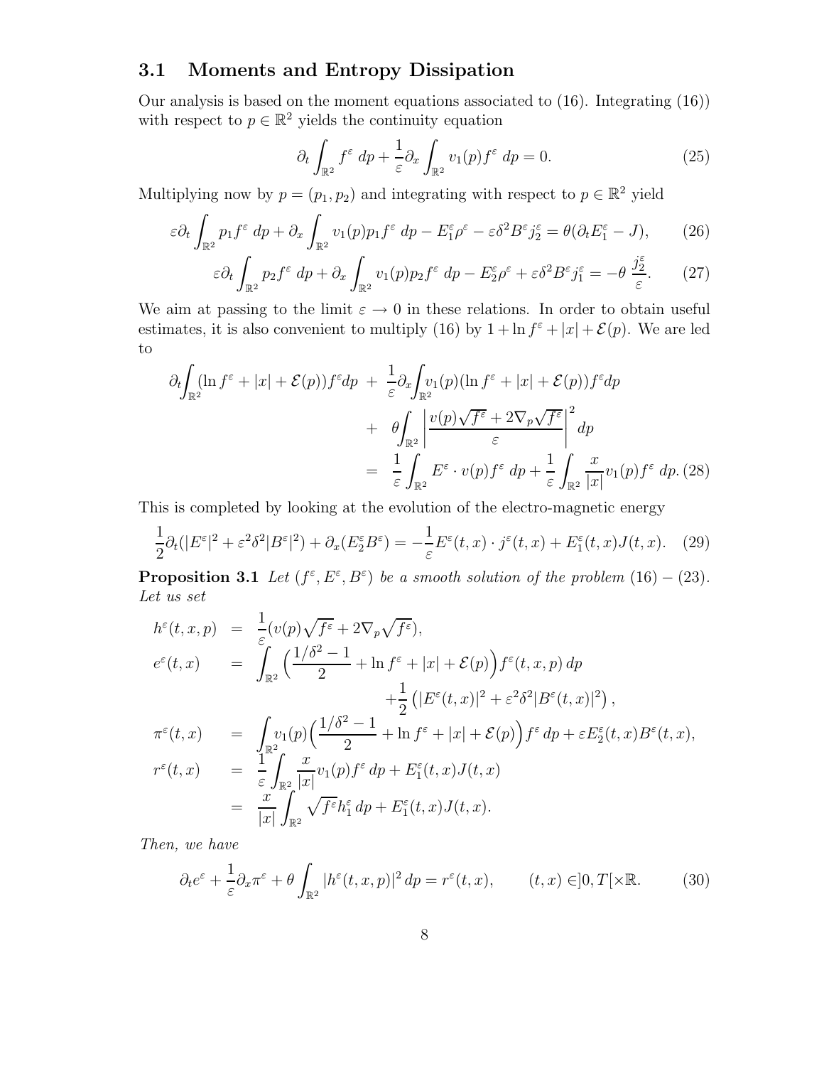### 3.1 Moments and Entropy Dissipation

Our analysis is based on the moment equations associated to (16). Integrating (16)) with respect to $p \in \mathbb{R}^2$ yields the continuity equation

$$\partial_t \int_{\mathbb{R}^2} f^\varepsilon \, dp + \frac{1}{\varepsilon} \partial_x \int_{\mathbb{R}^2} v_1(p) f^\varepsilon \, dp = 0. \tag{25}$$

Multiplying now by $p = (p_1, p_2)$ and integrating with respect to $p \in \mathbb{R}^2$ yield

$$\varepsilon \partial_t \int_{\mathbb{R}^2} p_1 f^\varepsilon \, dp + \partial_x \int_{\mathbb{R}^2} v_1(p) p_1 f^\varepsilon \, dp - E_1^\varepsilon \rho^\varepsilon - \varepsilon \delta^2 B^\varepsilon j_2^\varepsilon = \theta(\partial_t E_1^\varepsilon - J), \tag{26}$$

$$\varepsilon \partial_t \int_{\mathbb{R}^2} p_2 f^\varepsilon \, dp + \partial_x \int_{\mathbb{R}^2} v_1(p) p_2 f^\varepsilon \, dp - E_2^\varepsilon \rho^\varepsilon + \varepsilon \delta^2 B^\varepsilon j_1^\varepsilon = -\theta \, \frac{j_2^\varepsilon}{\varepsilon}. \tag{27}$$

We aim at passing to the limit $\varepsilon \to 0$ in these relations. In order to obtain useful estimates, it is also convenient to multiply (16) by $1 + \ln f^\varepsilon + |x| + \mathcal{E}(p)$. We are led to

$$\begin{aligned}
\partial_t \int_{\mathbb{R}^2} (\ln f^\varepsilon + |x| + \mathcal{E}(p)) f^\varepsilon dp \; &+ \; \frac{1}{\varepsilon} \partial_x \int_{\mathbb{R}^2} v_1(p) (\ln f^\varepsilon + |x| + \mathcal{E}(p)) f^\varepsilon dp \\
&+ \; \theta \int_{\mathbb{R}^2} \left| \frac{v(p)\sqrt{f^\varepsilon} + 2\nabla_p \sqrt{f^\varepsilon}}{\varepsilon} \right|^2 dp \\
&= \; \frac{1}{\varepsilon} \int_{\mathbb{R}^2} E^\varepsilon \cdot v(p) f^\varepsilon \, dp + \frac{1}{\varepsilon} \int_{\mathbb{R}^2} \frac{x}{|x|} v_1(p) f^\varepsilon \, dp.
\end{aligned} \tag{28}$$

This is completed by looking at the evolution of the electro-magnetic energy

$$\frac{1}{2} \partial_t (|E^\varepsilon|^2 + \varepsilon^2 \delta^2 |B^\varepsilon|^2) + \partial_x (E_2^\varepsilon B^\varepsilon) = -\frac{1}{\varepsilon} E^\varepsilon(t,x) \cdot j^\varepsilon(t,x) + E_1^\varepsilon(t,x) J(t,x). \tag{29}$$

**Proposition 3.1** *Let $(f^\varepsilon, E^\varepsilon, B^\varepsilon)$ be a smooth solution of the problem $(16) - (23)$. Let us set*

$$\begin{aligned}
h^\varepsilon(t,x,p) &= \frac{1}{\varepsilon}(v(p)\sqrt{f^\varepsilon} + 2\nabla_p \sqrt{f^\varepsilon}), \\
e^\varepsilon(t,x) &= \int_{\mathbb{R}^2} \Big( \frac{1/\delta^2 - 1}{2} + \ln f^\varepsilon + |x| + \mathcal{E}(p) \Big) f^\varepsilon(t,x,p) \, dp \\
&\qquad + \frac{1}{2} \left( |E^\varepsilon(t,x)|^2 + \varepsilon^2 \delta^2 |B^\varepsilon(t,x)|^2 \right), \\
\pi^\varepsilon(t,x) &= \int_{\mathbb{R}^2} v_1(p) \Big( \frac{1/\delta^2 - 1}{2} + \ln f^\varepsilon + |x| + \mathcal{E}(p) \Big) f^\varepsilon \, dp + \varepsilon E_2^\varepsilon(t,x) B^\varepsilon(t,x), \\
r^\varepsilon(t,x) &= \frac{1}{\varepsilon} \int_{\mathbb{R}^2} \frac{x}{|x|} v_1(p) f^\varepsilon \, dp + E_1^\varepsilon(t,x) J(t,x) \\
&= \frac{x}{|x|} \int_{\mathbb{R}^2} \sqrt{f^\varepsilon} h_1^\varepsilon \, dp + E_1^\varepsilon(t,x) J(t,x).
\end{aligned}$$

*Then, we have*

$$\partial_t e^\varepsilon + \frac{1}{\varepsilon} \partial_x \pi^\varepsilon + \theta \int_{\mathbb{R}^2} |h^\varepsilon(t,x,p)|^2 \, dp = r^\varepsilon(t,x), \qquad (t,x) \in ]0,T[ \times \mathbb{R}. \tag{30}$$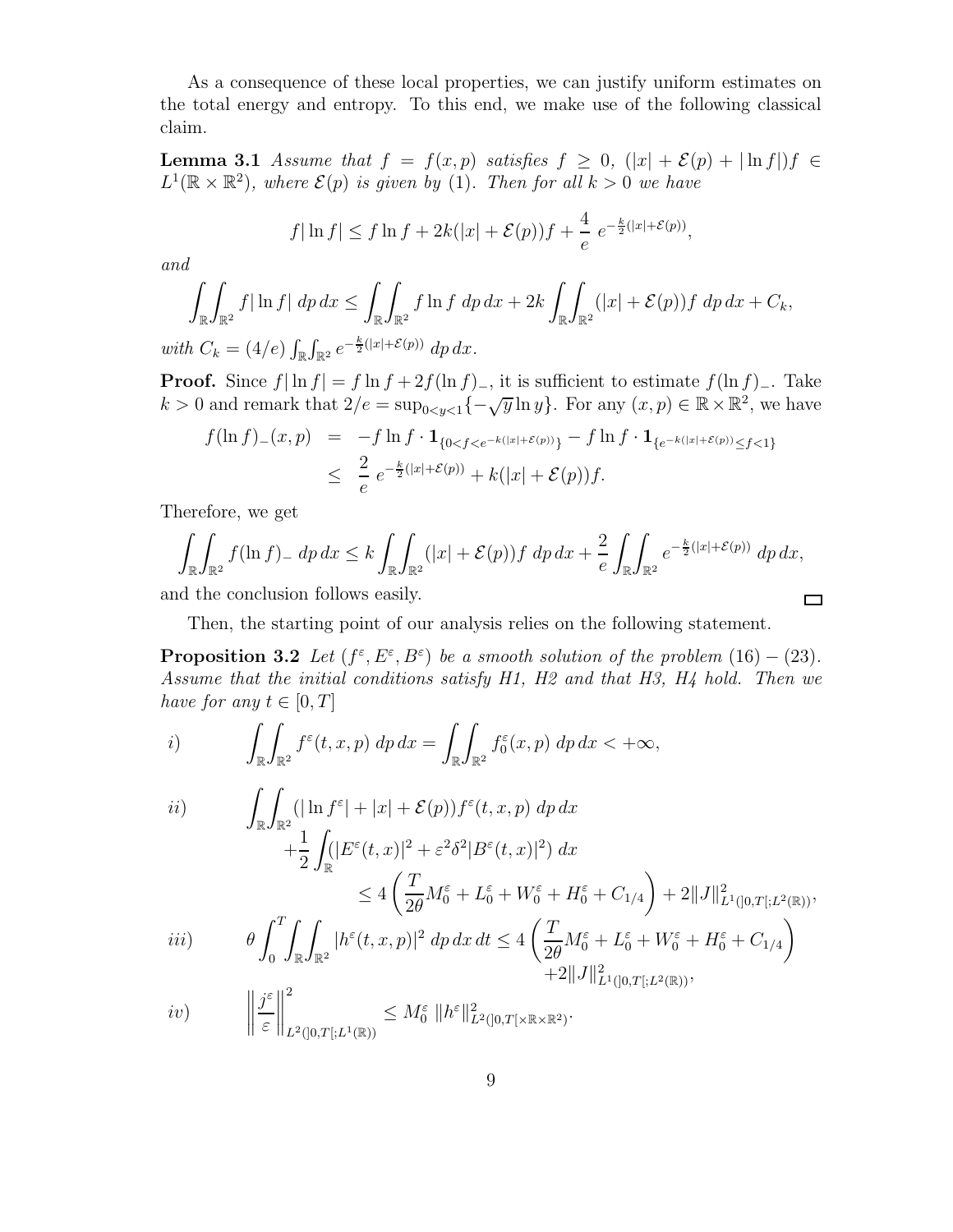As a consequence of these local properties, we can justify uniform estimates on the total energy and entropy. To this end, we make use of the following classical claim.

**Lemma 3.1** *Assume that $f = f(x,p)$ satisfies $f \geq 0$, $(|x| + \mathcal{E}(p) + |\ln f|)f \in L^1(\mathbb{R} \times \mathbb{R}^2)$, where $\mathcal{E}(p)$ is given by (1). Then for all $k > 0$ we have*

$$f|\ln f| \leq f \ln f + 2k(|x| + \mathcal{E}(p))f + \frac{4}{e}\ e^{-\frac{k}{2}(|x|+\mathcal{E}(p))},$$

*and*

$$\int_{\mathbb{R}}\int_{\mathbb{R}^2} f|\ln f|\ dp\,dx \leq \int_{\mathbb{R}}\int_{\mathbb{R}^2} f \ln f\ dp\,dx + 2k \int_{\mathbb{R}}\int_{\mathbb{R}^2} (|x| + \mathcal{E}(p))f\ dp\,dx + C_k,$$

*with $C_k = (4/e)\int_{\mathbb{R}}\int_{\mathbb{R}^2} e^{-\frac{k}{2}(|x|+\mathcal{E}(p))}\ dp\,dx$.*

**Proof.** Since $f|\ln f| = f \ln f + 2f(\ln f)_-$, it is sufficient to estimate $f(\ln f)_-$. Take $k > 0$ and remark that $2/e = \sup_{0<y<1}\{-\sqrt{y}\ln y\}$. For any $(x,p) \in \mathbb{R} \times \mathbb{R}^2$, we have

$$\begin{aligned} f(\ln f)_-(x,p) &= -f\ln f \cdot \mathbf{1}_{\{0<f<e^{-k(|x|+\mathcal{E}(p))}\}} - f\ln f \cdot \mathbf{1}_{\{e^{-k(|x|+\mathcal{E}(p))}\leq f<1\}} \\ &\leq \frac{2}{e}\ e^{-\frac{k}{2}(|x|+\mathcal{E}(p))} + k(|x| + \mathcal{E}(p))f. \end{aligned}$$

Therefore, we get

$$\int_{\mathbb{R}}\int_{\mathbb{R}^2} f(\ln f)_-\ dp\,dx \leq k\int_{\mathbb{R}}\int_{\mathbb{R}^2}(|x| + \mathcal{E}(p))f\ dp\,dx + \frac{2}{e}\int_{\mathbb{R}}\int_{\mathbb{R}^2} e^{-\frac{k}{2}(|x|+\mathcal{E}(p))}\ dp\,dx,$$

and the conclusion follows easily. $\square$

Then, the starting point of our analysis relies on the following statement.

**Proposition 3.2** *Let $(f^\varepsilon, E^\varepsilon, B^\varepsilon)$ be a smooth solution of the problem (16) − (23). Assume that the initial conditions satisfy H1, H2 and that H3, H4 hold. Then we have for any $t \in [0,T]$*

$$i) \qquad \int_{\mathbb{R}}\int_{\mathbb{R}^2} f^\varepsilon(t,x,p)\ dp\,dx = \int_{\mathbb{R}}\int_{\mathbb{R}^2} f_0^\varepsilon(x,p)\ dp\,dx < +\infty,$$

$$\begin{aligned} ii) \qquad & \int_{\mathbb{R}}\int_{\mathbb{R}^2} (|\ln f^\varepsilon| + |x| + \mathcal{E}(p))f^\varepsilon(t,x,p)\ dp\,dx \\ &\quad + \frac{1}{2}\int_{\mathbb{R}} (|E^\varepsilon(t,x)|^2 + \varepsilon^2\delta^2|B^\varepsilon(t,x)|^2)\ dx \\ &\qquad\qquad \leq 4\left(\frac{T}{2\theta}M_0^\varepsilon + L_0^\varepsilon + W_0^\varepsilon + H_0^\varepsilon + C_{1/4}\right) + 2\|J\|^2_{L^1(]0,T[;L^2(\mathbb{R}))}, \end{aligned}$$

$$\begin{aligned} iii) \qquad & \theta\int_0^T\int_{\mathbb{R}}\int_{\mathbb{R}^2} |h^\varepsilon(t,x,p)|^2\ dp\,dx\,dt \leq 4\left(\frac{T}{2\theta}M_0^\varepsilon + L_0^\varepsilon + W_0^\varepsilon + H_0^\varepsilon + C_{1/4}\right) \\ &\qquad\qquad + 2\|J\|^2_{L^1(]0,T[;L^2(\mathbb{R}))}, \end{aligned}$$

$$iv) \qquad \left\|\frac{j^\varepsilon}{\varepsilon}\right\|^2_{L^2(]0,T[;L^1(\mathbb{R}))} \leq M_0^\varepsilon\ \|h^\varepsilon\|^2_{L^2(]0,T[\times\mathbb{R}\times\mathbb{R}^2)}.$$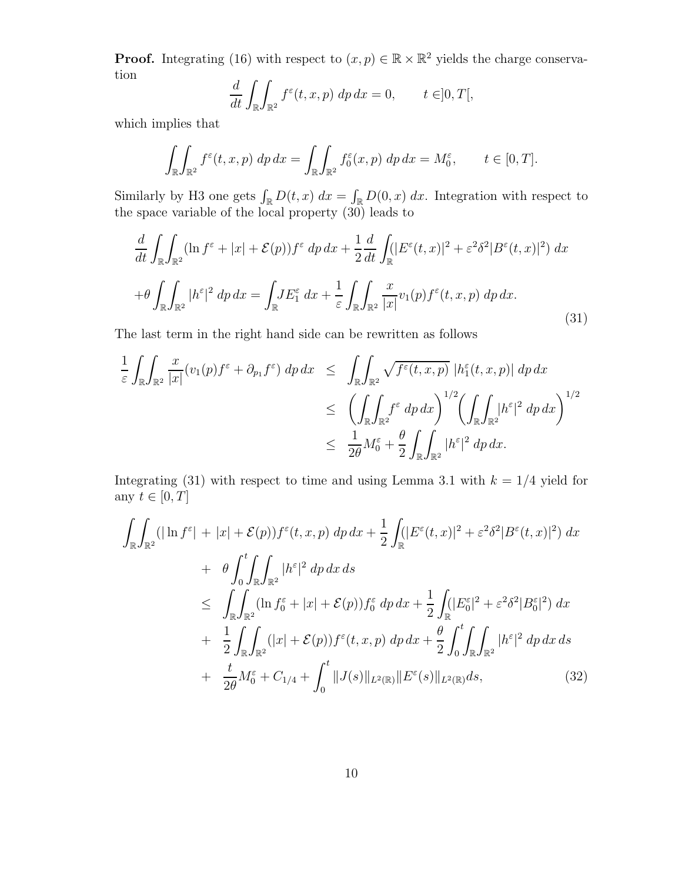**Proof.** Integrating (16) with respect to $(x, p) \in \mathbb{R} \times \mathbb{R}^2$ yields the charge conservation

$$\frac{d}{dt} \int_{\mathbb{R}} \int_{\mathbb{R}^2} f^\varepsilon(t, x, p) \, dp \, dx = 0, \qquad t \in ]0, T[,$$

which implies that

$$\int_{\mathbb{R}} \int_{\mathbb{R}^2} f^\varepsilon(t, x, p) \, dp \, dx = \int_{\mathbb{R}} \int_{\mathbb{R}^2} f_0^\varepsilon(x, p) \, dp \, dx = M_0^\varepsilon, \qquad t \in [0, T].$$

Similarly by H3 one gets $\int_{\mathbb{R}} D(t, x) \, dx = \int_{\mathbb{R}} D(0, x) \, dx$. Integration with respect to the space variable of the local property (30) leads to

$$\frac{d}{dt} \int_{\mathbb{R}} \int_{\mathbb{R}^2} (\ln f^\varepsilon + |x| + \mathcal{E}(p)) f^\varepsilon \, dp \, dx + \frac{1}{2} \frac{d}{dt} \int_{\mathbb{R}} (|E^\varepsilon(t, x)|^2 + \varepsilon^2 \delta^2 |B^\varepsilon(t, x)|^2) \, dx$$
$$+ \theta \int_{\mathbb{R}} \int_{\mathbb{R}^2} |h^\varepsilon|^2 \, dp \, dx = \int_{\mathbb{R}} J E_1^\varepsilon \, dx + \frac{1}{\varepsilon} \int_{\mathbb{R}} \int_{\mathbb{R}^2} \frac{x}{|x|} v_1(p) f^\varepsilon(t, x, p) \, dp \, dx. \tag{31}$$

The last term in the right hand side can be rewritten as follows

$$\begin{aligned}
\frac{1}{\varepsilon} \int_{\mathbb{R}} \int_{\mathbb{R}^2} \frac{x}{|x|} (v_1(p) f^\varepsilon + \partial_{p_1} f^\varepsilon) \, dp \, dx &\leq \int_{\mathbb{R}} \int_{\mathbb{R}^2} \sqrt{f^\varepsilon(t, x, p)} \, |h_1^\varepsilon(t, x, p)| \, dp \, dx \\
&\leq \left( \int_{\mathbb{R}} \int_{\mathbb{R}^2} f^\varepsilon \, dp \, dx \right)^{1/2} \left( \int_{\mathbb{R}} \int_{\mathbb{R}^2} |h^\varepsilon|^2 \, dp \, dx \right)^{1/2} \\
&\leq \frac{1}{2\theta} M_0^\varepsilon + \frac{\theta}{2} \int_{\mathbb{R}} \int_{\mathbb{R}^2} |h^\varepsilon|^2 \, dp \, dx.
\end{aligned}$$

Integrating (31) with respect to time and using Lemma 3.1 with $k = 1/4$ yield for any $t \in [0, T]$

$$\begin{aligned}
\int_{\mathbb{R}} \int_{\mathbb{R}^2} (|\ln f^\varepsilon| &+ |x| + \mathcal{E}(p)) f^\varepsilon(t, x, p) \, dp \, dx + \frac{1}{2} \int_{\mathbb{R}} (|E^\varepsilon(t, x)|^2 + \varepsilon^2 \delta^2 |B^\varepsilon(t, x)|^2) \, dx \\
&+ \theta \int_0^t \int_{\mathbb{R}} \int_{\mathbb{R}^2} |h^\varepsilon|^2 \, dp \, dx \, ds \\
&\leq \int_{\mathbb{R}} \int_{\mathbb{R}^2} (\ln f_0^\varepsilon + |x| + \mathcal{E}(p)) f_0^\varepsilon \, dp \, dx + \frac{1}{2} \int_{\mathbb{R}} (|E_0^\varepsilon|^2 + \varepsilon^2 \delta^2 |B_0^\varepsilon|^2) \, dx \\
&+ \frac{1}{2} \int_{\mathbb{R}} \int_{\mathbb{R}^2} (|x| + \mathcal{E}(p)) f^\varepsilon(t, x, p) \, dp \, dx + \frac{\theta}{2} \int_0^t \int_{\mathbb{R}} \int_{\mathbb{R}^2} |h^\varepsilon|^2 \, dp \, dx \, ds \\
&+ \frac{t}{2\theta} M_0^\varepsilon + C_{1/4} + \int_0^t \|J(s)\|_{L^2(\mathbb{R})} \|E^\varepsilon(s)\|_{L^2(\mathbb{R})} ds,
\end{aligned} \tag{32}$$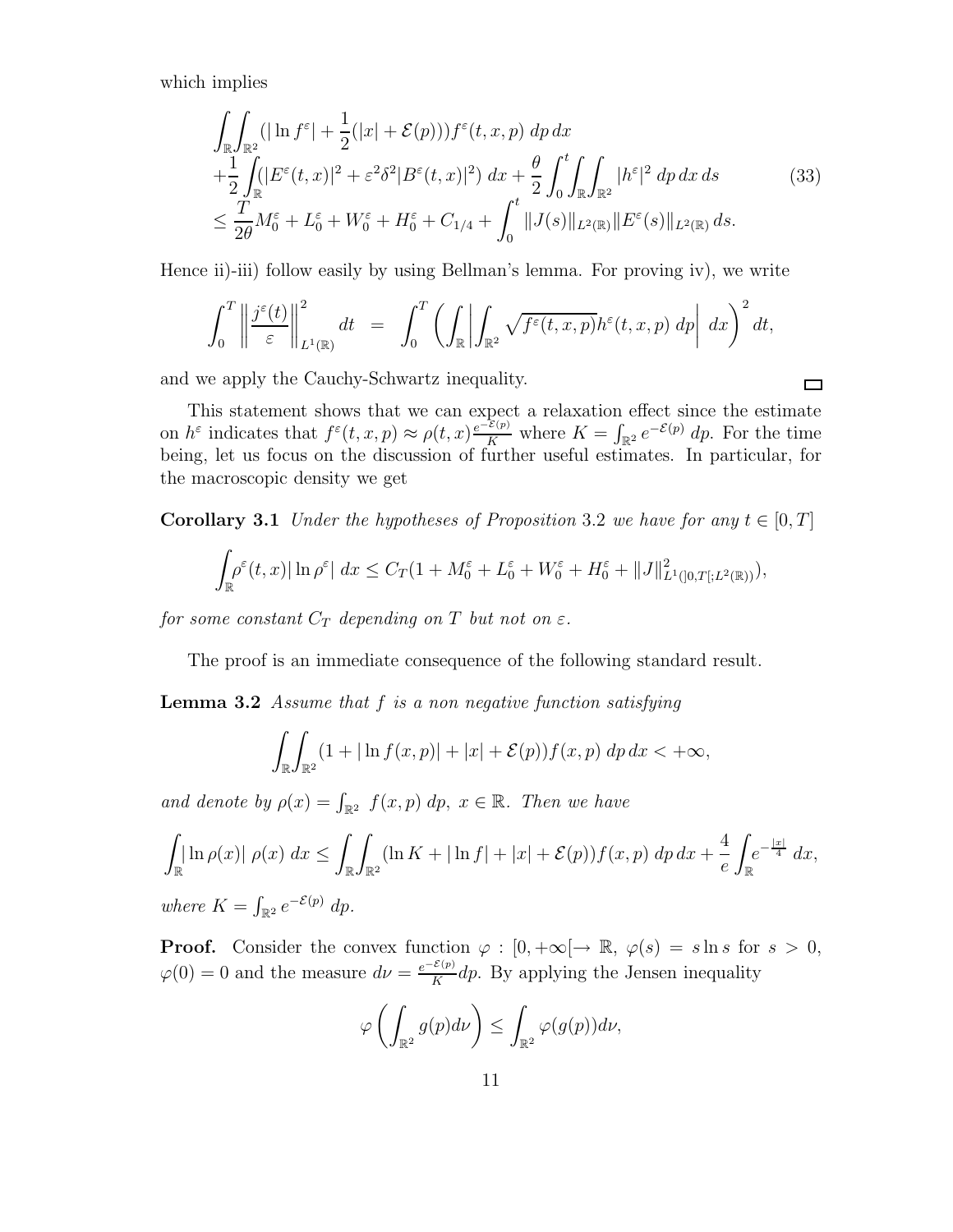which implies

$$
\begin{aligned}
&\int_{\mathbb{R}}\int_{\mathbb{R}^2}(|\ln f^\varepsilon| + \frac{1}{2}(|x| + \mathcal{E}(p)))f^\varepsilon(t,x,p)\,dp\,dx \\
&+\frac{1}{2}\int_{\mathbb{R}}(|E^\varepsilon(t,x)|^2 + \varepsilon^2\delta^2|B^\varepsilon(t,x)|^2)\,dx + \frac{\theta}{2}\int_0^t\int_{\mathbb{R}}\int_{\mathbb{R}^2}|h^\varepsilon|^2\,dp\,dx\,ds \\
&\leq \frac{T}{2\theta}M_0^\varepsilon + L_0^\varepsilon + W_0^\varepsilon + H_0^\varepsilon + C_{1/4} + \int_0^t \|J(s)\|_{L^2(\mathbb{R})}\|E^\varepsilon(s)\|_{L^2(\mathbb{R})}\,ds.
\end{aligned}
\tag{33}
$$

Hence ii)-iii) follow easily by using Bellman's lemma. For proving iv), we write

$$
\int_0^T \left\|\frac{j^\varepsilon(t)}{\varepsilon}\right\|^2_{L^1(\mathbb{R})} dt \;=\; \int_0^T \left(\int_{\mathbb{R}}\left|\int_{\mathbb{R}^2}\sqrt{f^\varepsilon(t,x,p)}h^\varepsilon(t,x,p)\,dp\right|\,dx\right)^2 dt,
$$

and we apply the Cauchy-Schwartz inequality. $\square$

This statement shows that we can expect a relaxation effect since the estimate on $h^\varepsilon$ indicates that $f^\varepsilon(t,x,p) \approx \rho(t,x)\frac{e^{-\mathcal{E}(p)}}{K}$ where $K = \int_{\mathbb{R}^2} e^{-\mathcal{E}(p)}\,dp$. For the time being, let us focus on the discussion of further useful estimates. In particular, for the macroscopic density we get

**Corollary 3.1** *Under the hypotheses of Proposition* 3.2 *we have for any* $t \in [0,T]$

$$
\int_{\mathbb{R}}\rho^\varepsilon(t,x)|\ln\rho^\varepsilon|\,dx \leq C_T(1 + M_0^\varepsilon + L_0^\varepsilon + W_0^\varepsilon + H_0^\varepsilon + \|J\|^2_{L^1(]0,T[;L^2(\mathbb{R}))}),
$$

*for some constant $C_T$ depending on $T$ but not on $\varepsilon$.*

The proof is an immediate consequence of the following standard result.

**Lemma 3.2** *Assume that $f$ is a non negative function satisfying*

$$
\int_{\mathbb{R}}\int_{\mathbb{R}^2}(1 + |\ln f(x,p)| + |x| + \mathcal{E}(p))f(x,p)\,dp\,dx < +\infty,
$$

*and denote by $\rho(x) = \int_{\mathbb{R}^2} f(x,p)\,dp$, $x \in \mathbb{R}$. Then we have*

$$
\int_{\mathbb{R}}|\ln\rho(x)|\;\rho(x)\,dx \leq \int_{\mathbb{R}}\int_{\mathbb{R}^2}(\ln K + |\ln f| + |x| + \mathcal{E}(p))f(x,p)\,dp\,dx + \frac{4}{e}\int_{\mathbb{R}}e^{-\frac{|x|}{4}}\,dx,
$$

*where $K = \int_{\mathbb{R}^2} e^{-\mathcal{E}(p)}\,dp$.*

**Proof.** Consider the convex function $\varphi : [0,+\infty[\to \mathbb{R}$, $\varphi(s) = s\ln s$ for $s > 0$, $\varphi(0) = 0$ and the measure $d\nu = \frac{e^{-\mathcal{E}(p)}}{K}dp$. By applying the Jensen inequality

$$
\varphi\left(\int_{\mathbb{R}^2} g(p)d\nu\right) \leq \int_{\mathbb{R}^2}\varphi(g(p))d\nu,
$$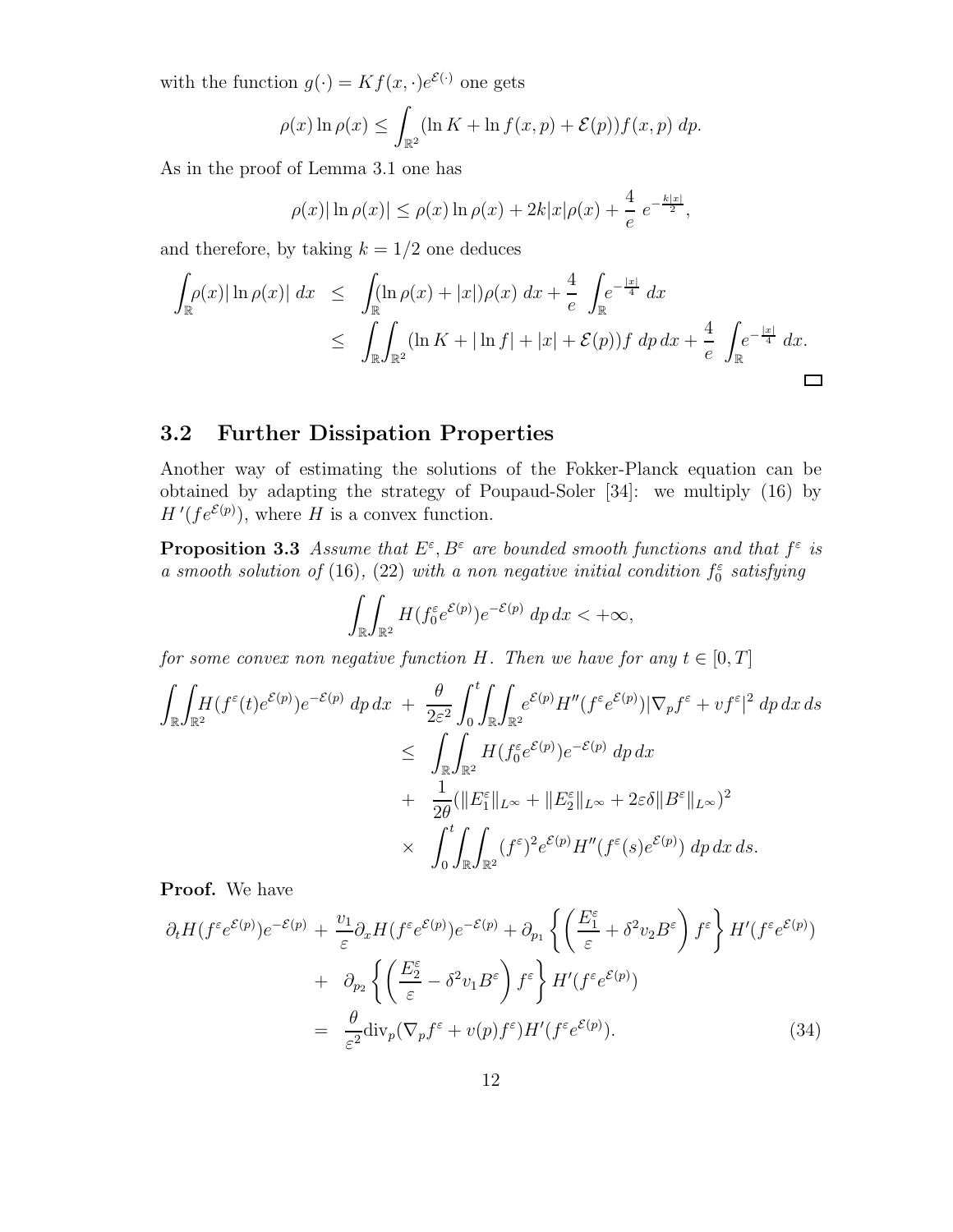with the function $g(\cdot) = Kf(x,\cdot)e^{\mathcal{E}(\cdot)}$ one gets

$$\rho(x)\ln\rho(x) \leq \int_{\mathbb{R}^2} (\ln K + \ln f(x,p) + \mathcal{E}(p))f(x,p)\;dp.$$

As in the proof of Lemma 3.1 one has

$$\rho(x)|\ln\rho(x)| \leq \rho(x)\ln\rho(x) + 2k|x|\rho(x) + \frac{4}{e}\;e^{-\frac{k|x|}{2}},$$

and therefore, by taking $k = 1/2$ one deduces

$$\begin{aligned}
\int_{\mathbb{R}}\rho(x)|\ln\rho(x)|\;dx &\leq \int_{\mathbb{R}}(\ln\rho(x) + |x|)\rho(x)\;dx + \frac{4}{e}\int_{\mathbb{R}} e^{-\frac{|x|}{4}}\;dx \\
&\leq \int_{\mathbb{R}}\int_{\mathbb{R}^2}(\ln K + |\ln f| + |x| + \mathcal{E}(p))f\;dp\,dx + \frac{4}{e}\int_{\mathbb{R}} e^{-\frac{|x|}{4}}\;dx.
\end{aligned}$$

□

## 3.2 Further Dissipation Properties

Another way of estimating the solutions of the Fokker-Planck equation can be obtained by adapting the strategy of Poupaud-Soler [34]: we multiply (16) by $H'(fe^{\mathcal{E}(p)})$, where $H$ is a convex function.

**Proposition 3.3** *Assume that $E^\varepsilon, B^\varepsilon$ are bounded smooth functions and that $f^\varepsilon$ is a smooth solution of* (16)*,* (22) *with a non negative initial condition $f_0^\varepsilon$ satisfying*

$$\int_{\mathbb{R}}\int_{\mathbb{R}^2} H(f_0^\varepsilon e^{\mathcal{E}(p)})e^{-\mathcal{E}(p)}\;dp\,dx < +\infty,$$

*for some convex non negative function $H$. Then we have for any $t \in [0,T]$*

$$\begin{aligned}
\int_{\mathbb{R}}\int_{\mathbb{R}^2} H(f^\varepsilon(t)e^{\mathcal{E}(p)})e^{-\mathcal{E}(p)}\;dp\,dx &+ \frac{\theta}{2\varepsilon^2}\int_0^t\int_{\mathbb{R}}\int_{\mathbb{R}^2} e^{\mathcal{E}(p)}H''(f^\varepsilon e^{\mathcal{E}(p)})|\nabla_p f^\varepsilon + vf^\varepsilon|^2\;dp\,dx\,ds \\
&\leq \int_{\mathbb{R}}\int_{\mathbb{R}^2} H(f_0^\varepsilon e^{\mathcal{E}(p)})e^{-\mathcal{E}(p)}\;dp\,dx \\
&+ \frac{1}{2\theta}(\|E_1^\varepsilon\|_{L^\infty} + \|E_2^\varepsilon\|_{L^\infty} + 2\varepsilon\delta\|B^\varepsilon\|_{L^\infty})^2 \\
&\times \int_0^t\int_{\mathbb{R}}\int_{\mathbb{R}^2} (f^\varepsilon)^2 e^{\mathcal{E}(p)}H''(f^\varepsilon(s)e^{\mathcal{E}(p)})\;dp\,dx\,ds.
\end{aligned}$$

**Proof.** We have

$$\begin{aligned}
\partial_t H(f^\varepsilon e^{\mathcal{E}(p)})e^{-\mathcal{E}(p)} &+ \frac{v_1}{\varepsilon}\partial_x H(f^\varepsilon e^{\mathcal{E}(p)})e^{-\mathcal{E}(p)} + \partial_{p_1}\left\{\left(\frac{E_1^\varepsilon}{\varepsilon} + \delta^2 v_2 B^\varepsilon\right)f^\varepsilon\right\}H'(f^\varepsilon e^{\mathcal{E}(p)}) \\
&+ \partial_{p_2}\left\{\left(\frac{E_2^\varepsilon}{\varepsilon} - \delta^2 v_1 B^\varepsilon\right)f^\varepsilon\right\}H'(f^\varepsilon e^{\mathcal{E}(p)}) \\
&= \frac{\theta}{\varepsilon^2}\mathrm{div}_p(\nabla_p f^\varepsilon + v(p)f^\varepsilon)H'(f^\varepsilon e^{\mathcal{E}(p)}).
\end{aligned} \tag{34}$$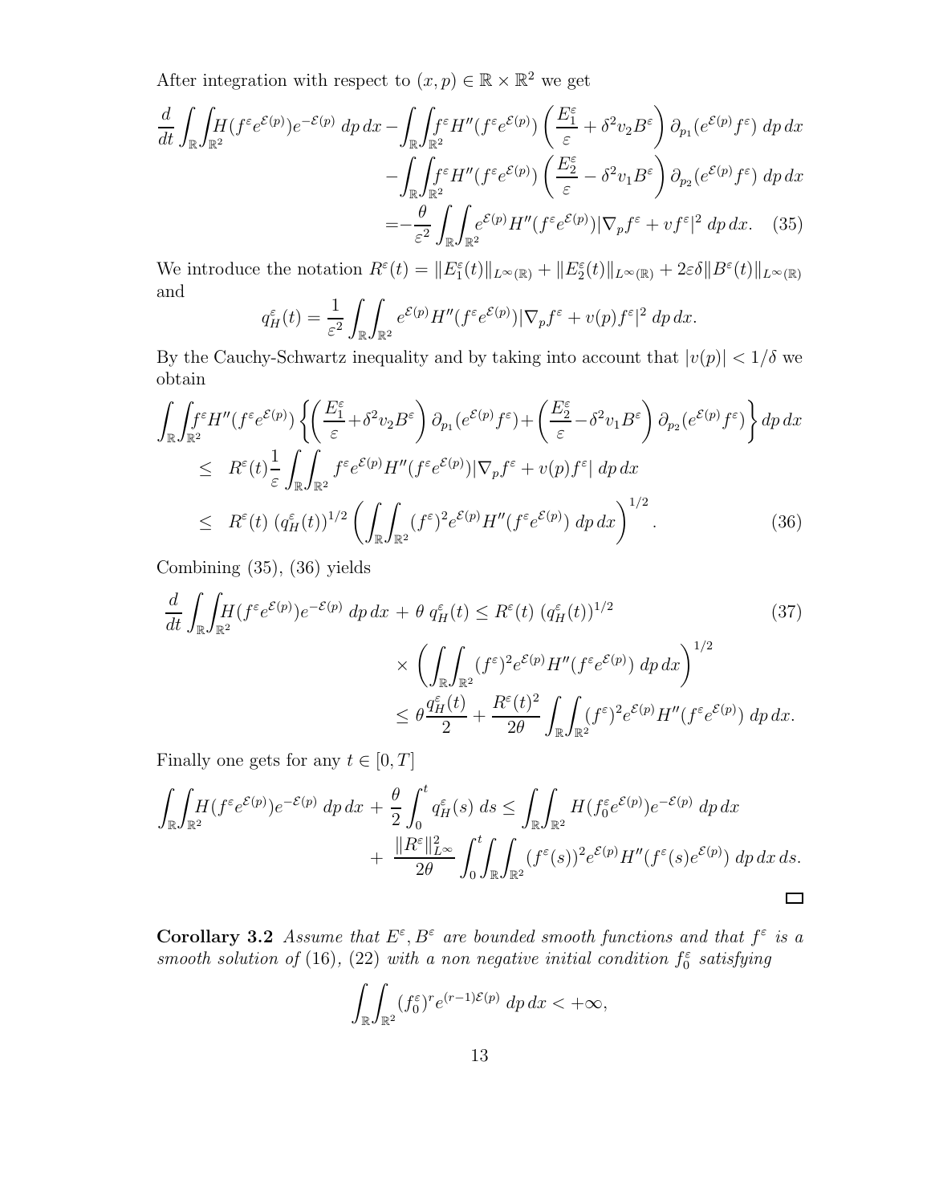After integration with respect to $(x,p) \in \mathbb{R} \times \mathbb{R}^2$ we get

$$
\begin{aligned}
\frac{d}{dt}\int_{\mathbb{R}}\int_{\mathbb{R}^2} H(f^\varepsilon e^{\mathcal{E}(p)})e^{-\mathcal{E}(p)}\, dp\, dx - \int_{\mathbb{R}}\int_{\mathbb{R}^2} f^\varepsilon H''(f^\varepsilon e^{\mathcal{E}(p)}) \left(\frac{E_1^\varepsilon}{\varepsilon} + \delta^2 v_2 B^\varepsilon\right) \partial_{p_1}(e^{\mathcal{E}(p)} f^\varepsilon)\, dp\, dx \\
- \int_{\mathbb{R}}\int_{\mathbb{R}^2} f^\varepsilon H''(f^\varepsilon e^{\mathcal{E}(p)}) \left(\frac{E_2^\varepsilon}{\varepsilon} - \delta^2 v_1 B^\varepsilon\right) \partial_{p_2}(e^{\mathcal{E}(p)} f^\varepsilon)\, dp\, dx \\
= -\frac{\theta}{\varepsilon^2}\int_{\mathbb{R}}\int_{\mathbb{R}^2} e^{\mathcal{E}(p)} H''(f^\varepsilon e^{\mathcal{E}(p)}) |\nabla_p f^\varepsilon + v f^\varepsilon|^2\, dp\, dx. \quad (35)
\end{aligned}
$$

We introduce the notation $R^\varepsilon(t) = \|E_1^\varepsilon(t)\|_{L^\infty(\mathbb{R})} + \|E_2^\varepsilon(t)\|_{L^\infty(\mathbb{R})} + 2\varepsilon\delta\|B^\varepsilon(t)\|_{L^\infty(\mathbb{R})}$ and

$$
q_H^\varepsilon(t) = \frac{1}{\varepsilon^2}\int_{\mathbb{R}}\int_{\mathbb{R}^2} e^{\mathcal{E}(p)} H''(f^\varepsilon e^{\mathcal{E}(p)}) |\nabla_p f^\varepsilon + v(p) f^\varepsilon|^2\, dp\, dx.
$$

By the Cauchy-Schwartz inequality and by taking into account that $|v(p)| < 1/\delta$ we obtain

$$
\begin{aligned}
&\int_{\mathbb{R}}\int_{\mathbb{R}^2} f^\varepsilon H''(f^\varepsilon e^{\mathcal{E}(p)}) \left\{\left(\frac{E_1^\varepsilon}{\varepsilon} + \delta^2 v_2 B^\varepsilon\right) \partial_{p_1}(e^{\mathcal{E}(p)} f^\varepsilon) + \left(\frac{E_2^\varepsilon}{\varepsilon} - \delta^2 v_1 B^\varepsilon\right) \partial_{p_2}(e^{\mathcal{E}(p)} f^\varepsilon)\right\} dp\, dx \\
&\leq R^\varepsilon(t) \frac{1}{\varepsilon} \int_{\mathbb{R}}\int_{\mathbb{R}^2} f^\varepsilon e^{\mathcal{E}(p)} H''(f^\varepsilon e^{\mathcal{E}(p)}) |\nabla_p f^\varepsilon + v(p) f^\varepsilon|\, dp\, dx \\
&\leq R^\varepsilon(t)\, (q_H^\varepsilon(t))^{1/2} \left(\int_{\mathbb{R}}\int_{\mathbb{R}^2} (f^\varepsilon)^2 e^{\mathcal{E}(p)} H''(f^\varepsilon e^{\mathcal{E}(p)})\, dp\, dx\right)^{1/2}. \quad (36)
\end{aligned}
$$

Combining (35), (36) yields

$$
\begin{aligned}
\frac{d}{dt}\int_{\mathbb{R}}\int_{\mathbb{R}^2} H(f^\varepsilon e^{\mathcal{E}(p)})e^{-\mathcal{E}(p)}\, dp\, dx + \theta\, q_H^\varepsilon(t) &\leq R^\varepsilon(t)\, (q_H^\varepsilon(t))^{1/2} \quad (37) \\
&\times \left(\int_{\mathbb{R}}\int_{\mathbb{R}^2} (f^\varepsilon)^2 e^{\mathcal{E}(p)} H''(f^\varepsilon e^{\mathcal{E}(p)})\, dp\, dx\right)^{1/2} \\
&\leq \theta \frac{q_H^\varepsilon(t)}{2} + \frac{R^\varepsilon(t)^2}{2\theta}\int_{\mathbb{R}}\int_{\mathbb{R}^2} (f^\varepsilon)^2 e^{\mathcal{E}(p)} H''(f^\varepsilon e^{\mathcal{E}(p)})\, dp\, dx.
\end{aligned}
$$

Finally one gets for any $t \in [0,T]$

$$
\begin{aligned}
\int_{\mathbb{R}}\int_{\mathbb{R}^2} H(f^\varepsilon e^{\mathcal{E}(p)})e^{-\mathcal{E}(p)}\, dp\, dx + \frac{\theta}{2}\int_0^t q_H^\varepsilon(s)\, ds \leq \int_{\mathbb{R}}\int_{\mathbb{R}^2} H(f_0^\varepsilon e^{\mathcal{E}(p)})e^{-\mathcal{E}(p)}\, dp\, dx \\
+ \frac{\|R^\varepsilon\|_{L^\infty}^2}{2\theta}\int_0^t\int_{\mathbb{R}}\int_{\mathbb{R}^2} (f^\varepsilon(s))^2 e^{\mathcal{E}(p)} H''(f^\varepsilon(s) e^{\mathcal{E}(p)})\, dp\, dx\, ds.
\end{aligned}
$$

□

**Corollary 3.2** *Assume that $E^\varepsilon, B^\varepsilon$ are bounded smooth functions and that $f^\varepsilon$ is a smooth solution of* (16), (22) *with a non negative initial condition $f_0^\varepsilon$ satisfying*

$$
\int_{\mathbb{R}}\int_{\mathbb{R}^2} (f_0^\varepsilon)^r e^{(r-1)\mathcal{E}(p)}\, dp\, dx < +\infty,
$$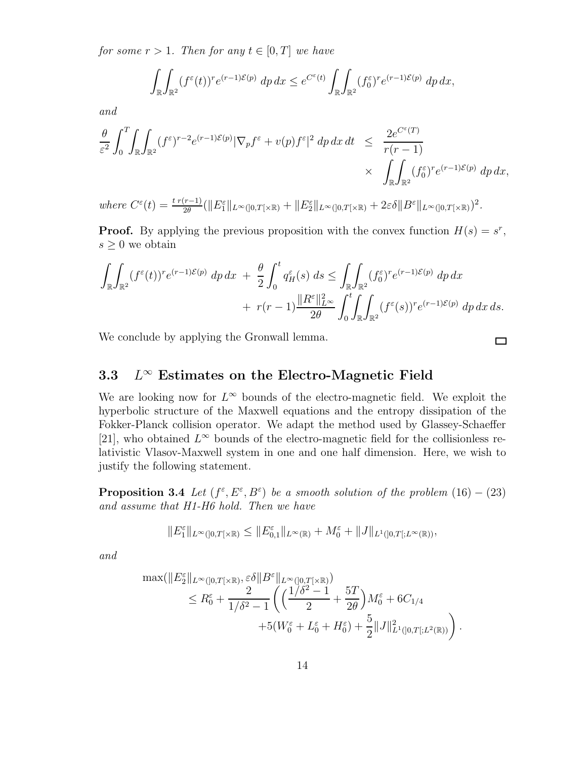*for some $r > 1$. Then for any $t \in [0,T]$ we have*

$$\int_{\mathbb{R}}\int_{\mathbb{R}^2} (f^\varepsilon(t))^r e^{(r-1)\mathcal{E}(p)}\, dp\, dx \le e^{C^\varepsilon(t)} \int_{\mathbb{R}}\int_{\mathbb{R}^2} (f_0^\varepsilon)^r e^{(r-1)\mathcal{E}(p)}\, dp\, dx,$$

*and*

$$\frac{\theta}{\varepsilon^2}\int_0^T \int_{\mathbb{R}}\int_{\mathbb{R}^2} (f^\varepsilon)^{r-2} e^{(r-1)\mathcal{E}(p)} |\nabla_p f^\varepsilon + v(p) f^\varepsilon|^2 \, dp\, dx\, dt \;\le\; \frac{2e^{C^\varepsilon(T)}}{r(r-1)} \times \int_{\mathbb{R}}\int_{\mathbb{R}^2} (f_0^\varepsilon)^r e^{(r-1)\mathcal{E}(p)}\, dp\, dx,$$

*where* $C^\varepsilon(t) = \frac{t\, r(r-1)}{2\theta}(\|E_1^\varepsilon\|_{L^\infty(]0,T[\times\mathbb{R})} + \|E_2^\varepsilon\|_{L^\infty(]0,T[\times\mathbb{R})} + 2\varepsilon\delta\|B^\varepsilon\|_{L^\infty(]0,T[\times\mathbb{R})})^2$.

**Proof.** By applying the previous proposition with the convex function $H(s) = s^r$, $s \ge 0$ we obtain

$$\int_{\mathbb{R}}\int_{\mathbb{R}^2} (f^\varepsilon(t))^r e^{(r-1)\mathcal{E}(p)}\, dp\, dx \;+\; \frac{\theta}{2}\int_0^t q_H^\varepsilon(s)\, ds \le \int_{\mathbb{R}}\int_{\mathbb{R}^2} (f_0^\varepsilon)^r e^{(r-1)\mathcal{E}(p)}\, dp\, dx \;+\; r(r-1)\frac{\|R^\varepsilon\|_{L^\infty}^2}{2\theta}\int_0^t \int_{\mathbb{R}}\int_{\mathbb{R}^2} (f^\varepsilon(s))^r e^{(r-1)\mathcal{E}(p)}\, dp\, dx\, ds.$$

We conclude by applying the Gronwall lemma. $\square$

## 3.3 $L^\infty$ Estimates on the Electro-Magnetic Field

We are looking now for $L^\infty$ bounds of the electro-magnetic field. We exploit the hyperbolic structure of the Maxwell equations and the entropy dissipation of the Fokker-Planck collision operator. We adapt the method used by Glassey-Schaeffer [21], who obtained $L^\infty$ bounds of the electro-magnetic field for the collisionless relativistic Vlasov-Maxwell system in one and one half dimension. Here, we wish to justify the following statement.

**Proposition 3.4** *Let $(f^\varepsilon, E^\varepsilon, B^\varepsilon)$ be a smooth solution of the problem $(16)-(23)$ and assume that H1-H6 hold. Then we have*

$$\|E_1^\varepsilon\|_{L^\infty(]0,T[\times\mathbb{R})} \le \|E_{0,1}^\varepsilon\|_{L^\infty(\mathbb{R})} + M_0^\varepsilon + \|J\|_{L^1(]0,T[;L^\infty(\mathbb{R}))},$$

*and*

$$\max(\|E_2^\varepsilon\|_{L^\infty(]0,T[\times\mathbb{R})}, \varepsilon\delta\|B^\varepsilon\|_{L^\infty(]0,T[\times\mathbb{R})}) \le R_0^\varepsilon + \frac{2}{1/\delta^2-1}\left(\left(\frac{1/\delta^2-1}{2} + \frac{5T}{2\theta}\right)M_0^\varepsilon + 6C_{1/4} + 5(W_0^\varepsilon + L_0^\varepsilon + H_0^\varepsilon) + \frac{5}{2}\|J\|^2_{L^1(]0,T[;L^2(\mathbb{R}))}\right).$$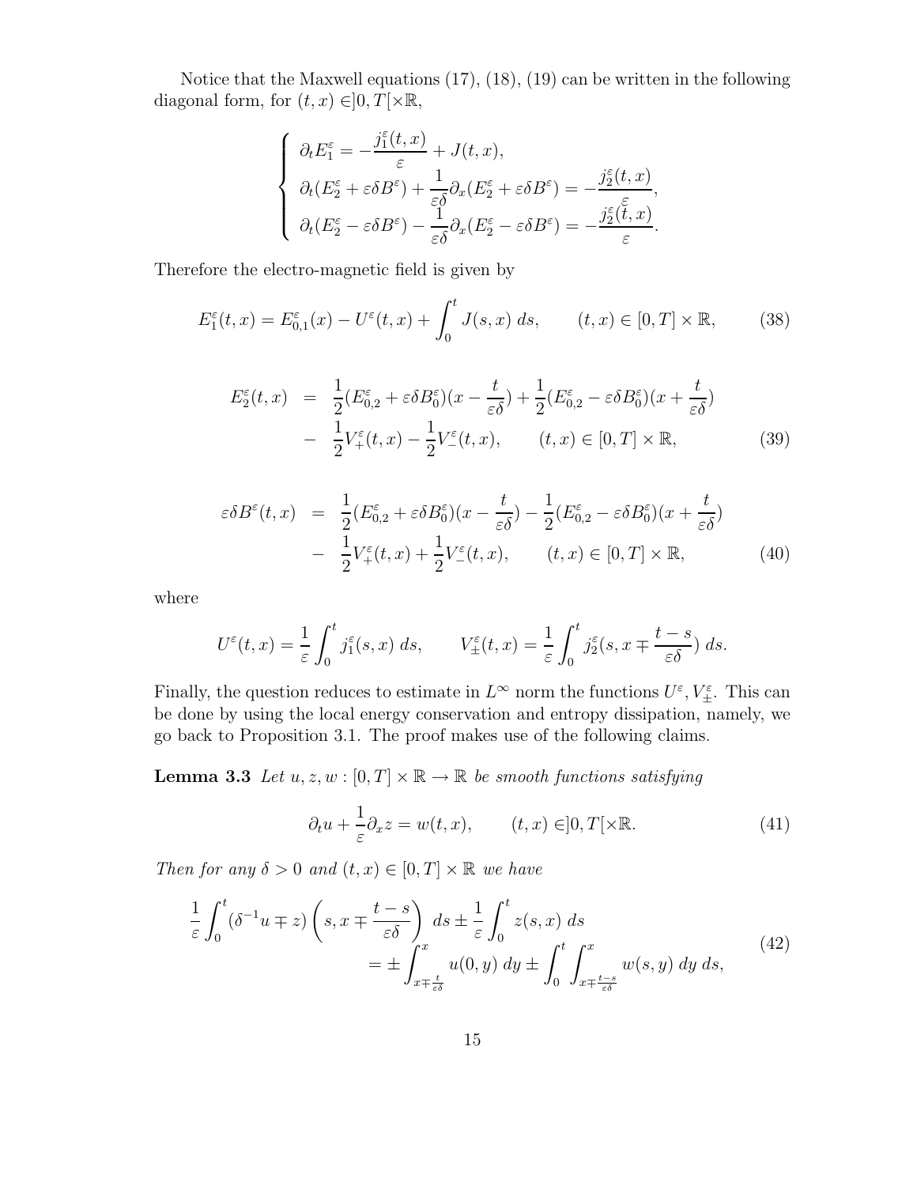Notice that the Maxwell equations (17), (18), (19) can be written in the following diagonal form, for $(t,x) \in ]0,T[\times\mathbb{R}$,

$$
\left\{
\begin{array}{l}
\partial_t E_1^\varepsilon = -\dfrac{j_1^\varepsilon(t,x)}{\varepsilon} + J(t,x),\\[2mm]
\partial_t (E_2^\varepsilon + \varepsilon\delta B^\varepsilon) + \dfrac{1}{\varepsilon\delta}\partial_x (E_2^\varepsilon + \varepsilon\delta B^\varepsilon) = -\dfrac{j_2^\varepsilon(t,x)}{\varepsilon},\\[2mm]
\partial_t (E_2^\varepsilon - \varepsilon\delta B^\varepsilon) - \dfrac{1}{\varepsilon\delta}\partial_x (E_2^\varepsilon - \varepsilon\delta B^\varepsilon) = -\dfrac{j_2^\varepsilon(t,x)}{\varepsilon}.
\end{array}
\right.
$$

Therefore the electro-magnetic field is given by

$$
E_1^\varepsilon(t,x) = E_{0,1}^\varepsilon(x) - U^\varepsilon(t,x) + \int_0^t J(s,x)\, ds, \qquad (t,x) \in [0,T]\times\mathbb{R}, \tag{38}
$$

$$
\begin{aligned}
E_2^\varepsilon(t,x) &= \frac{1}{2}(E_{0,2}^\varepsilon + \varepsilon\delta B_0^\varepsilon)(x - \frac{t}{\varepsilon\delta}) + \frac{1}{2}(E_{0,2}^\varepsilon - \varepsilon\delta B_0^\varepsilon)(x + \frac{t}{\varepsilon\delta})\\
&- \frac{1}{2}V_+^\varepsilon(t,x) - \frac{1}{2}V_-^\varepsilon(t,x), \qquad (t,x) \in [0,T]\times\mathbb{R},
\end{aligned} \tag{39}
$$

$$
\begin{aligned}
\varepsilon\delta B^\varepsilon(t,x) &= \frac{1}{2}(E_{0,2}^\varepsilon + \varepsilon\delta B_0^\varepsilon)(x - \frac{t}{\varepsilon\delta}) - \frac{1}{2}(E_{0,2}^\varepsilon - \varepsilon\delta B_0^\varepsilon)(x + \frac{t}{\varepsilon\delta})\\
&- \frac{1}{2}V_+^\varepsilon(t,x) + \frac{1}{2}V_-^\varepsilon(t,x), \qquad (t,x) \in [0,T]\times\mathbb{R},
\end{aligned} \tag{40}
$$

where

$$
U^\varepsilon(t,x) = \frac{1}{\varepsilon}\int_0^t j_1^\varepsilon(s,x)\, ds, \qquad V_\pm^\varepsilon(t,x) = \frac{1}{\varepsilon}\int_0^t j_2^\varepsilon(s, x \mp \frac{t-s}{\varepsilon\delta})\, ds.
$$

Finally, the question reduces to estimate in $L^\infty$ norm the functions $U^\varepsilon, V_\pm^\varepsilon$. This can be done by using the local energy conservation and entropy dissipation, namely, we go back to Proposition 3.1. The proof makes use of the following claims.

**Lemma 3.3** *Let $u, z, w : [0,T]\times\mathbb{R} \to \mathbb{R}$ be smooth functions satisfying*

$$
\partial_t u + \frac{1}{\varepsilon}\partial_x z = w(t,x), \qquad (t,x) \in ]0,T[\times\mathbb{R}. \tag{41}
$$

*Then for any $\delta > 0$ and $(t,x) \in [0,T]\times\mathbb{R}$ we have*

$$
\begin{aligned}
\frac{1}{\varepsilon}\int_0^t (\delta^{-1}u \mp z)\left(s, x \mp \frac{t-s}{\varepsilon\delta}\right)\, ds &\pm \frac{1}{\varepsilon}\int_0^t z(s,x)\, ds\\
&= \pm\int_{x\mp\frac{t}{\varepsilon\delta}}^x u(0,y)\, dy \pm \int_0^t \int_{x\mp\frac{t-s}{\varepsilon\delta}}^x w(s,y)\, dy\, ds,
\end{aligned} \tag{42}
$$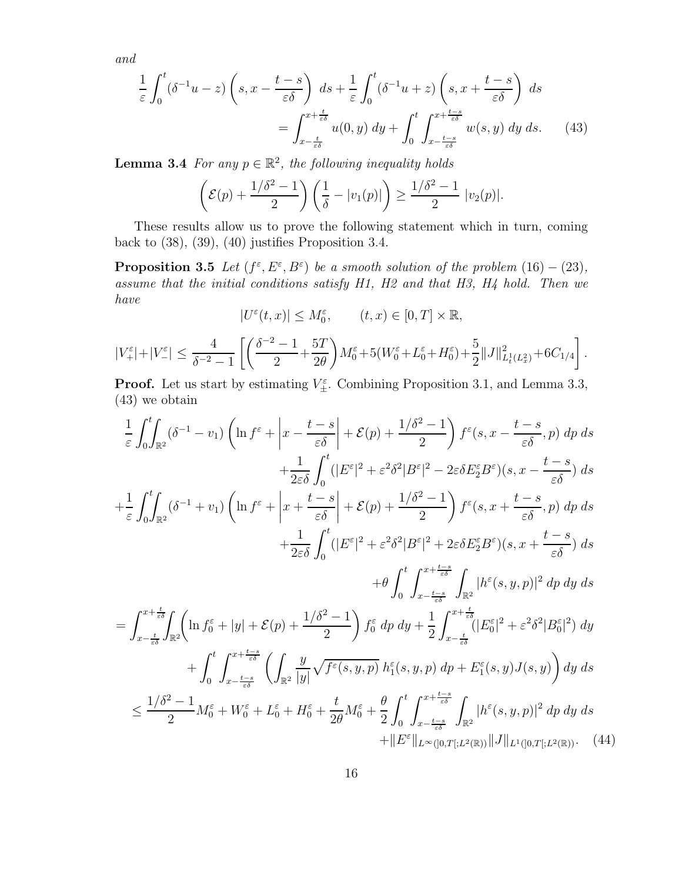*and*

$$
\frac{1}{\varepsilon}\int_0^t (\delta^{-1}u - z)\left(s, x - \frac{t-s}{\varepsilon\delta}\right)\, ds + \frac{1}{\varepsilon}\int_0^t (\delta^{-1}u + z)\left(s, x + \frac{t-s}{\varepsilon\delta}\right)\, ds
$$
$$
= \int_{x-\frac{t}{\varepsilon\delta}}^{x+\frac{t}{\varepsilon\delta}} u(0,y)\, dy + \int_0^t \int_{x-\frac{t-s}{\varepsilon\delta}}^{x+\frac{t-s}{\varepsilon\delta}} w(s,y)\, dy\, ds. \qquad (43)
$$

**Lemma 3.4** *For any $p \in \mathbb{R}^2$, the following inequality holds*

$$
\left(\mathcal{E}(p) + \frac{1/\delta^2 - 1}{2}\right)\left(\frac{1}{\delta} - |v_1(p)|\right) \geq \frac{1/\delta^2 - 1}{2}\ |v_2(p)|.
$$

These results allow us to prove the following statement which in turn, coming back to (38), (39), (40) justifies Proposition 3.4.

**Proposition 3.5** *Let $(f^\varepsilon, E^\varepsilon, B^\varepsilon)$ be a smooth solution of the problem $(16)-(23)$, assume that the initial conditions satisfy H1, H2 and that H3, H4 hold. Then we have*

$$
|U^\varepsilon(t,x)| \leq M_0^\varepsilon, \qquad (t,x) \in [0,T]\times\mathbb{R},
$$

$$
|V_+^\varepsilon| + |V_-^\varepsilon| \leq \frac{4}{\delta^{-2}-1}\left[\left(\frac{\delta^{-2}-1}{2} + \frac{5T}{2\theta}\right)M_0^\varepsilon + 5(W_0^\varepsilon + L_0^\varepsilon + H_0^\varepsilon) + \frac{5}{2}\|J\|^2_{L^1_t(L^2_x)} + 6C_{1/4}\right].
$$

**Proof.** Let us start by estimating $V_\pm^\varepsilon$. Combining Proposition 3.1, and Lemma 3.3, (43) we obtain

$$
\begin{aligned}
&\frac{1}{\varepsilon}\int_0^t\!\!\int_{\mathbb{R}^2} (\delta^{-1} - v_1)\left(\ln f^\varepsilon + \left|x - \frac{t-s}{\varepsilon\delta}\right| + \mathcal{E}(p) + \frac{1/\delta^2 - 1}{2}\right) f^\varepsilon\!\left(s, x - \frac{t-s}{\varepsilon\delta}, p\right)\, dp\, ds \\
&\qquad + \frac{1}{2\varepsilon\delta}\int_0^t (|E^\varepsilon|^2 + \varepsilon^2\delta^2|B^\varepsilon|^2 - 2\varepsilon\delta E_2^\varepsilon B^\varepsilon)\left(s, x - \frac{t-s}{\varepsilon\delta}\right)\, ds \\
&+ \frac{1}{\varepsilon}\int_0^t\!\!\int_{\mathbb{R}^2} (\delta^{-1} + v_1)\left(\ln f^\varepsilon + \left|x + \frac{t-s}{\varepsilon\delta}\right| + \mathcal{E}(p) + \frac{1/\delta^2 - 1}{2}\right) f^\varepsilon\!\left(s, x + \frac{t-s}{\varepsilon\delta}, p\right)\, dp\, ds \\
&\qquad + \frac{1}{2\varepsilon\delta}\int_0^t (|E^\varepsilon|^2 + \varepsilon^2\delta^2|B^\varepsilon|^2 + 2\varepsilon\delta E_2^\varepsilon B^\varepsilon)\left(s, x + \frac{t-s}{\varepsilon\delta}\right)\, ds \\
&\qquad + \theta\int_0^t \int_{x-\frac{t-s}{\varepsilon\delta}}^{x+\frac{t-s}{\varepsilon\delta}} \int_{\mathbb{R}^2} |h^\varepsilon(s,y,p)|^2\, dp\, dy\, ds \\
&= \int_{x-\frac{t}{\varepsilon\delta}}^{x+\frac{t}{\varepsilon\delta}}\!\!\int_{\mathbb{R}^2}\left(\ln f_0^\varepsilon + |y| + \mathcal{E}(p) + \frac{1/\delta^2 - 1}{2}\right) f_0^\varepsilon\, dp\, dy + \frac{1}{2}\int_{x-\frac{t}{\varepsilon\delta}}^{x+\frac{t}{\varepsilon\delta}} (|E_0^\varepsilon|^2 + \varepsilon^2\delta^2|B_0^\varepsilon|^2)\, dy \\
&\qquad + \int_0^t \int_{x-\frac{t-s}{\varepsilon\delta}}^{x+\frac{t-s}{\varepsilon\delta}} \left(\int_{\mathbb{R}^2} \frac{y}{|y|}\sqrt{f^\varepsilon(s,y,p)}\ h_1^\varepsilon(s,y,p)\, dp + E_1^\varepsilon(s,y)J(s,y)\right) dy\, ds \\
&\leq \frac{1/\delta^2 - 1}{2}M_0^\varepsilon + W_0^\varepsilon + L_0^\varepsilon + H_0^\varepsilon + \frac{t}{2\theta}M_0^\varepsilon + \frac{\theta}{2}\int_0^t \int_{x-\frac{t-s}{\varepsilon\delta}}^{x+\frac{t-s}{\varepsilon\delta}} \int_{\mathbb{R}^2} |h^\varepsilon(s,y,p)|^2\, dp\, dy\, ds \\
&\qquad + \|E^\varepsilon\|_{L^\infty(]0,T[;L^2(\mathbb{R}))}\|J\|_{L^1(]0,T[;L^2(\mathbb{R}))}. \qquad (44)
\end{aligned}
$$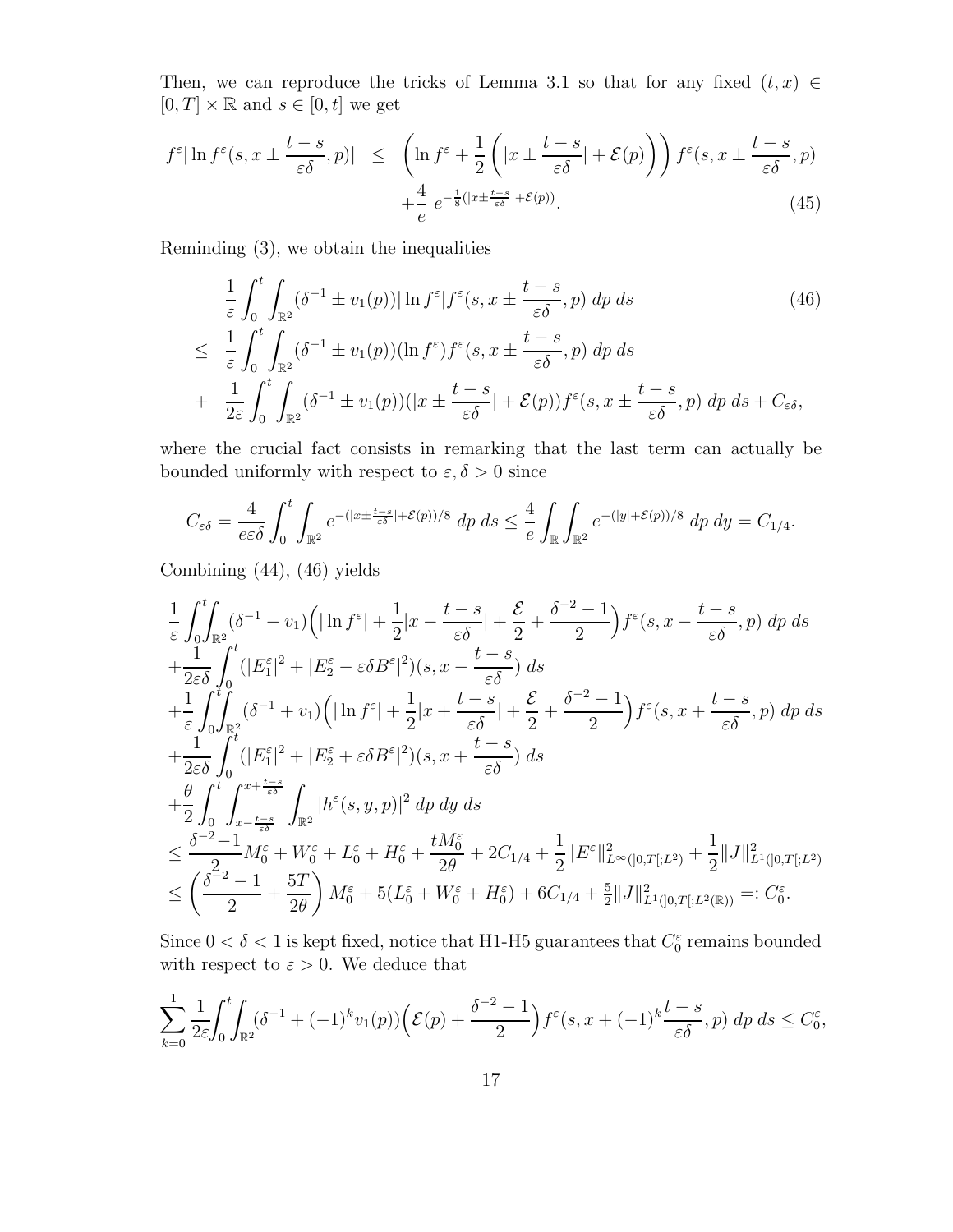Then, we can reproduce the tricks of Lemma 3.1 so that for any fixed $(t,x) \in [0,T] \times \mathbb{R}$ and $s \in [0,t]$ we get

$$
\begin{aligned}
f^\varepsilon |\ln f^\varepsilon (s, x \pm \frac{t-s}{\varepsilon\delta}, p)| \quad &\leq \quad \left( \ln f^\varepsilon + \frac{1}{2}\left( |x \pm \frac{t-s}{\varepsilon\delta}| + \mathcal{E}(p) \right) \right) f^\varepsilon (s, x \pm \frac{t-s}{\varepsilon\delta}, p) \\
&\quad + \frac{4}{e}\; e^{-\frac{1}{8}(|x \pm \frac{t-s}{\varepsilon\delta}| + \mathcal{E}(p))}. \qquad (45)
\end{aligned}
$$

Reminding (3), we obtain the inequalities

$$
\begin{aligned}
& \frac{1}{\varepsilon}\int_0^t \int_{\mathbb{R}^2} (\delta^{-1} \pm v_1(p)) |\ln f^\varepsilon| f^\varepsilon (s, x \pm \frac{t-s}{\varepsilon\delta}, p)\; dp\; ds \qquad (46)\\
\leq \;\; & \frac{1}{\varepsilon}\int_0^t \int_{\mathbb{R}^2} (\delta^{-1} \pm v_1(p)) (\ln f^\varepsilon) f^\varepsilon (s, x \pm \frac{t-s}{\varepsilon\delta}, p)\; dp\; ds \\
+ \;\; & \frac{1}{2\varepsilon}\int_0^t \int_{\mathbb{R}^2} (\delta^{-1} \pm v_1(p)) (|x \pm \frac{t-s}{\varepsilon\delta}| + \mathcal{E}(p)) f^\varepsilon (s, x \pm \frac{t-s}{\varepsilon\delta}, p)\; dp\; ds + C_{\varepsilon\delta},
\end{aligned}
$$

where the crucial fact consists in remarking that the last term can actually be bounded uniformly with respect to $\varepsilon, \delta > 0$ since

$$
C_{\varepsilon\delta} = \frac{4}{e\varepsilon\delta}\int_0^t \int_{\mathbb{R}^2} e^{-(|x \pm \frac{t-s}{\varepsilon\delta}| + \mathcal{E}(p))/8}\; dp\; ds \leq \frac{4}{e}\int_{\mathbb{R}} \int_{\mathbb{R}^2} e^{-(|y| + \mathcal{E}(p))/8}\; dp\; dy = C_{1/4}.
$$

Combining (44), (46) yields

$$
\begin{aligned}
& \frac{1}{\varepsilon}\int_0^t \!\!\int_{\mathbb{R}^2} (\delta^{-1} - v_1)\Big( |\ln f^\varepsilon| + \frac{1}{2}|x - \frac{t-s}{\varepsilon\delta}| + \frac{\mathcal{E}}{2} + \frac{\delta^{-2}-1}{2}\Big) f^\varepsilon (s, x - \frac{t-s}{\varepsilon\delta}, p)\; dp\; ds \\
& + \frac{1}{2\varepsilon\delta}\int_0^t (|E_1^\varepsilon|^2 + |E_2^\varepsilon - \varepsilon\delta B^\varepsilon|^2)(s, x - \frac{t-s}{\varepsilon\delta})\; ds \\
& + \frac{1}{\varepsilon}\int_0^t \!\!\int_{\mathbb{R}^2} (\delta^{-1} + v_1)\Big( |\ln f^\varepsilon| + \frac{1}{2}|x + \frac{t-s}{\varepsilon\delta}| + \frac{\mathcal{E}}{2} + \frac{\delta^{-2}-1}{2}\Big) f^\varepsilon (s, x + \frac{t-s}{\varepsilon\delta}, p)\; dp\; ds \\
& + \frac{1}{2\varepsilon\delta}\int_0^t (|E_1^\varepsilon|^2 + |E_2^\varepsilon + \varepsilon\delta B^\varepsilon|^2)(s, x + \frac{t-s}{\varepsilon\delta})\; ds \\
& + \frac{\theta}{2}\int_0^t \int_{x - \frac{t-s}{\varepsilon\delta}}^{x + \frac{t-s}{\varepsilon\delta}} \int_{\mathbb{R}^2} |h^\varepsilon (s, y, p)|^2\; dp\; dy\; ds \\
& \leq \frac{\delta^{-2}-1}{2} M_0^\varepsilon + W_0^\varepsilon + L_0^\varepsilon + H_0^\varepsilon + \frac{t M_0^\varepsilon}{2\theta} + 2C_{1/4} + \frac{1}{2}\|E^\varepsilon\|^2_{L^\infty(]0,T[;L^2)} + \frac{1}{2}\|J\|^2_{L^1(]0,T[;L^2)} \\
& \leq \left( \frac{\delta^{-2}-1}{2} + \frac{5T}{2\theta} \right) M_0^\varepsilon + 5(L_0^\varepsilon + W_0^\varepsilon + H_0^\varepsilon) + 6C_{1/4} + \tfrac{5}{2}\|J\|^2_{L^1(]0,T[;L^2(\mathbb{R}))} =: C_0^\varepsilon.
\end{aligned}
$$

Since $0 < \delta < 1$ is kept fixed, notice that H1-H5 guarantees that $C_0^\varepsilon$ remains bounded with respect to $\varepsilon > 0$. We deduce that

$$
\sum_{k=0}^{1} \frac{1}{2\varepsilon}\int_0^t \!\!\int_{\mathbb{R}^2} (\delta^{-1} + (-1)^k v_1(p))\Big( \mathcal{E}(p) + \frac{\delta^{-2}-1}{2}\Big) f^\varepsilon (s, x + (-1)^k \frac{t-s}{\varepsilon\delta}, p)\; dp\; ds \leq C_0^\varepsilon,
$$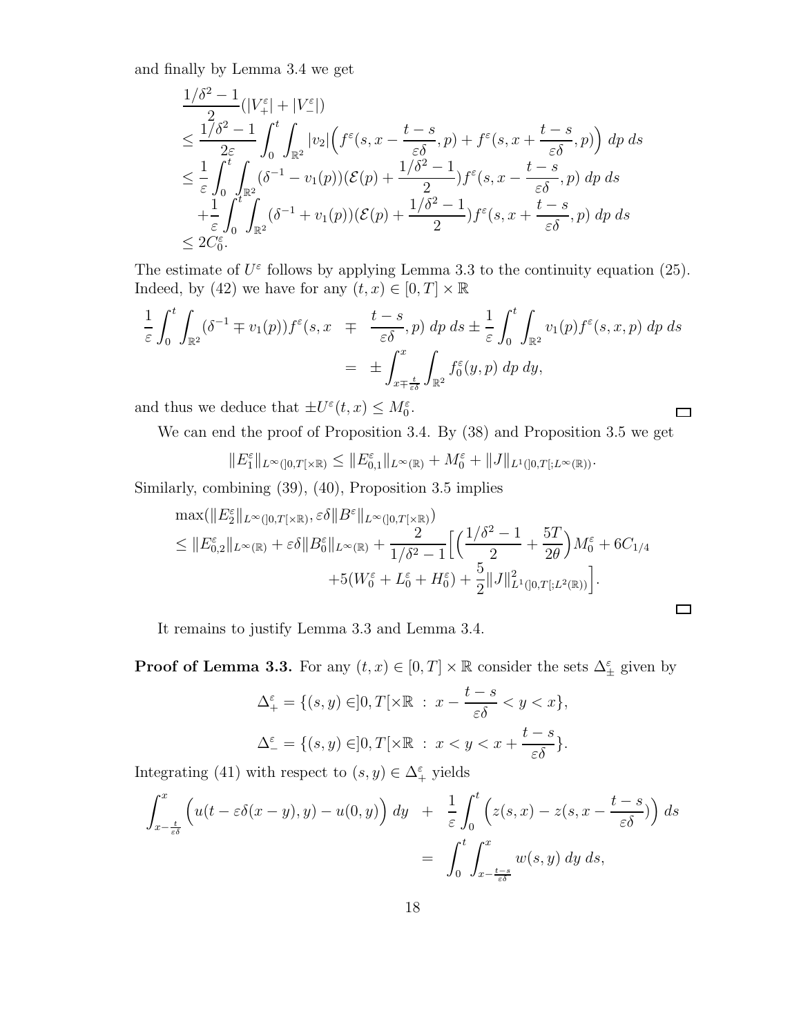and finally by Lemma 3.4 we get

$$
\begin{aligned}
&\frac{1/\delta^2 - 1}{2}(|V_+^\varepsilon| + |V_-^\varepsilon|) \\
&\leq \frac{1/\delta^2 - 1}{2\varepsilon} \int_0^t \int_{\mathbb{R}^2} |v_2| \Big( f^\varepsilon(s, x - \frac{t-s}{\varepsilon\delta}, p) + f^\varepsilon(s, x + \frac{t-s}{\varepsilon\delta}, p) \Big) \, dp \, ds \\
&\leq \frac{1}{\varepsilon} \int_0^t \int_{\mathbb{R}^2} (\delta^{-1} - v_1(p))(\mathcal{E}(p) + \frac{1/\delta^2 - 1}{2}) f^\varepsilon(s, x - \frac{t-s}{\varepsilon\delta}, p) \, dp \, ds \\
&\quad + \frac{1}{\varepsilon} \int_0^t \int_{\mathbb{R}^2} (\delta^{-1} + v_1(p))(\mathcal{E}(p) + \frac{1/\delta^2 - 1}{2}) f^\varepsilon(s, x + \frac{t-s}{\varepsilon\delta}, p) \, dp \, ds \\
&\leq 2C_0^\varepsilon.
\end{aligned}
$$

The estimate of $U^\varepsilon$ follows by applying Lemma 3.3 to the continuity equation (25). Indeed, by (42) we have for any $(t, x) \in [0, T] \times \mathbb{R}$

$$
\begin{aligned}
\frac{1}{\varepsilon} \int_0^t \int_{\mathbb{R}^2} (\delta^{-1} \mp v_1(p)) f^\varepsilon(s, x \mp \frac{t-s}{\varepsilon\delta}, p) \, dp \, ds &\pm \frac{1}{\varepsilon} \int_0^t \int_{\mathbb{R}^2} v_1(p) f^\varepsilon(s, x, p) \, dp \, ds \\
&= \pm \int_{x \mp \frac{t}{\varepsilon\delta}}^x \int_{\mathbb{R}^2} f_0^\varepsilon(y, p) \, dp \, dy,
\end{aligned}
$$

and thus we deduce that $\pm U^\varepsilon(t, x) \leq M_0^\varepsilon$. $\square$

We can end the proof of Proposition 3.4. By (38) and Proposition 3.5 we get

$$
\|E_1^\varepsilon\|_{L^\infty(]0,T[\times\mathbb{R})} \leq \|E_{0,1}^\varepsilon\|_{L^\infty(\mathbb{R})} + M_0^\varepsilon + \|J\|_{L^1(]0,T[;L^\infty(\mathbb{R}))}.
$$

Similarly, combining (39), (40), Proposition 3.5 implies

$$
\begin{aligned}
&\max(\|E_2^\varepsilon\|_{L^\infty(]0,T[\times\mathbb{R})}, \varepsilon\delta \|B^\varepsilon\|_{L^\infty(]0,T[\times\mathbb{R})}) \\
&\leq \|E_{0,2}^\varepsilon\|_{L^\infty(\mathbb{R})} + \varepsilon\delta \|B_0^\varepsilon\|_{L^\infty(\mathbb{R})} + \frac{2}{1/\delta^2 - 1} \Big[ \Big( \frac{1/\delta^2 - 1}{2} + \frac{5T}{2\theta} \Big) M_0^\varepsilon + 6C_{1/4} \\
&\qquad + 5(W_0^\varepsilon + L_0^\varepsilon + H_0^\varepsilon) + \frac{5}{2} \|J\|^2_{L^1(]0,T[;L^2(\mathbb{R}))} \Big].
\end{aligned}
$$

$\square$

It remains to justify Lemma 3.3 and Lemma 3.4.

**Proof of Lemma 3.3.** For any $(t, x) \in [0, T] \times \mathbb{R}$ consider the sets $\Delta_\pm^\varepsilon$ given by

$$
\Delta_+^\varepsilon = \{(s, y) \in ]0, T[\times\mathbb{R} \, : \, x - \frac{t-s}{\varepsilon\delta} < y < x\},
$$

$$
\Delta_-^\varepsilon = \{(s, y) \in ]0, T[\times\mathbb{R} \, : \, x < y < x + \frac{t-s}{\varepsilon\delta}\}.
$$

Integrating (41) with respect to $(s, y) \in \Delta_+^\varepsilon$ yields

$$
\begin{aligned}
\int_{x - \frac{t}{\varepsilon\delta}}^x \Big( u(t - \varepsilon\delta(x - y), y) - u(0, y) \Big) \, dy &+ \frac{1}{\varepsilon} \int_0^t \Big( z(s, x) - z(s, x - \frac{t-s}{\varepsilon\delta}) \Big) \, ds \\
&= \int_0^t \int_{x - \frac{t-s}{\varepsilon\delta}}^x w(s, y) \, dy \, ds,
\end{aligned}
$$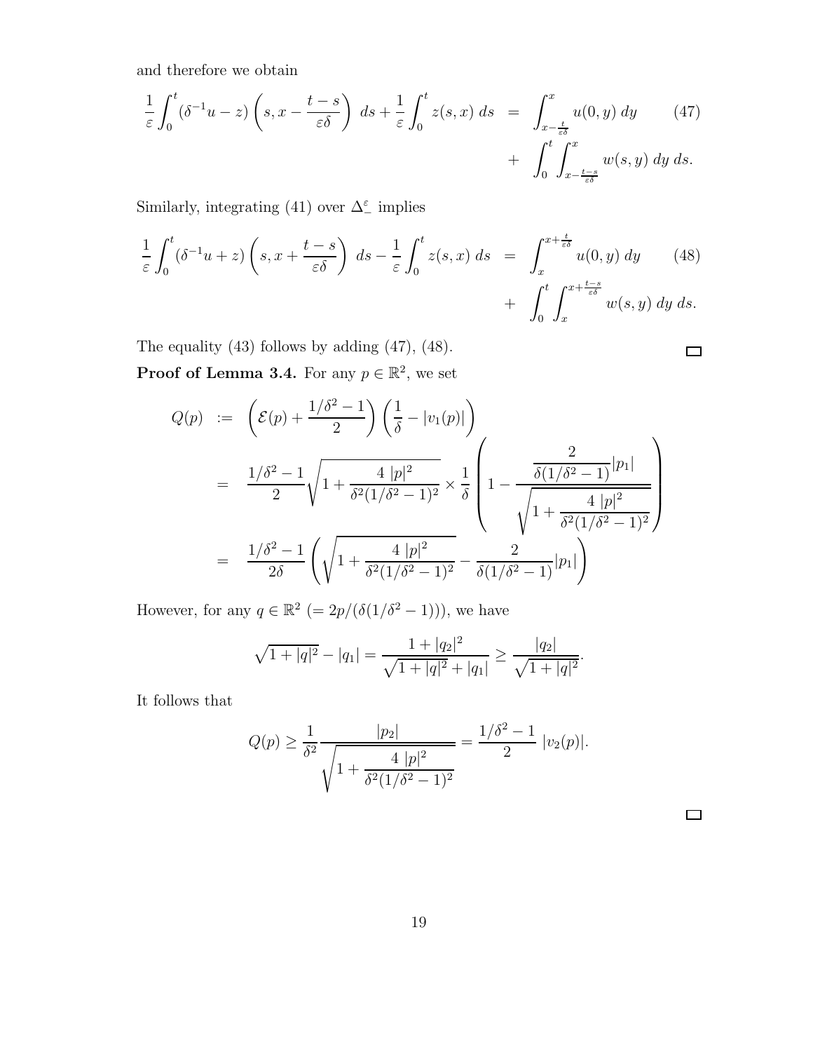and therefore we obtain

$$
\begin{aligned}
\frac{1}{\varepsilon}\int_0^t (\delta^{-1}u - z)\left(s, x - \frac{t-s}{\varepsilon\delta}\right)\, ds + \frac{1}{\varepsilon}\int_0^t z(s,x)\, ds \;&=\; \int_{x-\frac{t}{\varepsilon\delta}}^{x} u(0,y)\, dy \qquad (47)\\
&+\; \int_0^t \int_{x-\frac{t-s}{\varepsilon\delta}}^{x} w(s,y)\, dy\, ds.
\end{aligned}
$$

Similarly, integrating (41) over $\Delta_-^\varepsilon$ implies

$$
\begin{aligned}
\frac{1}{\varepsilon}\int_0^t (\delta^{-1}u + z)\left(s, x + \frac{t-s}{\varepsilon\delta}\right)\, ds - \frac{1}{\varepsilon}\int_0^t z(s,x)\, ds \;&=\; \int_{x}^{x+\frac{t}{\varepsilon\delta}} u(0,y)\, dy \qquad (48)\\
&+\; \int_0^t \int_{x}^{x+\frac{t-s}{\varepsilon\delta}} w(s,y)\, dy\, ds.
\end{aligned}
$$

The equality (43) follows by adding (47), (48). $\square$

**Proof of Lemma 3.4.** For any $p \in \mathbb{R}^2$, we set

$$
\begin{aligned}
Q(p) &:= \left(\mathcal{E}(p) + \frac{1/\delta^2 - 1}{2}\right)\left(\frac{1}{\delta} - |v_1(p)|\right)\\
&= \frac{1/\delta^2 - 1}{2}\sqrt{1 + \frac{4\,|p|^2}{\delta^2(1/\delta^2-1)^2}} \times \frac{1}{\delta}\left(1 - \frac{\frac{2}{\delta(1/\delta^2-1)}|p_1|}{\sqrt{1 + \frac{4\,|p|^2}{\delta^2(1/\delta^2-1)^2}}}\right)\\
&= \frac{1/\delta^2 - 1}{2\delta}\left(\sqrt{1 + \frac{4\,|p|^2}{\delta^2(1/\delta^2-1)^2}} - \frac{2}{\delta(1/\delta^2-1)}|p_1|\right)
\end{aligned}
$$

However, for any $q \in \mathbb{R}^2$ $(= 2p/(\delta(1/\delta^2-1)))$, we have

$$
\sqrt{1+|q|^2} - |q_1| = \frac{1 + |q_2|^2}{\sqrt{1+|q|^2} + |q_1|} \geq \frac{|q_2|}{\sqrt{1+|q|^2}}.
$$

It follows that

$$
Q(p) \geq \frac{1}{\delta^2}\frac{|p_2|}{\sqrt{1 + \frac{4\,|p|^2}{\delta^2(1/\delta^2-1)^2}}} = \frac{1/\delta^2 - 1}{2}\;|v_2(p)|.
$$

$\square$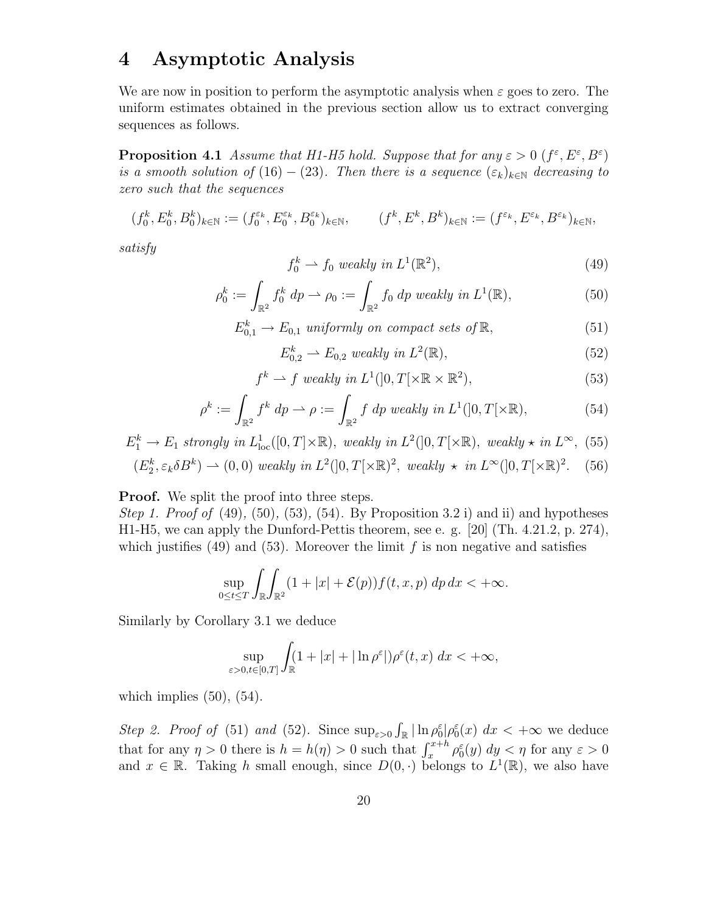# 4 Asymptotic Analysis

We are now in position to perform the asymptotic analysis when $\varepsilon$ goes to zero. The uniform estimates obtained in the previous section allow us to extract converging sequences as follows.

**Proposition 4.1** *Assume that H1-H5 hold. Suppose that for any $\varepsilon > 0$ $(f^\varepsilon, E^\varepsilon, B^\varepsilon)$ is a smooth solution of $(16) - (23)$. Then there is a sequence $(\varepsilon_k)_{k\in\mathbb{N}}$ decreasing to zero such that the sequences*

$$(f_0^k, E_0^k, B_0^k)_{k\in\mathbb{N}} := (f_0^{\varepsilon_k}, E_0^{\varepsilon_k}, B_0^{\varepsilon_k})_{k\in\mathbb{N}}, \qquad (f^k, E^k, B^k)_{k\in\mathbb{N}} := (f^{\varepsilon_k}, E^{\varepsilon_k}, B^{\varepsilon_k})_{k\in\mathbb{N}},$$

*satisfy*

$$f_0^k \rightharpoonup f_0 \text{ weakly in } L^1(\mathbb{R}^2), \tag{49}$$

$$\rho_0^k := \int_{\mathbb{R}^2} f_0^k \, dp \rightharpoonup \rho_0 := \int_{\mathbb{R}^2} f_0 \, dp \text{ weakly in } L^1(\mathbb{R}), \tag{50}$$

$$E_{0,1}^k \to E_{0,1} \text{ uniformly on compact sets of } \mathbb{R}, \tag{51}$$

$$E_{0,2}^k \rightharpoonup E_{0,2} \text{ weakly in } L^2(\mathbb{R}), \tag{52}$$

$$f^k \rightharpoonup f \text{ weakly in } L^1(]0,T[\times\mathbb{R}\times\mathbb{R}^2), \tag{53}$$

$$\rho^k := \int_{\mathbb{R}^2} f^k \, dp \rightharpoonup \rho := \int_{\mathbb{R}^2} f \, dp \text{ weakly in } L^1(]0,T[\times\mathbb{R}), \tag{54}$$

$$E_1^k \to E_1 \text{ strongly in } L^1_{\text{loc}}([0,T]\times\mathbb{R}), \text{ weakly in } L^2(]0,T[\times\mathbb{R}), \text{ weakly} \star \text{ in } L^\infty, \tag{55}$$

$$(E_2^k, \varepsilon_k \delta B^k) \rightharpoonup (0,0) \text{ weakly in } L^2(]0,T[\times\mathbb{R})^2, \text{ weakly } \star \text{ in } L^\infty(]0,T[\times\mathbb{R})^2. \tag{56}$$

**Proof.** We split the proof into three steps.
*Step 1. Proof of* (49)*,* (50)*,* (53)*,* (54)*.* By Proposition 3.2 i) and ii) and hypotheses H1-H5, we can apply the Dunford-Pettis theorem, see e. g. [20] (Th. 4.21.2, p. 274), which justifies (49) and (53). Moreover the limit $f$ is non negative and satisfies

$$\sup_{0\le t\le T} \int_{\mathbb{R}}\int_{\mathbb{R}^2} (1 + |x| + \mathcal{E}(p)) f(t,x,p) \, dp \, dx < +\infty.$$

Similarly by Corollary 3.1 we deduce

$$\sup_{\varepsilon>0, t\in[0,T]} \int_{\mathbb{R}} (1 + |x| + |\ln \rho^\varepsilon|)\rho^\varepsilon(t,x) \, dx < +\infty,$$

which implies (50), (54).

*Step 2. Proof of* (51) *and* (52)*.* Since $\sup_{\varepsilon>0} \int_{\mathbb{R}} |\ln \rho_0^\varepsilon| \rho_0^\varepsilon(x) \, dx < +\infty$ we deduce that for any $\eta > 0$ there is $h = h(\eta) > 0$ such that $\int_x^{x+h} \rho_0^\varepsilon(y) \, dy < \eta$ for any $\varepsilon > 0$ and $x \in \mathbb{R}$. Taking $h$ small enough, since $D(0,\cdot)$ belongs to $L^1(\mathbb{R})$, we also have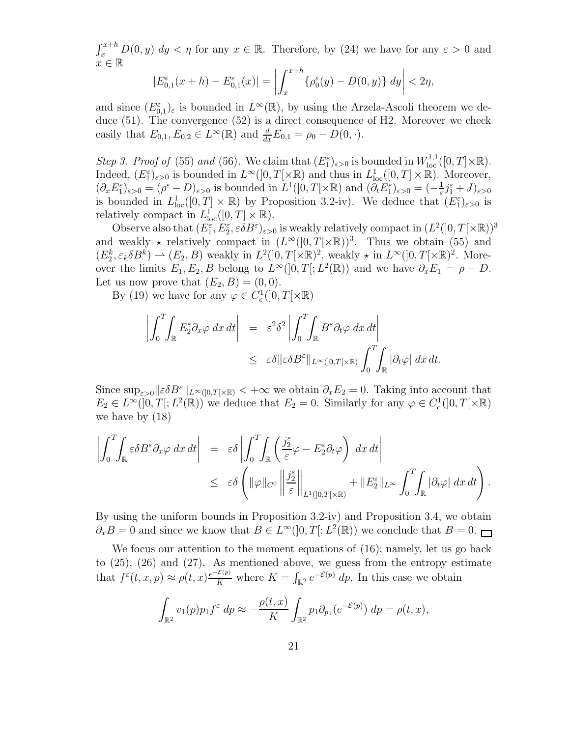$\int_x^{x+h} D(0,y)\, dy < \eta$ for any $x \in \mathbb{R}$. Therefore, by (24) we have for any $\varepsilon > 0$ and $x \in \mathbb{R}$

$$|E^\varepsilon_{0,1}(x+h) - E^\varepsilon_{0,1}(x)| = \left| \int_x^{x+h} \{\rho^\varepsilon_0(y) - D(0,y)\}\, dy \right| < 2\eta,$$

and since $(E^\varepsilon_{0,1})_\varepsilon$ is bounded in $L^\infty(\mathbb{R})$, by using the Arzela-Ascoli theorem we deduce (51). The convergence (52) is a direct consequence of H2. Moreover we check easily that $E_{0,1}, E_{0,2} \in L^\infty(\mathbb{R})$ and $\frac{d}{dx} E_{0,1} = \rho_0 - D(0,\cdot)$.

*Step 3. Proof of* (55) *and* (56). We claim that $(E^\varepsilon_1)_{\varepsilon>0}$ is bounded in $W^{1,1}_{\text{loc}}([0,T]\times\mathbb{R})$. Indeed, $(E^\varepsilon_1)_{\varepsilon>0}$ is bounded in $L^\infty(]0,T[\times\mathbb{R})$ and thus in $L^1_{\text{loc}}([0,T]\times\mathbb{R})$. Moreover, $(\partial_x E^\varepsilon_1)_{\varepsilon>0} = (\rho^\varepsilon - D)_{\varepsilon>0}$ is bounded in $L^1(]0,T[\times\mathbb{R})$ and $(\partial_t E^\varepsilon_1)_{\varepsilon>0} = (-\frac{1}{\varepsilon} j^\varepsilon_1 + J)_{\varepsilon>0}$ is bounded in $L^1_{\text{loc}}([0,T]\times\mathbb{R})$ by Proposition 3.2-iv). We deduce that $(E^\varepsilon_1)_{\varepsilon>0}$ is relatively compact in $L^1_{\text{loc}}([0,T]\times\mathbb{R})$.

Observe also that $(E^\varepsilon_1, E^\varepsilon_2, \varepsilon\delta B^\varepsilon)_{\varepsilon>0}$ is weakly relatively compact in $(L^2(]0,T[\times\mathbb{R}))^3$ and weakly $\star$ relatively compact in $(L^\infty(]0,T[\times\mathbb{R}))^3$. Thus we obtain (55) and $(E^k_2, \varepsilon_k\delta B^k) \rightharpoonup (E_2, B)$ weakly in $L^2(]0,T[\times\mathbb{R})^2$, weakly $\star$ in $L^\infty(]0,T[\times\mathbb{R})^2$. Moreover the limits $E_1, E_2, B$ belong to $L^\infty(]0,T[;L^2(\mathbb{R}))$ and we have $\partial_x E_1 = \rho - D$. Let us now prove that $(E_2, B) = (0,0)$.

By (19) we have for any $\varphi \in C^1_c(]0,T[\times\mathbb{R})$

$$\begin{aligned}
\left| \int_0^T\!\!\int_{\mathbb{R}} E^\varepsilon_2 \partial_x\varphi \, dx\, dt \right| &= \varepsilon^2\delta^2 \left| \int_0^T\!\!\int_{\mathbb{R}} B^\varepsilon \partial_t\varphi\, dx\, dt \right| \\
&\le \varepsilon\delta \|\varepsilon\delta B^\varepsilon\|_{L^\infty(]0,T[\times\mathbb{R})} \int_0^T\!\!\int_{\mathbb{R}} |\partial_t\varphi|\, dx\, dt.
\end{aligned}$$

Since $\sup_{\varepsilon>0}\|\varepsilon\delta B^\varepsilon\|_{L^\infty(]0,T[\times\mathbb{R})} < +\infty$ we obtain $\partial_x E_2 = 0$. Taking into account that $E_2 \in L^\infty(]0,T[;L^2(\mathbb{R}))$ we deduce that $E_2 = 0$. Similarly for any $\varphi \in C^1_c(]0,T[\times\mathbb{R})$ we have by (18)

$$\begin{aligned}
\left| \int_0^T\!\!\int_{\mathbb{R}} \varepsilon\delta B^\varepsilon \partial_x\varphi\, dx\, dt \right| &= \varepsilon\delta \left| \int_0^T\!\!\int_{\mathbb{R}} \left( \frac{j^\varepsilon_2}{\varepsilon}\varphi - E^\varepsilon_2 \partial_t\varphi \right) dx\, dt \right| \\
&\le \varepsilon\delta \left( \|\varphi\|_{C^0} \left\| \frac{j^\varepsilon_2}{\varepsilon} \right\|_{L^1(]0,T[\times\mathbb{R})} + \|E^\varepsilon_2\|_{L^\infty} \int_0^T\!\!\int_{\mathbb{R}} |\partial_t\varphi|\, dx\, dt \right).
\end{aligned}$$

By using the uniform bounds in Proposition 3.2-iv) and Proposition 3.4, we obtain $\partial_x B = 0$ and since we know that $B \in L^\infty(]0,T[;L^2(\mathbb{R}))$ we conclude that $B = 0$. □

We focus our attention to the moment equations of (16); namely, let us go back to (25), (26) and (27). As mentioned above, we guess from the entropy estimate that $f^\varepsilon(t,x,p) \approx \rho(t,x)\frac{e^{-\mathcal{E}(p)}}{K}$ where $K = \int_{\mathbb{R}^2} e^{-\mathcal{E}(p)}\, dp$. In this case we obtain

$$\int_{\mathbb{R}^2} v_1(p) p_1 f^\varepsilon\, dp \approx -\frac{\rho(t,x)}{K} \int_{\mathbb{R}^2} p_1 \partial_{p_1}(e^{-\mathcal{E}(p)})\, dp = \rho(t,x),$$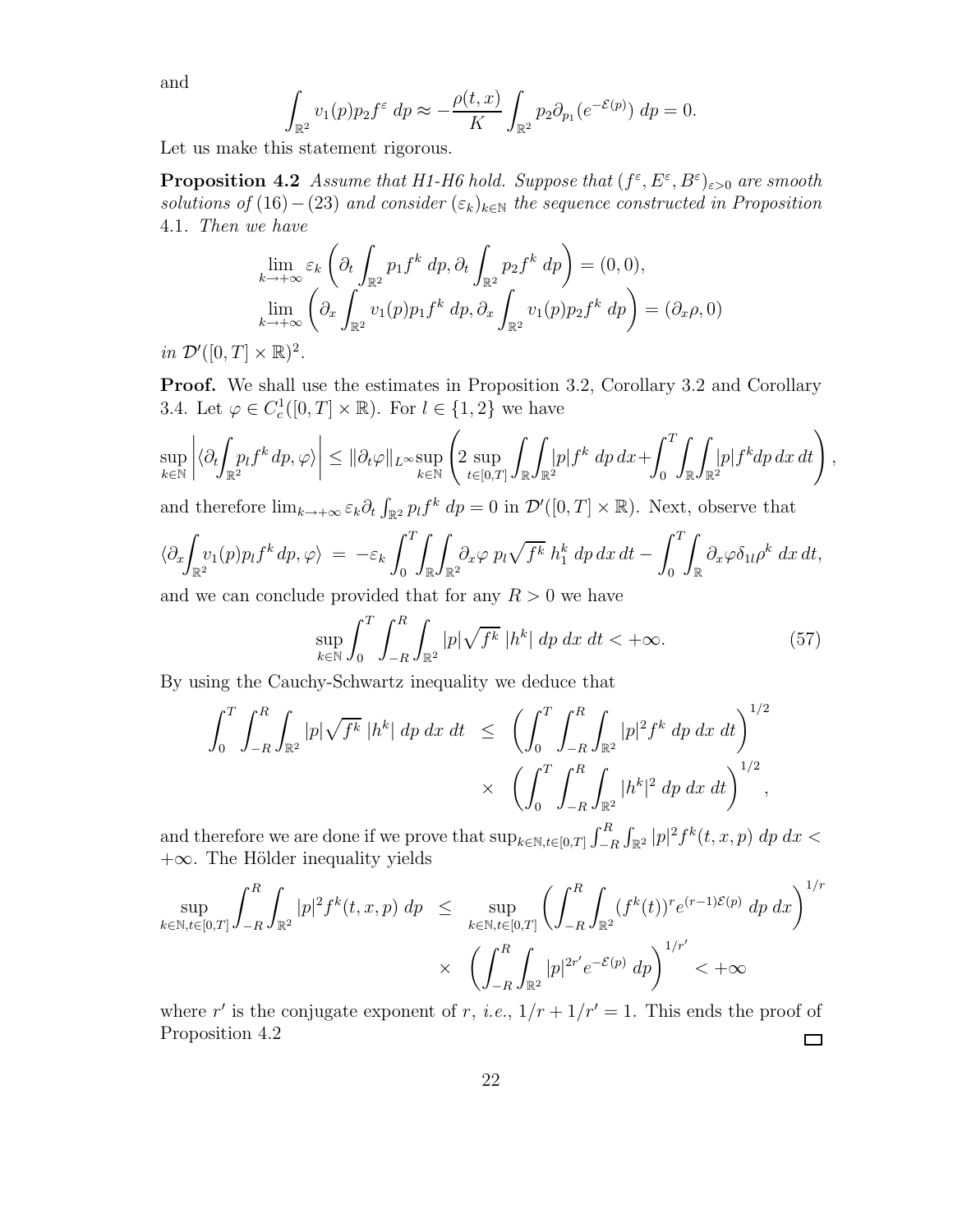and

$$\int_{\mathbb{R}^2} v_1(p) p_2 f^\varepsilon \, dp \approx -\frac{\rho(t,x)}{K} \int_{\mathbb{R}^2} p_2 \partial_{p_1}(e^{-\mathcal{E}(p)}) \, dp = 0.$$

Let us make this statement rigorous.

**Proposition 4.2** *Assume that H1-H6 hold. Suppose that* $(f^\varepsilon, E^\varepsilon, B^\varepsilon)_{\varepsilon>0}$ *are smooth solutions of* $(16)-(23)$ *and consider* $(\varepsilon_k)_{k\in\mathbb{N}}$ *the sequence constructed in Proposition* 4.1*. Then we have*

$$\lim_{k\to+\infty} \varepsilon_k \left( \partial_t \int_{\mathbb{R}^2} p_1 f^k \, dp, \partial_t \int_{\mathbb{R}^2} p_2 f^k \, dp \right) = (0,0),$$
$$\lim_{k\to+\infty} \left( \partial_x \int_{\mathbb{R}^2} v_1(p) p_1 f^k \, dp, \partial_x \int_{\mathbb{R}^2} v_1(p) p_2 f^k \, dp \right) = (\partial_x \rho, 0)$$

*in* $\mathcal{D}'([0,T]\times\mathbb{R})^2$.

**Proof.** We shall use the estimates in Proposition 3.2, Corollary 3.2 and Corollary 3.4. Let $\varphi \in C_c^1([0,T]\times\mathbb{R})$. For $l \in \{1,2\}$ we have

$$\sup_{k\in\mathbb{N}} \left| \langle \partial_t \int_{\mathbb{R}^2} p_l f^k \, dp, \varphi \rangle \right| \le \|\partial_t \varphi\|_{L^\infty} \sup_{k\in\mathbb{N}} \left( 2 \sup_{t\in[0,T]} \int_{\mathbb{R}} \int_{\mathbb{R}^2} |p| f^k \, dp \, dx + \int_0^T \int_{\mathbb{R}} \int_{\mathbb{R}^2} |p| f^k dp \, dx \, dt \right),$$

and therefore $\lim_{k\to+\infty} \varepsilon_k \partial_t \int_{\mathbb{R}^2} p_l f^k \, dp = 0$ in $\mathcal{D}'([0,T]\times\mathbb{R})$. Next, observe that

$$\langle \partial_x \int_{\mathbb{R}^2} v_1(p) p_l f^k \, dp, \varphi \rangle \; = \; -\varepsilon_k \int_0^T \int_{\mathbb{R}} \int_{\mathbb{R}^2} \partial_x \varphi \; p_l \sqrt{f^k} \; h_1^k \, dp \, dx \, dt - \int_0^T \int_{\mathbb{R}} \partial_x \varphi \delta_{1l} \rho^k \, dx \, dt,$$

and we can conclude provided that for any $R > 0$ we have

$$\sup_{k\in\mathbb{N}} \int_0^T \int_{-R}^R \int_{\mathbb{R}^2} |p| \sqrt{f^k} \; |h^k| \, dp \, dx \, dt < +\infty. \tag{57}$$

By using the Cauchy-Schwartz inequality we deduce that

$$\int_0^T \int_{-R}^R \int_{\mathbb{R}^2} |p| \sqrt{f^k} \; |h^k| \, dp \, dx \, dt \;\le\; \left( \int_0^T \int_{-R}^R \int_{\mathbb{R}^2} |p|^2 f^k \, dp \, dx \, dt \right)^{1/2} \times \left( \int_0^T \int_{-R}^R \int_{\mathbb{R}^2} |h^k|^2 \, dp \, dx \, dt \right)^{1/2},$$

and therefore we are done if we prove that $\sup_{k\in\mathbb{N}, t\in[0,T]} \int_{-R}^R \int_{\mathbb{R}^2} |p|^2 f^k(t,x,p) \, dp \, dx < +\infty$. The Hölder inequality yields

$$\sup_{k\in\mathbb{N}, t\in[0,T]} \int_{-R}^R \int_{\mathbb{R}^2} |p|^2 f^k(t,x,p) \, dp \;\le\; \sup_{k\in\mathbb{N}, t\in[0,T]} \left( \int_{-R}^R \int_{\mathbb{R}^2} (f^k(t))^r e^{(r-1)\mathcal{E}(p)} \, dp \, dx \right)^{1/r} \times \left( \int_{-R}^R \int_{\mathbb{R}^2} |p|^{2r'} e^{-\mathcal{E}(p)} \, dp \right)^{1/r'} < +\infty$$

where $r'$ is the conjugate exponent of $r$, *i.e.*, $1/r + 1/r' = 1$. This ends the proof of Proposition 4.2 $\square$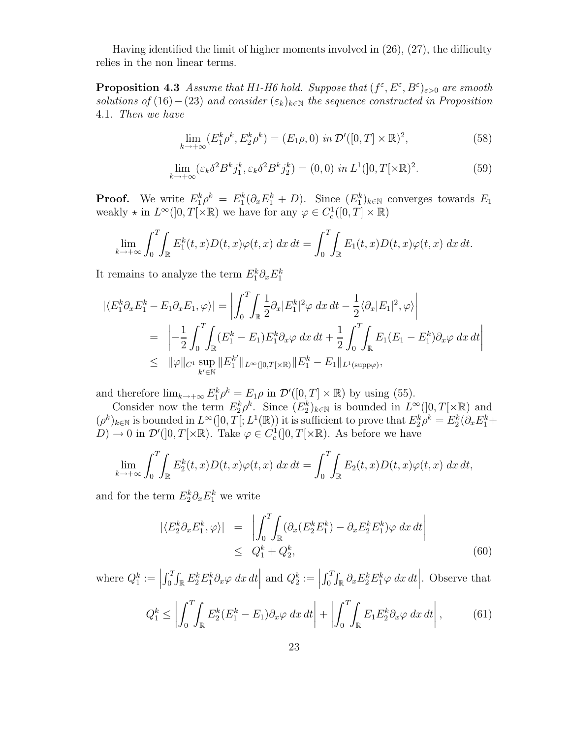Having identified the limit of higher moments involved in (26), (27), the difficulty relies in the non linear terms.

**Proposition 4.3** *Assume that H1-H6 hold. Suppose that $(f^\varepsilon, E^\varepsilon, B^\varepsilon)_{\varepsilon>0}$ are smooth solutions of (16) − (23) and consider $(\varepsilon_k)_{k\in\mathbb{N}}$ the sequence constructed in Proposition 4.1. Then we have*

$$\lim_{k\to+\infty}(E_1^k\rho^k, E_2^k\rho^k) = (E_1\rho, 0) \text{ in } \mathcal{D}'([0,T]\times\mathbb{R})^2, \tag{58}$$

$$\lim_{k\to+\infty}(\varepsilon_k\delta^2 B^k j_1^k, \varepsilon_k\delta^2 B^k j_2^k) = (0,0) \text{ in } L^1(]0,T[\times\mathbb{R})^2. \tag{59}$$

**Proof.** We write $E_1^k\rho^k = E_1^k(\partial_x E_1^k + D)$. Since $(E_1^k)_{k\in\mathbb{N}}$ converges towards $E_1$ weakly $\star$ in $L^\infty(]0,T[\times\mathbb{R})$ we have for any $\varphi \in C_c^1([0,T]\times\mathbb{R})$

$$\lim_{k\to+\infty}\int_0^T\int_{\mathbb{R}} E_1^k(t,x)D(t,x)\varphi(t,x)\,dx\,dt = \int_0^T\int_{\mathbb{R}} E_1(t,x)D(t,x)\varphi(t,x)\,dx\,dt.$$

It remains to analyze the term $E_1^k\partial_x E_1^k$

$$\begin{aligned}
|\langle E_1^k\partial_x E_1^k - E_1\partial_x E_1, \varphi\rangle| &= \left|\int_0^T\int_{\mathbb{R}}\frac{1}{2}\partial_x|E_1^k|^2\varphi\,dx\,dt - \frac{1}{2}\langle\partial_x|E_1|^2,\varphi\rangle\right| \\
&= \left|-\frac{1}{2}\int_0^T\int_{\mathbb{R}}(E_1^k - E_1)E_1^k\partial_x\varphi\,dx\,dt + \frac{1}{2}\int_0^T\int_{\mathbb{R}}E_1(E_1 - E_1^k)\partial_x\varphi\,dx\,dt\right| \\
&\leq \|\varphi\|_{C^1}\sup_{k'\in\mathbb{N}}\|E_1^{k'}\|_{L^\infty(]0,T[\times\mathbb{R})}\|E_1^k - E_1\|_{L^1(\text{supp}\varphi)},
\end{aligned}$$

and therefore $\lim_{k\to+\infty}E_1^k\rho^k = E_1\rho$ in $\mathcal{D}'([0,T]\times\mathbb{R})$ by using (55).

Consider now the term $E_2^k\rho^k$. Since $(E_2^k)_{k\in\mathbb{N}}$ is bounded in $L^\infty(]0,T[\times\mathbb{R})$ and $(\rho^k)_{k\in\mathbb{N}}$ is bounded in $L^\infty(]0,T[;L^1(\mathbb{R}))$ it is sufficient to prove that $E_2^k\rho^k = E_2^k(\partial_x E_1^k + D) \to 0$ in $\mathcal{D}'(]0,T[\times\mathbb{R})$. Take $\varphi \in C_c^1(]0,T[\times\mathbb{R})$. As before we have

$$\lim_{k\to+\infty}\int_0^T\int_{\mathbb{R}} E_2^k(t,x)D(t,x)\varphi(t,x)\,dx\,dt = \int_0^T\int_{\mathbb{R}} E_2(t,x)D(t,x)\varphi(t,x)\,dx\,dt,$$

and for the term $E_2^k\partial_x E_1^k$ we write

$$\begin{aligned}
|\langle E_2^k\partial_x E_1^k, \varphi\rangle| &= \left|\int_0^T\int_{\mathbb{R}}(\partial_x(E_2^k E_1^k) - \partial_x E_2^k E_1^k)\varphi\,dx\,dt\right| \\
&\leq Q_1^k + Q_2^k,
\end{aligned} \tag{60}$$

where $Q_1^k := \left|\int_0^T\int_{\mathbb{R}} E_2^k E_1^k\partial_x\varphi\,dx\,dt\right|$ and $Q_2^k := \left|\int_0^T\int_{\mathbb{R}}\partial_x E_2^k E_1^k\varphi\,dx\,dt\right|$. Observe that

$$Q_1^k \leq \left|\int_0^T\int_{\mathbb{R}} E_2^k(E_1^k - E_1)\partial_x\varphi\,dx\,dt\right| + \left|\int_0^T\int_{\mathbb{R}} E_1 E_2^k\partial_x\varphi\,dx\,dt\right|, \tag{61}$$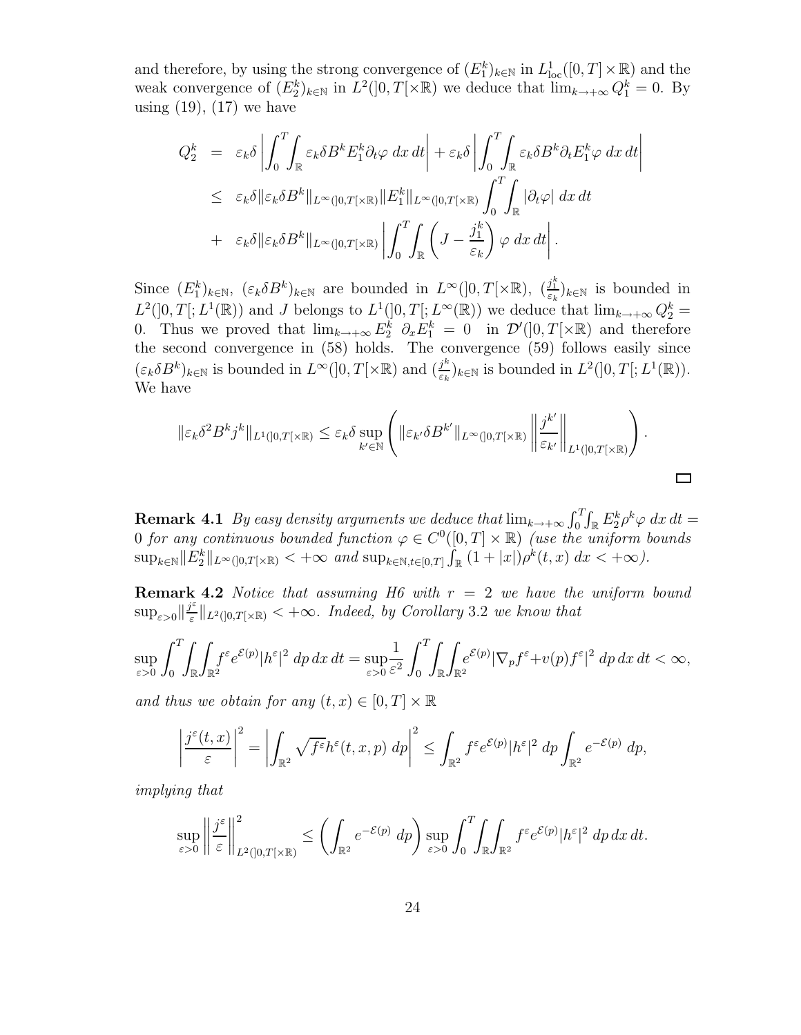and therefore, by using the strong convergence of $(E_1^k)_{k\in\mathbb{N}}$ in $L^1_{\text{loc}}([0,T]\times\mathbb{R})$ and the weak convergence of $(E_2^k)_{k\in\mathbb{N}}$ in $L^2(]0,T[\times\mathbb{R})$ we deduce that $\lim_{k\to+\infty} Q_1^k = 0$. By using (19), (17) we have

$$
\begin{aligned}
Q_2^k &= \varepsilon_k\delta \left| \int_0^T\int_{\mathbb{R}} \varepsilon_k\delta B^k E_1^k \partial_t\varphi \; dx\, dt\right| + \varepsilon_k\delta \left| \int_0^T\int_{\mathbb{R}} \varepsilon_k\delta B^k \partial_t E_1^k \varphi \; dx\, dt\right| \\
&\leq \varepsilon_k\delta \|\varepsilon_k\delta B^k\|_{L^\infty(]0,T[\times\mathbb{R})} \|E_1^k\|_{L^\infty(]0,T[\times\mathbb{R})} \int_0^T\int_{\mathbb{R}} |\partial_t\varphi| \; dx\, dt \\
&+ \varepsilon_k\delta \|\varepsilon_k\delta B^k\|_{L^\infty(]0,T[\times\mathbb{R})} \left| \int_0^T\int_{\mathbb{R}} \left(J - \frac{j_1^k}{\varepsilon_k}\right)\varphi \; dx\, dt\right|.
\end{aligned}
$$

Since $(E_1^k)_{k\in\mathbb{N}}$, $(\varepsilon_k\delta B^k)_{k\in\mathbb{N}}$ are bounded in $L^\infty(]0,T[\times\mathbb{R})$, $(\frac{j_1^k}{\varepsilon_k})_{k\in\mathbb{N}}$ is bounded in $L^2(]0,T[;L^1(\mathbb{R}))$ and $J$ belongs to $L^1(]0,T[;L^\infty(\mathbb{R}))$ we deduce that $\lim_{k\to+\infty} Q_2^k = 0$. Thus we proved that $\lim_{k\to+\infty} E_2^k \;\partial_x E_1^k = 0$ in $\mathcal{D}'(]0,T[\times\mathbb{R})$ and therefore the second convergence in (58) holds. The convergence (59) follows easily since $(\varepsilon_k\delta B^k)_{k\in\mathbb{N}}$ is bounded in $L^\infty(]0,T[\times\mathbb{R})$ and $(\frac{j^k}{\varepsilon_k})_{k\in\mathbb{N}}$ is bounded in $L^2(]0,T[;L^1(\mathbb{R}))$. We have

$$
\|\varepsilon_k\delta^2 B^k j^k\|_{L^1(]0,T[\times\mathbb{R})} \leq \varepsilon_k\delta \sup_{k'\in\mathbb{N}} \left( \|\varepsilon_{k'}\delta B^{k'}\|_{L^\infty(]0,T[\times\mathbb{R})} \left\| \frac{j^{k'}}{\varepsilon_{k'}}\right\|_{L^1(]0,T[\times\mathbb{R})}\right).
$$

□

**Remark 4.1** *By easy density arguments we deduce that* $\lim_{k\to+\infty}\int_0^T\int_{\mathbb{R}} E_2^k\rho^k\varphi \; dx\, dt = 0$ *for any continuous bounded function* $\varphi \in C^0([0,T]\times\mathbb{R})$ *(use the uniform bounds* $\sup_{k\in\mathbb{N}}\|E_2^k\|_{L^\infty(]0,T[\times\mathbb{R})} < +\infty$ *and* $\sup_{k\in\mathbb{N},t\in[0,T]}\int_{\mathbb{R}}(1+|x|)\rho^k(t,x)\; dx < +\infty$*).*

**Remark 4.2** *Notice that assuming H6 with* $r = 2$ *we have the uniform bound* $\sup_{\varepsilon>0}\|\frac{j^\varepsilon}{\varepsilon}\|_{L^2(]0,T[\times\mathbb{R})} < +\infty$*. Indeed, by Corollary 3.2 we know that*

$$
\sup_{\varepsilon>0}\int_0^T\int_{\mathbb{R}}\int_{\mathbb{R}^2} f^\varepsilon e^{\mathcal{E}(p)}|h^\varepsilon|^2 \; dp\, dx\, dt = \sup_{\varepsilon>0}\frac{1}{\varepsilon^2}\int_0^T\int_{\mathbb{R}}\int_{\mathbb{R}^2} e^{\mathcal{E}(p)}|\nabla_p f^\varepsilon + v(p) f^\varepsilon|^2 \; dp\, dx\, dt < \infty,
$$

*and thus we obtain for any* $(t,x) \in [0,T]\times\mathbb{R}$

$$
\left|\frac{j^\varepsilon(t,x)}{\varepsilon}\right|^2 = \left|\int_{\mathbb{R}^2}\sqrt{f^\varepsilon} h^\varepsilon(t,x,p)\; dp\right|^2 \leq \int_{\mathbb{R}^2} f^\varepsilon e^{\mathcal{E}(p)}|h^\varepsilon|^2 \; dp \int_{\mathbb{R}^2} e^{-\mathcal{E}(p)}\; dp,
$$

*implying that*

$$
\sup_{\varepsilon>0}\left\|\frac{j^\varepsilon}{\varepsilon}\right\|^2_{L^2(]0,T[\times\mathbb{R})} \leq \left(\int_{\mathbb{R}^2} e^{-\mathcal{E}(p)}\; dp\right) \sup_{\varepsilon>0}\int_0^T\int_{\mathbb{R}}\int_{\mathbb{R}^2} f^\varepsilon e^{\mathcal{E}(p)}|h^\varepsilon|^2 \; dp\, dx\, dt.
$$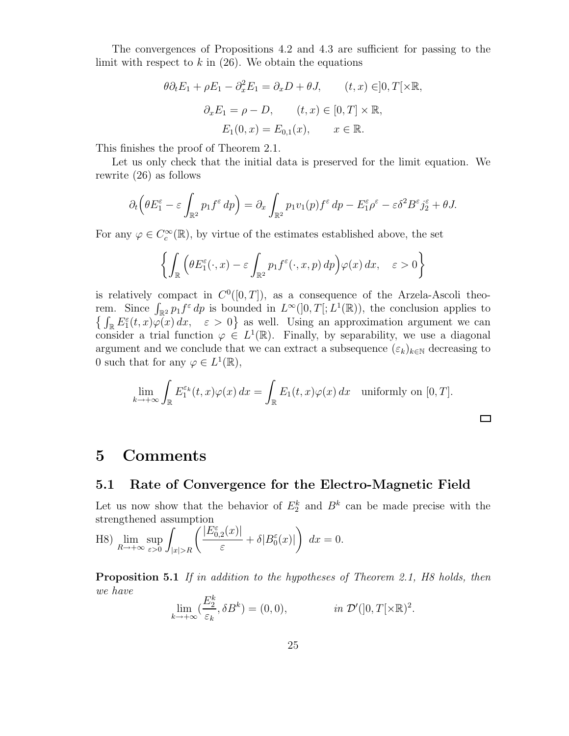The convergences of Propositions 4.2 and 4.3 are sufficient for passing to the limit with respect to $k$ in (26). We obtain the equations

$$\theta \partial_t E_1 + \rho E_1 - \partial_x^2 E_1 = \partial_x D + \theta J, \qquad (t,x) \in ]0,T[\times \mathbb{R},$$

$$\partial_x E_1 = \rho - D, \qquad (t,x) \in [0,T] \times \mathbb{R},$$

$$E_1(0,x) = E_{0,1}(x), \qquad x \in \mathbb{R}.$$

This finishes the proof of Theorem 2.1.

Let us only check that the initial data is preserved for the limit equation. We rewrite (26) as follows

$$\partial_t \Big( \theta E_1^\varepsilon - \varepsilon \int_{\mathbb{R}^2} p_1 f^\varepsilon \, dp \Big) = \partial_x \int_{\mathbb{R}^2} p_1 v_1(p) f^\varepsilon \, dp - E_1^\varepsilon \rho^\varepsilon - \varepsilon \delta^2 B^\varepsilon j_2^\varepsilon + \theta J.$$

For any $\varphi \in C_c^\infty(\mathbb{R})$, by virtue of the estimates established above, the set

$$\Big\{ \int_{\mathbb{R}} \Big( \theta E_1^\varepsilon(\cdot,x) - \varepsilon \int_{\mathbb{R}^2} p_1 f^\varepsilon(\cdot,x,p) \, dp \Big) \varphi(x) \, dx, \quad \varepsilon > 0 \Big\}$$

is relatively compact in $C^0([0,T])$, as a consequence of the Arzela-Ascoli theorem. Since $\int_{\mathbb{R}^2} p_1 f^\varepsilon \, dp$ is bounded in $L^\infty(]0,T[; L^1(\mathbb{R}))$, the conclusion applies to $\big\{ \int_{\mathbb{R}} E_1^\varepsilon(t,x)\varphi(x) \, dx, \quad \varepsilon > 0 \big\}$ as well. Using an approximation argument we can consider a trial function $\varphi \in L^1(\mathbb{R})$. Finally, by separability, we use a diagonal argument and we conclude that we can extract a subsequence $(\varepsilon_k)_{k \in \mathbb{N}}$ decreasing to 0 such that for any $\varphi \in L^1(\mathbb{R})$,

$$\lim_{k \to +\infty} \int_{\mathbb{R}} E_1^{\varepsilon_k}(t,x)\varphi(x) \, dx = \int_{\mathbb{R}} E_1(t,x) \varphi(x) \, dx \quad \text{uniformly on } [0,T].$$

□

# 5 Comments

## 5.1 Rate of Convergence for the Electro-Magnetic Field

Let us now show that the behavior of $E_2^k$ and $B^k$ can be made precise with the strengthened assumption

H8) $\displaystyle \lim_{R \to +\infty} \sup_{\varepsilon > 0} \int_{|x|>R} \left( \frac{|E_{0,2}^\varepsilon(x)|}{\varepsilon} + \delta |B_0^\varepsilon(x)| \right) \, dx = 0.$

**Proposition 5.1** *If in addition to the hypotheses of Theorem 2.1, H8 holds, then we have*

$$\lim_{k \to +\infty} \Big(\frac{E_2^k}{\varepsilon_k}, \delta B^k\Big) = (0,0), \qquad \textit{in } \mathcal{D}'(]0,T[\times \mathbb{R})^2.$$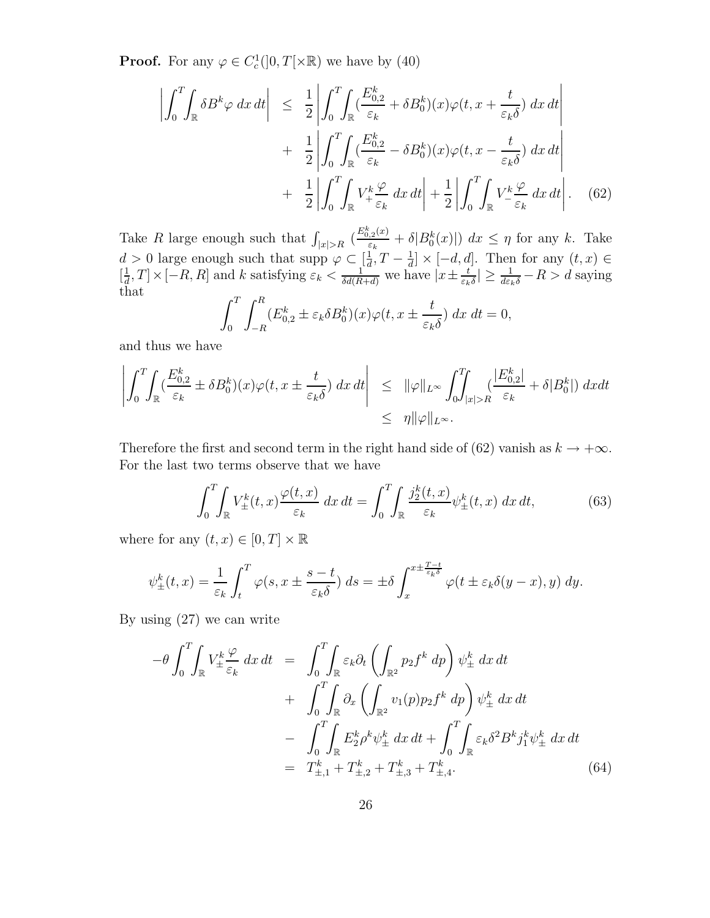**Proof.** For any $\varphi \in C_c^1(]0,T[\times\mathbb{R})$ we have by (40)

$$
\begin{aligned}
\left|\int_0^T\!\!\int_{\mathbb{R}} \delta B^k \varphi \, dx\, dt\right| \;\le\; & \frac{1}{2}\left|\int_0^T\!\!\int_{\mathbb{R}} (\frac{E_{0,2}^k}{\varepsilon_k} + \delta B_0^k)(x)\varphi(t, x + \frac{t}{\varepsilon_k \delta})\, dx\, dt\right| \\
+ \; & \frac{1}{2}\left|\int_0^T\!\!\int_{\mathbb{R}} (\frac{E_{0,2}^k}{\varepsilon_k} - \delta B_0^k)(x)\varphi(t, x - \frac{t}{\varepsilon_k \delta})\, dx\, dt\right| \\
+ \; & \frac{1}{2}\left|\int_0^T\!\!\int_{\mathbb{R}} V_+^k \frac{\varphi}{\varepsilon_k}\, dx\, dt\right| + \frac{1}{2}\left|\int_0^T\!\!\int_{\mathbb{R}} V_-^k \frac{\varphi}{\varepsilon_k}\, dx\, dt\right|. \qquad (62)
\end{aligned}
$$

Take $R$ large enough such that $\int_{|x|>R} (\frac{E_{0,2}^k(x)}{\varepsilon_k} + \delta |B_0^k(x)|)\, dx \le \eta$ for any $k$. Take $d > 0$ large enough such that supp $\varphi \subset [\frac{1}{d}, T - \frac{1}{d}] \times [-d, d]$. Then for any $(t, x) \in [\frac{1}{d}, T] \times [-R, R]$ and $k$ satisfying $\varepsilon_k < \frac{1}{\delta d (R+d)}$ we have $|x \pm \frac{t}{\varepsilon_k \delta}| \ge \frac{1}{d \varepsilon_k \delta} - R > d$ saying that

$$
\int_0^T \int_{-R}^R (E_{0,2}^k \pm \varepsilon_k \delta B_0^k)(x) \varphi(t, x \pm \frac{t}{\varepsilon_k \delta})\, dx\, dt = 0,
$$

and thus we have

$$
\begin{aligned}
\left|\int_0^T\!\!\int_{\mathbb{R}} (\frac{E_{0,2}^k}{\varepsilon_k} \pm \delta B_0^k)(x)\varphi(t, x \pm \frac{t}{\varepsilon_k \delta})\, dx\, dt\right| \;\le\; & \|\varphi\|_{L^\infty} \int_0^T\!\!\int_{|x|>R} (\frac{|E_{0,2}^k|}{\varepsilon_k} + \delta |B_0^k|)\, dx dt \\
\le\; & \eta \|\varphi\|_{L^\infty}.
\end{aligned}
$$

Therefore the first and second term in the right hand side of (62) vanish as $k \to +\infty$. For the last two terms observe that we have

$$
\int_0^T\!\!\int_{\mathbb{R}} V_\pm^k(t,x) \frac{\varphi(t,x)}{\varepsilon_k}\, dx\, dt = \int_0^T\!\!\int_{\mathbb{R}} \frac{j_2^k(t,x)}{\varepsilon_k} \psi_\pm^k(t,x)\, dx\, dt, \qquad (63)
$$

where for any $(t,x) \in [0,T] \times \mathbb{R}$

$$
\psi_\pm^k(t,x) = \frac{1}{\varepsilon_k} \int_t^T \varphi(s, x \pm \frac{s-t}{\varepsilon_k \delta})\, ds = \pm \delta \int_x^{x \pm \frac{T-t}{\varepsilon_k \delta}} \varphi(t \pm \varepsilon_k \delta (y - x), y)\, dy.
$$

By using (27) we can write

$$
\begin{aligned}
-\theta \int_0^T\!\!\int_{\mathbb{R}} V_\pm^k \frac{\varphi}{\varepsilon_k}\, dx\, dt \;=\; & \int_0^T\!\!\int_{\mathbb{R}} \varepsilon_k \partial_t \left(\int_{\mathbb{R}^2} p_2 f^k\, dp\right) \psi_\pm^k\, dx\, dt \\
+ \; & \int_0^T\!\!\int_{\mathbb{R}} \partial_x \left(\int_{\mathbb{R}^2} v_1(p) p_2 f^k\, dp\right) \psi_\pm^k\, dx\, dt \\
- \; & \int_0^T\!\!\int_{\mathbb{R}} E_2^k \rho^k \psi_\pm^k\, dx\, dt + \int_0^T\!\!\int_{\mathbb{R}} \varepsilon_k \delta^2 B^k j_1^k \psi_\pm^k\, dx\, dt \\
= \; & T_{\pm,1}^k + T_{\pm,2}^k + T_{\pm,3}^k + T_{\pm,4}^k. \qquad (64)
\end{aligned}
$$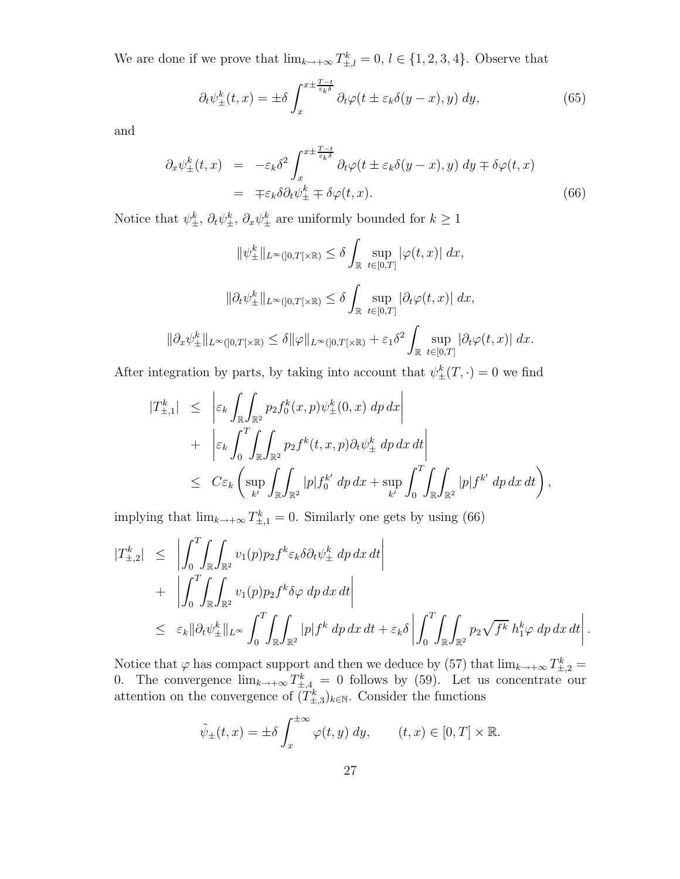We are done if we prove that $\lim_{k\to+\infty} T^k_{\pm,l} = 0$, $l \in \{1,2,3,4\}$. Observe that

$$
\partial_t \psi^k_\pm(t,x) = \pm\delta \int_x^{x\pm\frac{T-t}{\varepsilon_k \delta}} \partial_t \varphi(t \pm \varepsilon_k \delta(y-x), y)\, dy, \tag{65}
$$

and

$$
\begin{aligned}
\partial_x \psi^k_\pm(t,x) &= -\varepsilon_k \delta^2 \int_x^{x\pm\frac{T-t}{\varepsilon_k \delta}} \partial_t \varphi(t \pm \varepsilon_k \delta(y-x), y)\, dy \mp \delta\varphi(t,x) \\
&= \mp\varepsilon_k \delta \partial_t \psi^k_\pm \mp \delta \varphi(t,x).
\end{aligned} \tag{66}
$$

Notice that $\psi^k_\pm$, $\partial_t \psi^k_\pm$, $\partial_x \psi^k_\pm$ are uniformly bounded for $k \geq 1$

$$
\|\psi^k_\pm\|_{L^\infty(]0,T[\times\mathbb{R})} \leq \delta \int_{\mathbb{R}} \sup_{t\in[0,T]} |\varphi(t,x)|\, dx,
$$

$$
\|\partial_t \psi^k_\pm\|_{L^\infty(]0,T[\times\mathbb{R})} \leq \delta \int_{\mathbb{R}} \sup_{t\in[0,T]} |\partial_t \varphi(t,x)|\, dx,
$$

$$
\|\partial_x \psi^k_\pm\|_{L^\infty(]0,T[\times\mathbb{R})} \leq \delta \|\varphi\|_{L^\infty(]0,T[\times\mathbb{R})} + \varepsilon_1 \delta^2 \int_{\mathbb{R}} \sup_{t\in[0,T]} |\partial_t \varphi(t,x)|\, dx.
$$

After integration by parts, by taking into account that $\psi^k_\pm(T,\cdot) = 0$ we find

$$
\begin{aligned}
|T^k_{\pm,1}| &\leq \left| \varepsilon_k \int_{\mathbb{R}} \int_{\mathbb{R}^2} p_2 f^k_0(x,p) \psi^k_\pm(0,x)\, dp\, dx \right| \\
&+ \left| \varepsilon_k \int_0^T \int_{\mathbb{R}} \int_{\mathbb{R}^2} p_2 f^k(t,x,p) \partial_t \psi^k_\pm\, dp\, dx\, dt \right| \\
&\leq C\varepsilon_k \left( \sup_{k'} \int_{\mathbb{R}} \int_{\mathbb{R}^2} |p| f^{k'}_0\, dp\, dx + \sup_{k'} \int_0^T \int_{\mathbb{R}} \int_{\mathbb{R}^2} |p| f^{k'}\, dp\, dx\, dt \right),
\end{aligned}
$$

implying that $\lim_{k\to+\infty} T^k_{\pm,1} = 0$. Similarly one gets by using (66)

$$
\begin{aligned}
|T^k_{\pm,2}| &\leq \left| \int_0^T \int_{\mathbb{R}} \int_{\mathbb{R}^2} v_1(p) p_2 f^k \varepsilon_k \delta \partial_t \psi^k_\pm\, dp\, dx\, dt \right| \\
&+ \left| \int_0^T \int_{\mathbb{R}} \int_{\mathbb{R}^2} v_1(p) p_2 f^k \delta \varphi\, dp\, dx\, dt \right| \\
&\leq \varepsilon_k \|\partial_t \psi^k_\pm\|_{L^\infty} \int_0^T \int_{\mathbb{R}} \int_{\mathbb{R}^2} |p| f^k\, dp\, dx\, dt + \varepsilon_k \delta \left| \int_0^T \int_{\mathbb{R}} \int_{\mathbb{R}^2} p_2 \sqrt{f^k}\, h^k_1 \varphi\, dp\, dx\, dt \right|.
\end{aligned}
$$

Notice that $\varphi$ has compact support and then we deduce by (57) that $\lim_{k\to+\infty} T^k_{\pm,2} = 0$. The convergence $\lim_{k\to+\infty} T^k_{\pm,4} = 0$ follows by (59). Let us concentrate our attention on the convergence of $(T^k_{\pm,3})_{k\in\mathbb{N}}$. Consider the functions

$$
\tilde{\psi}_\pm(t,x) = \pm\delta \int_x^{\pm\infty} \varphi(t,y)\, dy, \qquad (t,x) \in [0,T] \times \mathbb{R}.
$$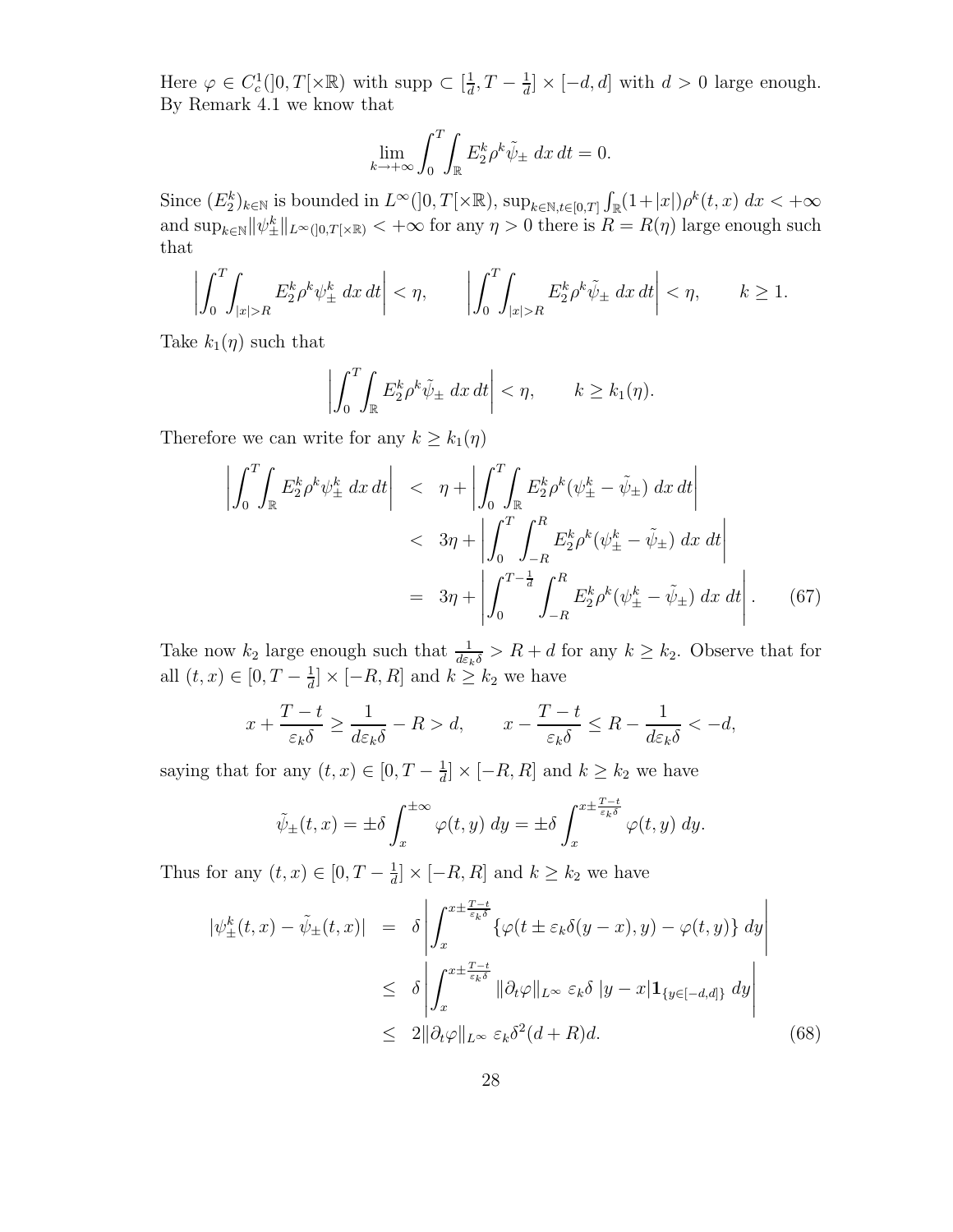Here $\varphi \in C_c^1(]0,T[\times\mathbb{R})$ with supp $\subset [\frac{1}{d}, T-\frac{1}{d}]\times[-d,d]$ with $d>0$ large enough. By Remark 4.1 we know that

$$\lim_{k\to+\infty}\int_0^T\int_{\mathbb{R}} E_2^k \rho^k \tilde{\psi}_\pm \, dx\, dt = 0.$$

Since $(E_2^k)_{k\in\mathbb{N}}$ is bounded in $L^\infty(]0,T[\times\mathbb{R})$, $\sup_{k\in\mathbb{N}, t\in[0,T]}\int_{\mathbb{R}}(1+|x|)\rho^k(t,x)\,dx < +\infty$ and $\sup_{k\in\mathbb{N}}\|\psi_\pm^k\|_{L^\infty(]0,T[\times\mathbb{R})} < +\infty$ for any $\eta>0$ there is $R=R(\eta)$ large enough such that

$$\left|\int_0^T\int_{|x|>R} E_2^k\rho^k\psi_\pm^k\,dx\,dt\right| < \eta, \qquad \left|\int_0^T\int_{|x|>R} E_2^k\rho^k\tilde{\psi}_\pm\,dx\,dt\right| < \eta, \qquad k\geq 1.$$

Take $k_1(\eta)$ such that

$$\left|\int_0^T\int_{\mathbb{R}} E_2^k\rho^k\tilde{\psi}_\pm\,dx\,dt\right| < \eta, \qquad k\geq k_1(\eta).$$

Therefore we can write for any $k\geq k_1(\eta)$

$$\begin{aligned}
\left|\int_0^T\int_{\mathbb{R}} E_2^k\rho^k\psi_\pm^k\,dx\,dt\right| &< \eta + \left|\int_0^T\int_{\mathbb{R}} E_2^k\rho^k(\psi_\pm^k - \tilde{\psi}_\pm)\,dx\,dt\right| \\
&< 3\eta + \left|\int_0^T\int_{-R}^R E_2^k\rho^k(\psi_\pm^k-\tilde{\psi}_\pm)\,dx\,dt\right| \\
&= 3\eta + \left|\int_0^{T-\frac{1}{d}}\int_{-R}^R E_2^k\rho^k(\psi_\pm^k-\tilde{\psi}_\pm)\,dx\,dt\right|. \qquad (67)
\end{aligned}$$

Take now $k_2$ large enough such that $\frac{1}{d\varepsilon_k\delta} > R+d$ for any $k\geq k_2$. Observe that for all $(t,x)\in[0,T-\frac{1}{d}]\times[-R,R]$ and $k\geq k_2$ we have

$$x + \frac{T-t}{\varepsilon_k\delta} \geq \frac{1}{d\varepsilon_k\delta} - R > d, \qquad x - \frac{T-t}{\varepsilon_k\delta} \leq R - \frac{1}{d\varepsilon_k\delta} < -d,$$

saying that for any $(t,x)\in[0,T-\frac{1}{d}]\times[-R,R]$ and $k\geq k_2$ we have

$$\tilde{\psi}_\pm(t,x) = \pm\delta\int_x^{\pm\infty}\varphi(t,y)\,dy = \pm\delta\int_x^{x\pm\frac{T-t}{\varepsilon_k\delta}}\varphi(t,y)\,dy.$$

Thus for any $(t,x)\in[0,T-\frac{1}{d}]\times[-R,R]$ and $k\geq k_2$ we have

$$\begin{aligned}
|\psi_\pm^k(t,x) - \tilde{\psi}_\pm(t,x)| &= \delta\left|\int_x^{x\pm\frac{T-t}{\varepsilon_k\delta}}\{\varphi(t\pm\varepsilon_k\delta(y-x),y) - \varphi(t,y)\}\,dy\right| \\
&\leq \delta\left|\int_x^{x\pm\frac{T-t}{\varepsilon_k\delta}}\|\partial_t\varphi\|_{L^\infty}\,\varepsilon_k\delta\,|y-x|\mathbf{1}_{\{y\in[-d,d]\}}\,dy\right| \\
&\leq 2\|\partial_t\varphi\|_{L^\infty}\,\varepsilon_k\delta^2(d+R)d. \qquad (68)
\end{aligned}$$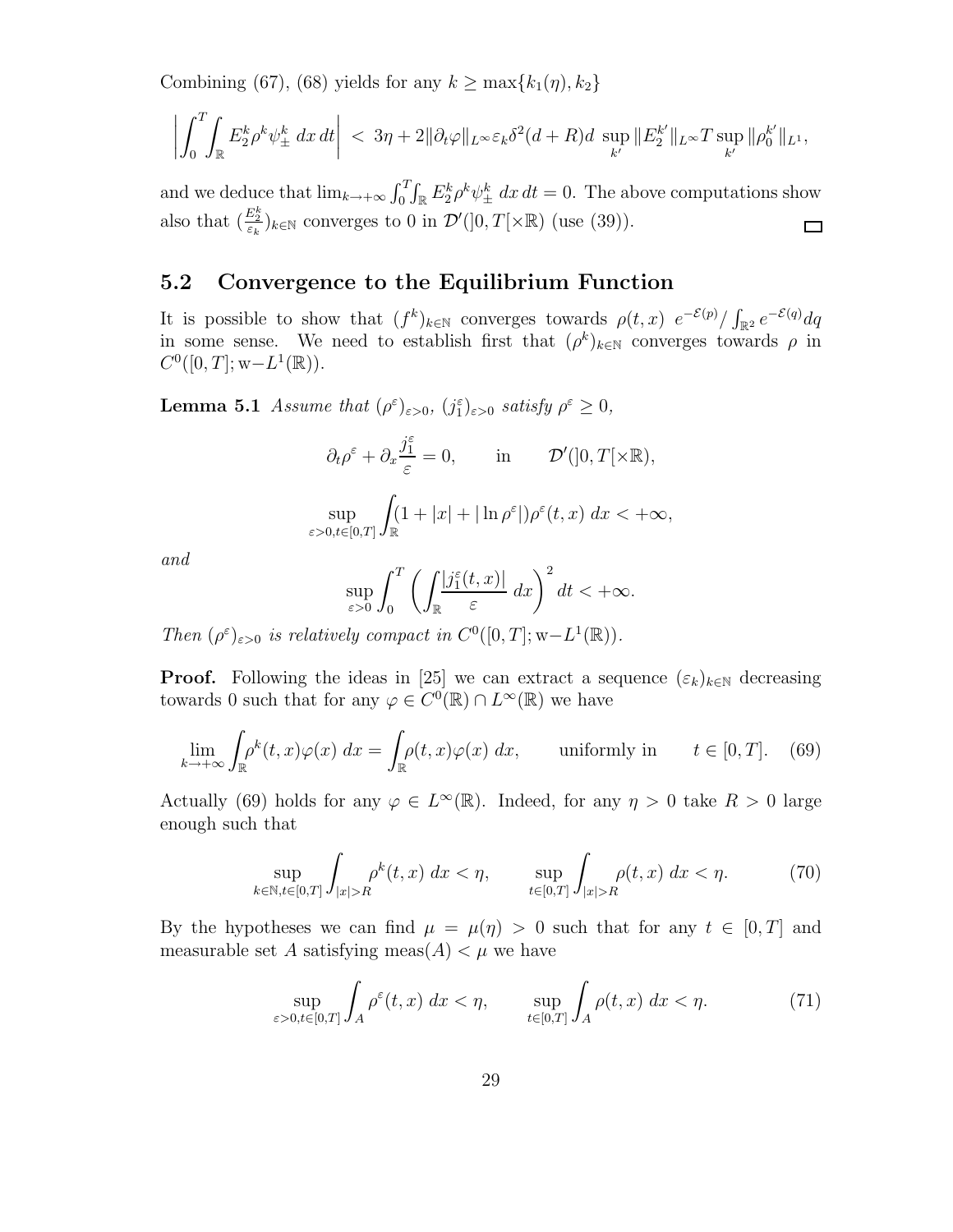Combining (67), (68) yields for any $k \geq \max\{k_1(\eta), k_2\}$

$$\left| \int_0^T \int_{\mathbb{R}} E_2^k \rho^k \psi_{\pm}^k \, dx \, dt \right| < 3\eta + 2\|\partial_t \varphi\|_{L^\infty} \varepsilon_k \delta^2 (d+R) d \sup_{k'} \|E_2^{k'}\|_{L^\infty} T \sup_{k'} \|\rho_0^{k'}\|_{L^1},$$

and we deduce that $\lim_{k\to+\infty} \int_0^T \int_{\mathbb{R}} E_2^k \rho^k \psi_{\pm}^k \, dx \, dt = 0$. The above computations show also that $(\frac{E_2^k}{\varepsilon_k})_{k\in\mathbb{N}}$ converges to 0 in $\mathcal{D}'(]0,T[\times\mathbb{R})$ (use (39)). □

## 5.2 Convergence to the Equilibrium Function

It is possible to show that $(f^k)_{k\in\mathbb{N}}$ converges towards $\rho(t,x) \; e^{-\mathcal{E}(p)}/\int_{\mathbb{R}^2} e^{-\mathcal{E}(q)} dq$ in some sense. We need to establish first that $(\rho^k)_{k\in\mathbb{N}}$ converges towards $\rho$ in $C^0([0,T]; \text{w}-L^1(\mathbb{R}))$.

**Lemma 5.1** *Assume that $(\rho^\varepsilon)_{\varepsilon>0}$, $(j_1^\varepsilon)_{\varepsilon>0}$ satisfy $\rho^\varepsilon \geq 0$,*

$$\partial_t \rho^\varepsilon + \partial_x \frac{j_1^\varepsilon}{\varepsilon} = 0, \qquad \text{in} \qquad \mathcal{D}'(]0,T[\times\mathbb{R}),$$

$$\sup_{\varepsilon>0, t\in[0,T]} \int_{\mathbb{R}} (1 + |x| + |\ln \rho^\varepsilon|) \rho^\varepsilon(t,x) \, dx < +\infty,$$

*and*

$$\sup_{\varepsilon>0} \int_0^T \left( \int_{\mathbb{R}} \frac{|j_1^\varepsilon(t,x)|}{\varepsilon} \, dx \right)^2 dt < +\infty.$$

*Then $(\rho^\varepsilon)_{\varepsilon>0}$ is relatively compact in $C^0([0,T]; \text{w}-L^1(\mathbb{R}))$.*

**Proof.** Following the ideas in [25] we can extract a sequence $(\varepsilon_k)_{k\in\mathbb{N}}$ decreasing towards 0 such that for any $\varphi \in C^0(\mathbb{R}) \cap L^\infty(\mathbb{R})$ we have

$$\lim_{k\to+\infty} \int_{\mathbb{R}} \rho^k(t,x) \varphi(x) \, dx = \int_{\mathbb{R}} \rho(t,x) \varphi(x) \, dx, \qquad \text{uniformly in} \qquad t \in [0,T]. \quad (69)$$

Actually (69) holds for any $\varphi \in L^\infty(\mathbb{R})$. Indeed, for any $\eta > 0$ take $R > 0$ large enough such that

$$\sup_{k\in\mathbb{N}, t\in[0,T]} \int_{|x|>R} \rho^k(t,x) \, dx < \eta, \qquad \sup_{t\in[0,T]} \int_{|x|>R} \rho(t,x) \, dx < \eta. \quad (70)$$

By the hypotheses we can find $\mu = \mu(\eta) > 0$ such that for any $t \in [0,T]$ and measurable set $A$ satisfying $\text{meas}(A) < \mu$ we have

$$\sup_{\varepsilon>0, t\in[0,T]} \int_A \rho^\varepsilon(t,x) \, dx < \eta, \qquad \sup_{t\in[0,T]} \int_A \rho(t,x) \, dx < \eta. \quad (71)$$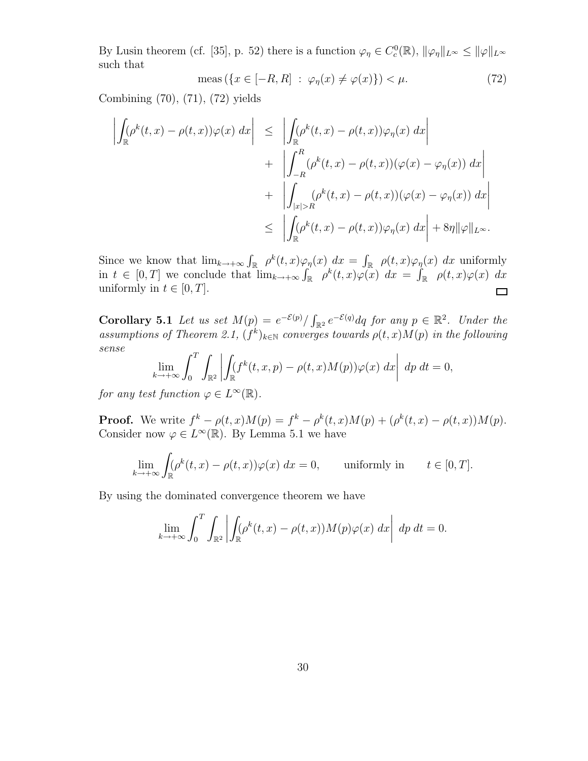By Lusin theorem (cf. [35], p. 52) there is a function $\varphi_\eta \in C^0_c(\mathbb{R})$, $\|\varphi_\eta\|_{L^\infty} \leq \|\varphi\|_{L^\infty}$ such that

$$\text{meas}\left(\{x \in [-R, R] \;:\; \varphi_\eta(x) \neq \varphi(x)\}\right) < \mu. \tag{72}$$

Combining (70), (71), (72) yields

$$\begin{aligned}
\left|\int_{\mathbb{R}} (\rho^k(t,x) - \rho(t,x))\varphi(x)\;dx\right| &\leq \left|\int_{\mathbb{R}} (\rho^k(t,x) - \rho(t,x))\varphi_\eta(x)\;dx\right| \\
&+ \left|\int_{-R}^{R} (\rho^k(t,x) - \rho(t,x))(\varphi(x) - \varphi_\eta(x))\;dx\right| \\
&+ \left|\int_{|x|>R} (\rho^k(t,x) - \rho(t,x))(\varphi(x) - \varphi_\eta(x))\;dx\right| \\
&\leq \left|\int_{\mathbb{R}} (\rho^k(t,x) - \rho(t,x))\varphi_\eta(x)\;dx\right| + 8\eta\|\varphi\|_{L^\infty}.
\end{aligned}$$

Since we know that $\lim_{k\to+\infty}\int_{\mathbb{R}} \;\rho^k(t,x)\varphi_\eta(x)\;dx = \int_{\mathbb{R}} \;\rho(t,x)\varphi_\eta(x)\;dx$ uniformly in $t \in [0,T]$ we conclude that $\lim_{k\to+\infty}\int_{\mathbb{R}} \;\rho^k(t,x)\varphi(x)\;dx = \int_{\mathbb{R}} \;\rho(t,x)\varphi(x)\;dx$ uniformly in $t \in [0,T]$. □

**Corollary 5.1** *Let us set $M(p) = e^{-\mathcal{E}(p)}/\int_{\mathbb{R}^2} e^{-\mathcal{E}(q)}dq$ for any $p \in \mathbb{R}^2$. Under the assumptions of Theorem 2.1, $(f^k)_{k\in\mathbb{N}}$ converges towards $\rho(t,x)M(p)$ in the following sense*

$$\lim_{k\to+\infty}\int_0^T \int_{\mathbb{R}^2}\left|\int_{\mathbb{R}} (f^k(t,x,p) - \rho(t,x)M(p))\varphi(x)\;dx\right|\;dp\;dt = 0,$$

*for any test function $\varphi \in L^\infty(\mathbb{R})$.*

**Proof.** We write $f^k - \rho(t,x)M(p) = f^k - \rho^k(t,x)M(p) + (\rho^k(t,x) - \rho(t,x))M(p)$. Consider now $\varphi \in L^\infty(\mathbb{R})$. By Lemma 5.1 we have

$$\lim_{k\to+\infty}\int_{\mathbb{R}} (\rho^k(t,x) - \rho(t,x))\varphi(x)\;dx = 0, \qquad \text{uniformly in} \qquad t \in [0,T].$$

By using the dominated convergence theorem we have

$$\lim_{k\to+\infty}\int_0^T \int_{\mathbb{R}^2}\left|\int_{\mathbb{R}} (\rho^k(t,x) - \rho(t,x))M(p)\varphi(x)\;dx\right|\;dp\;dt = 0.$$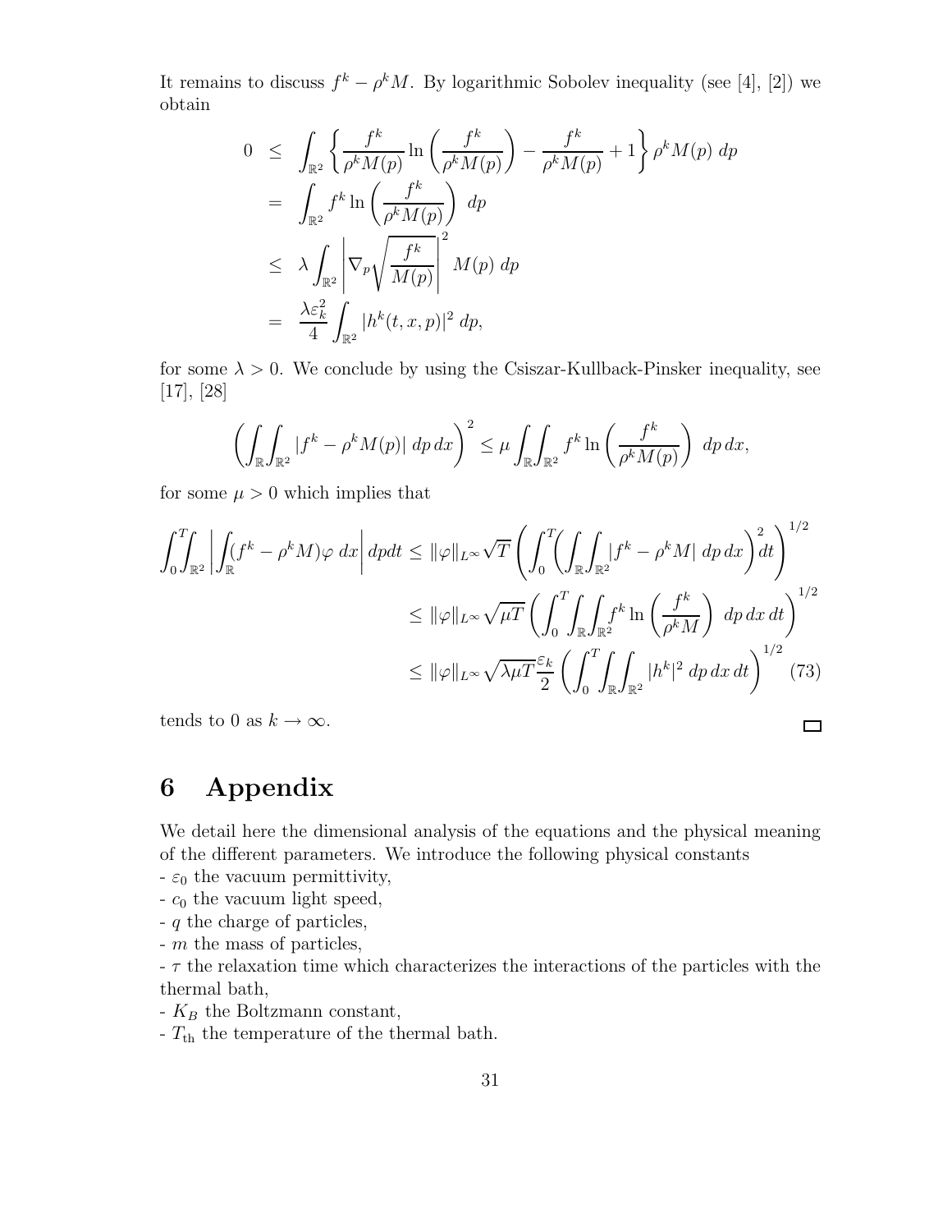It remains to discuss $f^k - \rho^k M$. By logarithmic Sobolev inequality (see [4], [2]) we obtain

$$
\begin{aligned}
0 &\leq \int_{\mathbb{R}^2} \left\{ \frac{f^k}{\rho^k M(p)} \ln \left( \frac{f^k}{\rho^k M(p)} \right) - \frac{f^k}{\rho^k M(p)} + 1 \right\} \rho^k M(p) \; dp \\
&= \int_{\mathbb{R}^2} f^k \ln \left( \frac{f^k}{\rho^k M(p)} \right) \; dp \\
&\leq \lambda \int_{\mathbb{R}^2} \left| \nabla_p \sqrt{\frac{f^k}{M(p)}} \right|^2 M(p) \; dp \\
&= \frac{\lambda \varepsilon_k^2}{4} \int_{\mathbb{R}^2} |h^k(t,x,p)|^2 \; dp,
\end{aligned}
$$

for some $\lambda > 0$. We conclude by using the Csiszar-Kullback-Pinsker inequality, see [17], [28]

$$
\left( \int_{\mathbb{R}} \int_{\mathbb{R}^2} |f^k - \rho^k M(p)| \; dp \, dx \right)^2 \leq \mu \int_{\mathbb{R}} \int_{\mathbb{R}^2} f^k \ln \left( \frac{f^k}{\rho^k M(p)} \right) \; dp \, dx,
$$

for some $\mu > 0$ which implies that

$$
\begin{aligned}
\int_0^T \int_{\mathbb{R}^2} \left| \int_{\mathbb{R}} (f^k - \rho^k M) \varphi \; dx \right| dp dt &\leq \|\varphi\|_{L^\infty} \sqrt{T} \left( \int_0^T \left( \int_{\mathbb{R}} \int_{\mathbb{R}^2} |f^k - \rho^k M| \; dp \, dx \right)^2 dt \right)^{1/2} \\
&\leq \|\varphi\|_{L^\infty} \sqrt{\mu T} \left( \int_0^T \int_{\mathbb{R}} \int_{\mathbb{R}^2} f^k \ln \left( \frac{f^k}{\rho^k M} \right) \; dp \, dx \, dt \right)^{1/2} \\
&\leq \|\varphi\|_{L^\infty} \sqrt{\lambda \mu T} \frac{\varepsilon_k}{2} \left( \int_0^T \int_{\mathbb{R}} \int_{\mathbb{R}^2} |h^k|^2 \; dp \, dx \, dt \right)^{1/2} \quad (73)
\end{aligned}
$$

tends to 0 as $k \to \infty$. $\square$

# 6 Appendix

We detail here the dimensional analysis of the equations and the physical meaning of the different parameters. We introduce the following physical constants

- $\varepsilon_0$ the vacuum permittivity,
- $c_0$ the vacuum light speed,
- $q$ the charge of particles,
- $m$ the mass of particles,
- $\tau$ the relaxation time which characterizes the interactions of the particles with the thermal bath,
- $K_B$ the Boltzmann constant,
- $T_{\text{th}}$ the temperature of the thermal bath.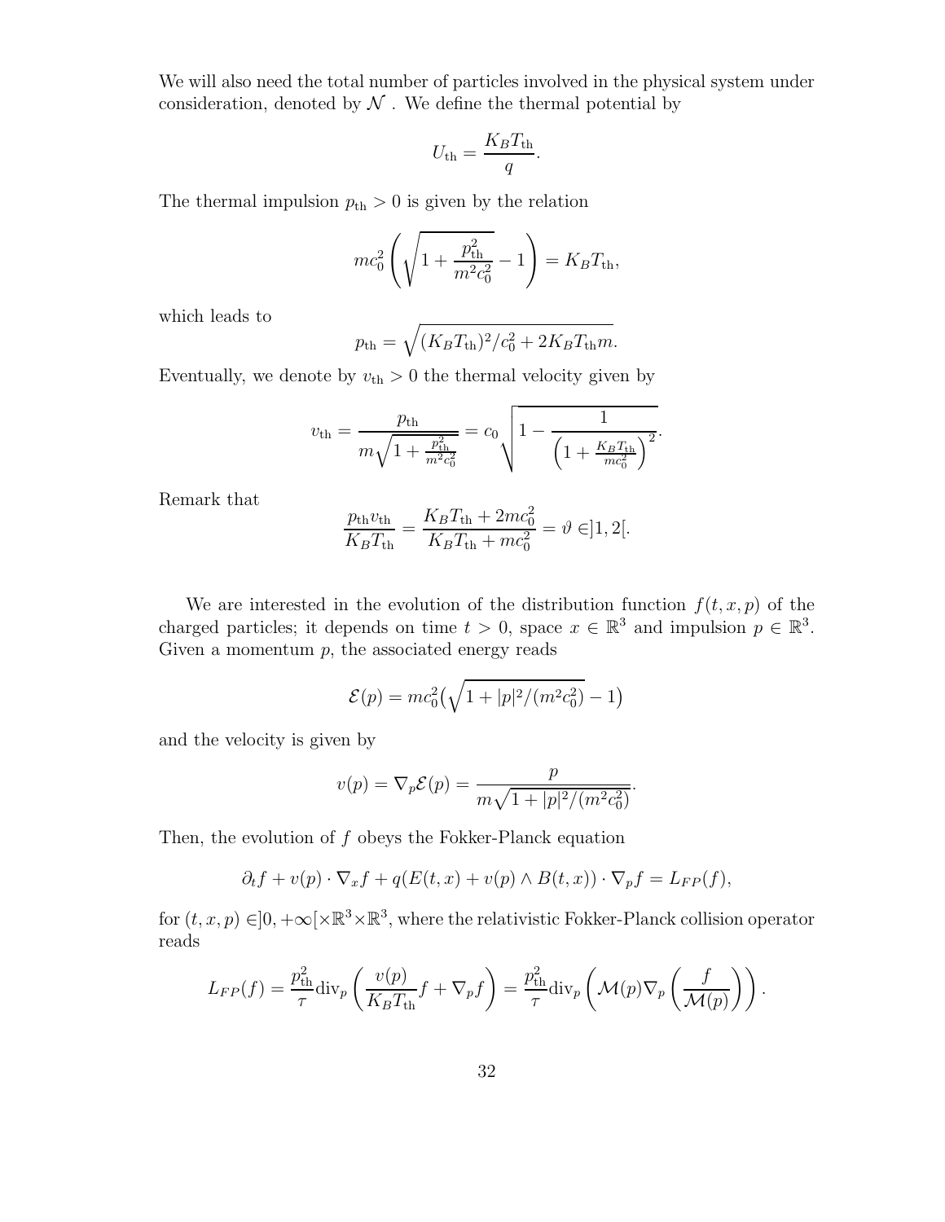We will also need the total number of particles involved in the physical system under consideration, denoted by $\mathcal{N}$ . We define the thermal potential by

$$U_{\rm th} = \frac{K_B T_{\rm th}}{q}.$$

The thermal impulsion $p_{\rm th} > 0$ is given by the relation

$$mc_0^2 \left( \sqrt{1 + \frac{p_{\rm th}^2}{m^2 c_0^2}} - 1 \right) = K_B T_{\rm th},$$

which leads to

$$p_{\rm th} = \sqrt{(K_B T_{\rm th})^2 / c_0^2 + 2 K_B T_{\rm th} m}.$$

Eventually, we denote by $v_{\rm th} > 0$ the thermal velocity given by

$$v_{\rm th} = \frac{p_{\rm th}}{m\sqrt{1 + \frac{p_{\rm th}^2}{m^2 c_0^2}}} = c_0 \sqrt{1 - \frac{1}{\left(1 + \frac{K_B T_{\rm th}}{mc_0^2}\right)^2}}.$$

Remark that

$$\frac{p_{\rm th} v_{\rm th}}{K_B T_{\rm th}} = \frac{K_B T_{\rm th} + 2mc_0^2}{K_B T_{\rm th} + mc_0^2} = \vartheta \in ]1, 2[.$$

We are interested in the evolution of the distribution function $f(t, x, p)$ of the charged particles; it depends on time $t > 0$, space $x \in \mathbb{R}^3$ and impulsion $p \in \mathbb{R}^3$. Given a momentum $p$, the associated energy reads

$$\mathcal{E}(p) = mc_0^2 \big( \sqrt{1 + |p|^2/(m^2 c_0^2)} - 1 \big)$$

and the velocity is given by

$$v(p) = \nabla_p \mathcal{E}(p) = \frac{p}{m\sqrt{1 + |p|^2/(m^2 c_0^2)}}.$$

Then, the evolution of $f$ obeys the Fokker-Planck equation

$$\partial_t f + v(p) \cdot \nabla_x f + q(E(t,x) + v(p) \wedge B(t,x)) \cdot \nabla_p f = L_{FP}(f),$$

for $(t, x, p) \in ]0, +\infty[ \times \mathbb{R}^3 \times \mathbb{R}^3$, where the relativistic Fokker-Planck collision operator reads

$$L_{FP}(f) = \frac{p_{\rm th}^2}{\tau} \mathrm{div}_p \left( \frac{v(p)}{K_B T_{\rm th}} f + \nabla_p f \right) = \frac{p_{\rm th}^2}{\tau} \mathrm{div}_p \left( \mathcal{M}(p) \nabla_p \left( \frac{f}{\mathcal{M}(p)} \right) \right).$$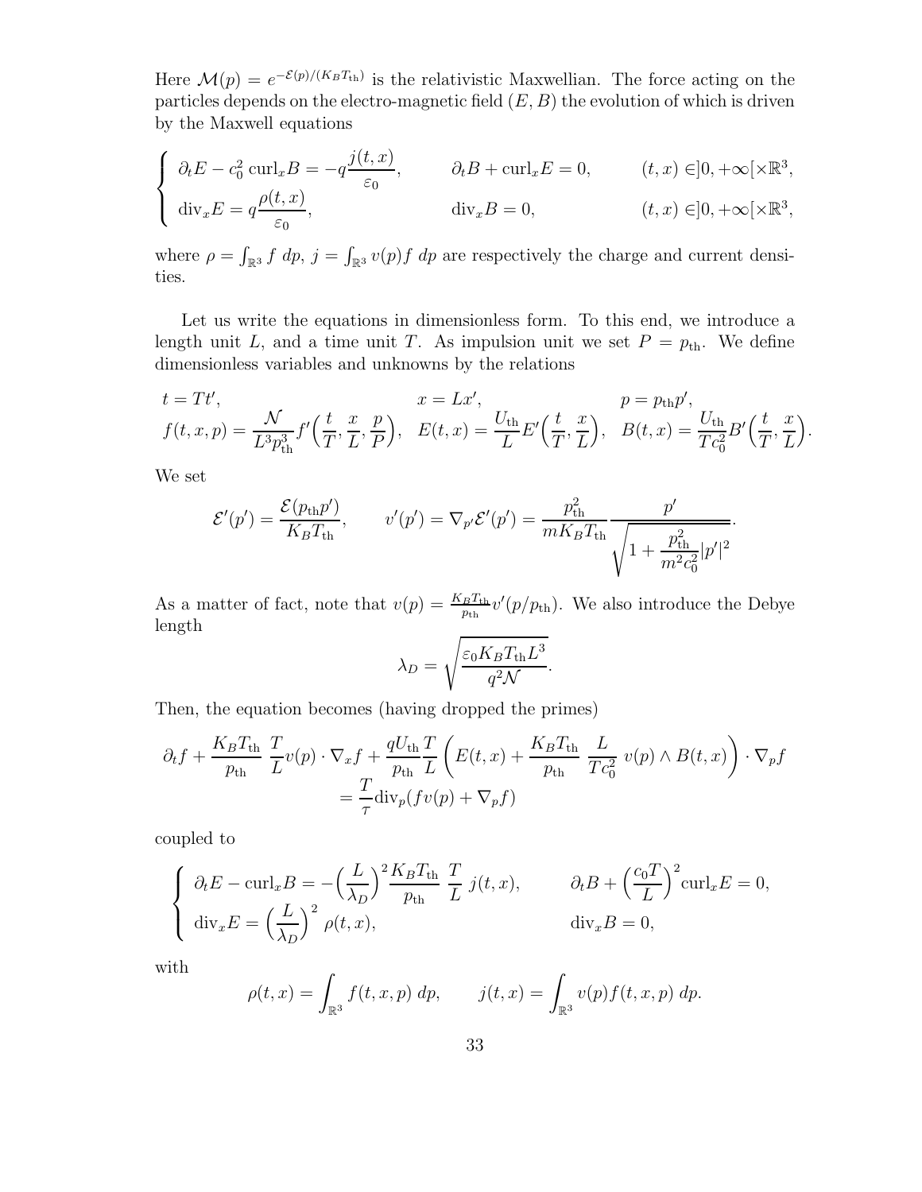Here $\mathcal{M}(p) = e^{-\mathcal{E}(p)/(K_B T_{\rm th})}$ is the relativistic Maxwellian. The force acting on the particles depends on the electro-magnetic field $(E, B)$ the evolution of which is driven by the Maxwell equations

$$\begin{cases} \partial_t E - c_0^2 \,\mathrm{curl}_x B = -q\dfrac{j(t,x)}{\varepsilon_0}, & \partial_t B + \mathrm{curl}_x E = 0, \qquad (t,x) \in ]0,+\infty[\times\mathbb{R}^3, \\ \mathrm{div}_x E = q\dfrac{\rho(t,x)}{\varepsilon_0}, & \mathrm{div}_x B = 0, \qquad (t,x) \in ]0,+\infty[\times\mathbb{R}^3, \end{cases}$$

where $\rho = \int_{\mathbb{R}^3} f \, dp$, $j = \int_{\mathbb{R}^3} v(p) f \, dp$ are respectively the charge and current densities.

Let us write the equations in dimensionless form. To this end, we introduce a length unit $L$, and a time unit $T$. As impulsion unit we set $P = p_{\rm th}$. We define dimensionless variables and unknowns by the relations

$$\begin{gathered} t = Tt', \qquad\qquad x = Lx', \qquad\qquad p = p_{\rm th} p', \\ f(t,x,p) = \frac{\mathcal{N}}{L^3 p_{\rm th}^3} f'\Big(\frac{t}{T}, \frac{x}{L}, \frac{p}{P}\Big), \quad E(t,x) = \frac{U_{\rm th}}{L} E'\Big(\frac{t}{T}, \frac{x}{L}\Big), \quad B(t,x) = \frac{U_{\rm th}}{Tc_0^2} B'\Big(\frac{t}{T}, \frac{x}{L}\Big). \end{gathered}$$

We set

$$\mathcal{E}'(p') = \frac{\mathcal{E}(p_{\rm th} p')}{K_B T_{\rm th}}, \qquad v'(p') = \nabla_{p'} \mathcal{E}'(p') = \frac{p_{\rm th}^2}{m K_B T_{\rm th}} \frac{p'}{\sqrt{1 + \dfrac{p_{\rm th}^2}{m^2 c_0^2} |p'|^2}}.$$

As a matter of fact, note that $v(p) = \frac{K_B T_{\rm th}}{p_{\rm th}} v'(p/p_{\rm th})$. We also introduce the Debye length

$$\lambda_D = \sqrt{\frac{\varepsilon_0 K_B T_{\rm th} L^3}{q^2 \mathcal{N}}}.$$

Then, the equation becomes (having dropped the primes)

$$\begin{aligned} \partial_t f + \frac{K_B T_{\rm th}}{p_{\rm th}} \, \frac{T}{L} v(p) \cdot \nabla_x f + \frac{q U_{\rm th}}{p_{\rm th}} \frac{T}{L} \left( E(t,x) + \frac{K_B T_{\rm th}}{p_{\rm th}} \, \frac{L}{Tc_0^2} \, v(p) \wedge B(t,x) \right) \cdot \nabla_p f \\ = \frac{T}{\tau} \mathrm{div}_p (f v(p) + \nabla_p f) \end{aligned}$$

coupled to

$$\begin{cases} \partial_t E - \mathrm{curl}_x B = -\Big(\dfrac{L}{\lambda_D}\Big)^2 \dfrac{K_B T_{\rm th}}{p_{\rm th}} \, \dfrac{T}{L} \, j(t,x), & \partial_t B + \Big(\dfrac{c_0 T}{L}\Big)^2 \mathrm{curl}_x E = 0, \\ \mathrm{div}_x E = \Big(\dfrac{L}{\lambda_D}\Big)^2 \, \rho(t,x), & \mathrm{div}_x B = 0, \end{cases}$$

with

$$\rho(t,x) = \int_{\mathbb{R}^3} f(t,x,p) \, dp, \qquad j(t,x) = \int_{\mathbb{R}^3} v(p) f(t,x,p) \, dp.$$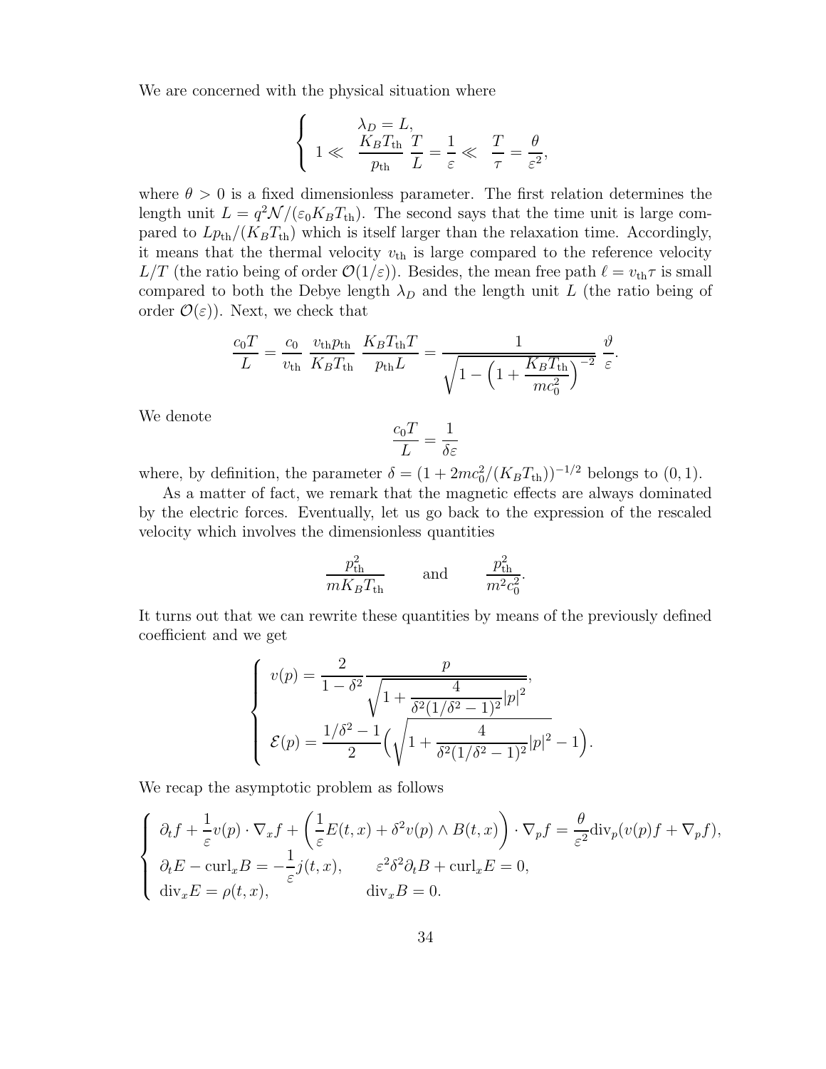We are concerned with the physical situation where

$$
\left\{
\begin{array}{c}
\lambda_D = L, \\
1 \ll \dfrac{K_B T_{\rm th}}{p_{\rm th}} \dfrac{T}{L} = \dfrac{1}{\varepsilon} \ll \dfrac{T}{\tau} = \dfrac{\theta}{\varepsilon^2},
\end{array}
\right.
$$

where $\theta > 0$ is a fixed dimensionless parameter. The first relation determines the length unit $L = q^2\mathcal{N}/(\varepsilon_0 K_B T_{\rm th})$. The second says that the time unit is large compared to $Lp_{\rm th}/(K_B T_{\rm th})$ which is itself larger than the relaxation time. Accordingly, it means that the thermal velocity $v_{\rm th}$ is large compared to the reference velocity $L/T$ (the ratio being of order $\mathcal{O}(1/\varepsilon)$). Besides, the mean free path $\ell = v_{\rm th}\tau$ is small compared to both the Debye length $\lambda_D$ and the length unit $L$ (the ratio being of order $\mathcal{O}(\varepsilon)$). Next, we check that

$$
\frac{c_0 T}{L} = \frac{c_0}{v_{\rm th}} \, \frac{v_{\rm th} p_{\rm th}}{K_B T_{\rm th}} \, \frac{K_B T_{\rm th} T}{p_{\rm th} L} = \frac{1}{\sqrt{1 - \Big(1 + \dfrac{K_B T_{\rm th}}{m c_0^2}\Big)^{-2}}} \, \frac{\vartheta}{\varepsilon}.
$$

We denote

$$
\frac{c_0 T}{L} = \frac{1}{\delta \varepsilon}
$$

where, by definition, the parameter $\delta = (1 + 2mc_0^2/(K_B T_{\rm th}))^{-1/2}$ belongs to $(0,1)$.

As a matter of fact, we remark that the magnetic effects are always dominated by the electric forces. Eventually, let us go back to the expression of the rescaled velocity which involves the dimensionless quantities

$$
\frac{p_{\rm th}^2}{m K_B T_{\rm th}} \qquad \text{and} \qquad \frac{p_{\rm th}^2}{m^2 c_0^2}.
$$

It turns out that we can rewrite these quantities by means of the previously defined coefficient and we get

$$
\left\{
\begin{array}{l}
v(p) = \dfrac{2}{1-\delta^2} \dfrac{p}{\sqrt{1 + \dfrac{4}{\delta^2(1/\delta^2 - 1)^2}|p|^2}}, \\[3ex]
\mathcal{E}(p) = \dfrac{1/\delta^2 - 1}{2}\Big(\sqrt{1 + \dfrac{4}{\delta^2(1/\delta^2-1)^2}|p|^2} - 1\Big).
\end{array}
\right.
$$

We recap the asymptotic problem as follows

$$
\left\{
\begin{array}{l}
\partial_t f + \dfrac{1}{\varepsilon} v(p)\cdot\nabla_x f + \left(\dfrac{1}{\varepsilon}E(t,x) + \delta^2 v(p)\wedge B(t,x)\right)\cdot\nabla_p f = \dfrac{\theta}{\varepsilon^2}{\rm div}_p(v(p)f + \nabla_p f), \\[2ex]
\partial_t E - {\rm curl}_x B = -\dfrac{1}{\varepsilon} j(t,x), \qquad \varepsilon^2\delta^2\partial_t B + {\rm curl}_x E = 0, \\[1ex]
{\rm div}_x E = \rho(t,x), \qquad\qquad\quad {\rm div}_x B = 0.
\end{array}
\right.
$$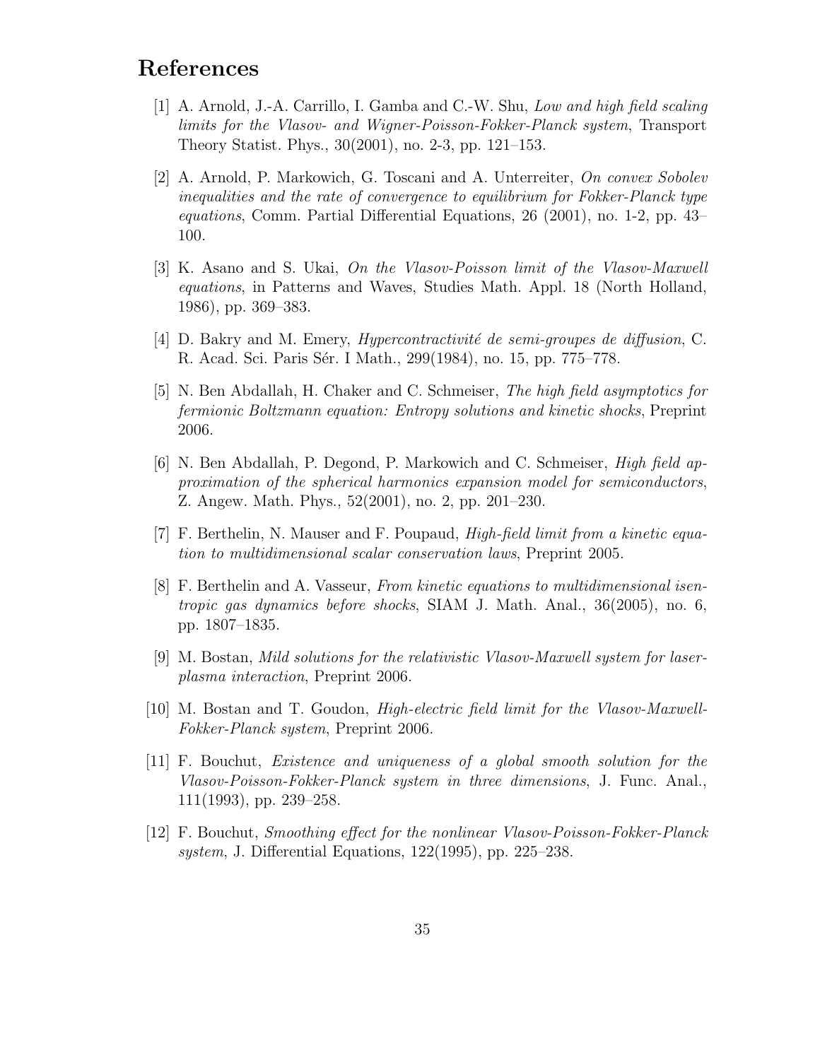# References

[1] A. Arnold, J.-A. Carrillo, I. Gamba and C.-W. Shu, *Low and high field scaling limits for the Vlasov- and Wigner-Poisson-Fokker-Planck system*, Transport Theory Statist. Phys., 30(2001), no. 2-3, pp. 121–153.

[2] A. Arnold, P. Markowich, G. Toscani and A. Unterreiter, *On convex Sobolev inequalities and the rate of convergence to equilibrium for Fokker-Planck type equations*, Comm. Partial Differential Equations, 26 (2001), no. 1-2, pp. 43–100.

[3] K. Asano and S. Ukai, *On the Vlasov-Poisson limit of the Vlasov-Maxwell equations*, in Patterns and Waves, Studies Math. Appl. 18 (North Holland, 1986), pp. 369–383.

[4] D. Bakry and M. Emery, *Hypercontractivité de semi-groupes de diffusion*, C. R. Acad. Sci. Paris Sér. I Math., 299(1984), no. 15, pp. 775–778.

[5] N. Ben Abdallah, H. Chaker and C. Schmeiser, *The high field asymptotics for fermionic Boltzmann equation: Entropy solutions and kinetic shocks*, Preprint 2006.

[6] N. Ben Abdallah, P. Degond, P. Markowich and C. Schmeiser, *High field approximation of the spherical harmonics expansion model for semiconductors*, Z. Angew. Math. Phys., 52(2001), no. 2, pp. 201–230.

[7] F. Berthelin, N. Mauser and F. Poupaud, *High-field limit from a kinetic equation to multidimensional scalar conservation laws*, Preprint 2005.

[8] F. Berthelin and A. Vasseur, *From kinetic equations to multidimensional isentropic gas dynamics before shocks*, SIAM J. Math. Anal., 36(2005), no. 6, pp. 1807–1835.

[9] M. Bostan, *Mild solutions for the relativistic Vlasov-Maxwell system for laser-plasma interaction*, Preprint 2006.

[10] M. Bostan and T. Goudon, *High-electric field limit for the Vlasov-Maxwell-Fokker-Planck system*, Preprint 2006.

[11] F. Bouchut, *Existence and uniqueness of a global smooth solution for the Vlasov-Poisson-Fokker-Planck system in three dimensions*, J. Func. Anal., 111(1993), pp. 239–258.

[12] F. Bouchut, *Smoothing effect for the nonlinear Vlasov-Poisson-Fokker-Planck system*, J. Differential Equations, 122(1995), pp. 225–238.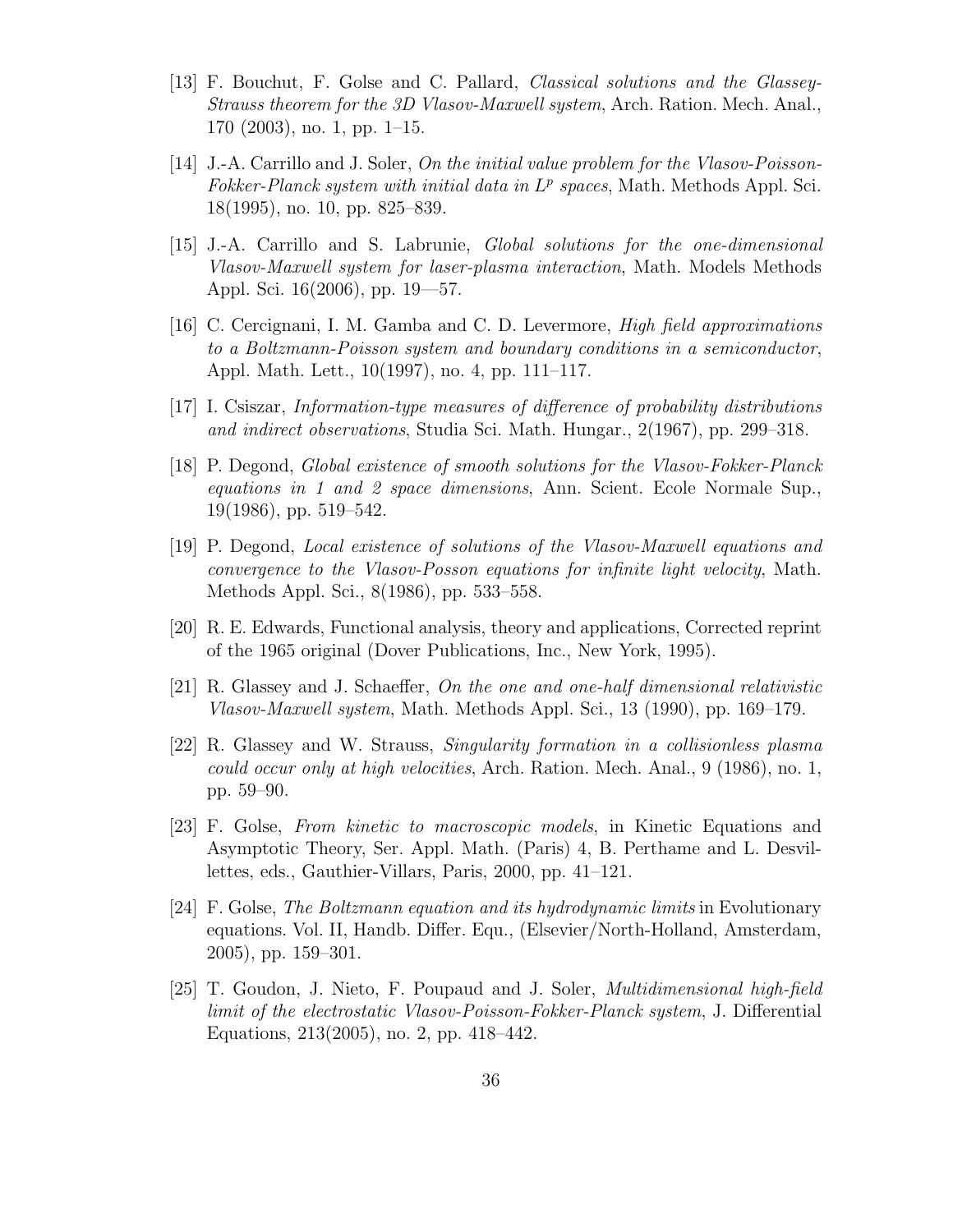[13] F. Bouchut, F. Golse and C. Pallard, *Classical solutions and the Glassey-Strauss theorem for the 3D Vlasov-Maxwell system*, Arch. Ration. Mech. Anal., 170 (2003), no. 1, pp. 1–15.

[14] J.-A. Carrillo and J. Soler, *On the initial value problem for the Vlasov-Poisson-Fokker-Planck system with initial data in $L^p$ spaces*, Math. Methods Appl. Sci. 18(1995), no. 10, pp. 825–839.

[15] J.-A. Carrillo and S. Labrunie, *Global solutions for the one-dimensional Vlasov-Maxwell system for laser-plasma interaction*, Math. Models Methods Appl. Sci. 16(2006), pp. 19—57.

[16] C. Cercignani, I. M. Gamba and C. D. Levermore, *High field approximations to a Boltzmann-Poisson system and boundary conditions in a semiconductor*, Appl. Math. Lett., 10(1997), no. 4, pp. 111–117.

[17] I. Csiszar, *Information-type measures of difference of probability distributions and indirect observations*, Studia Sci. Math. Hungar., 2(1967), pp. 299–318.

[18] P. Degond, *Global existence of smooth solutions for the Vlasov-Fokker-Planck equations in 1 and 2 space dimensions*, Ann. Scient. Ecole Normale Sup., 19(1986), pp. 519–542.

[19] P. Degond, *Local existence of solutions of the Vlasov-Maxwell equations and convergence to the Vlasov-Posson equations for infinite light velocity*, Math. Methods Appl. Sci., 8(1986), pp. 533–558.

[20] R. E. Edwards, Functional analysis, theory and applications, Corrected reprint of the 1965 original (Dover Publications, Inc., New York, 1995).

[21] R. Glassey and J. Schaeffer, *On the one and one-half dimensional relativistic Vlasov-Maxwell system*, Math. Methods Appl. Sci., 13 (1990), pp. 169–179.

[22] R. Glassey and W. Strauss, *Singularity formation in a collisionless plasma could occur only at high velocities*, Arch. Ration. Mech. Anal., 9 (1986), no. 1, pp. 59–90.

[23] F. Golse, *From kinetic to macroscopic models*, in Kinetic Equations and Asymptotic Theory, Ser. Appl. Math. (Paris) 4, B. Perthame and L. Desvillettes, eds., Gauthier-Villars, Paris, 2000, pp. 41–121.

[24] F. Golse, *The Boltzmann equation and its hydrodynamic limits* in Evolutionary equations. Vol. II, Handb. Differ. Equ., (Elsevier/North-Holland, Amsterdam, 2005), pp. 159–301.

[25] T. Goudon, J. Nieto, F. Poupaud and J. Soler, *Multidimensional high-field limit of the electrostatic Vlasov-Poisson-Fokker-Planck system*, J. Differential Equations, 213(2005), no. 2, pp. 418–442.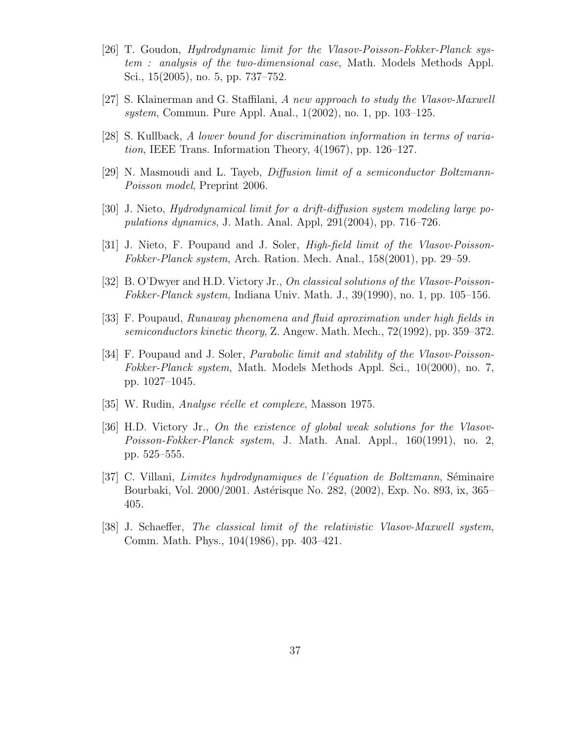[26] T. Goudon, *Hydrodynamic limit for the Vlasov-Poisson-Fokker-Planck system : analysis of the two-dimensional case*, Math. Models Methods Appl. Sci., 15(2005), no. 5, pp. 737–752.

[27] S. Klainerman and G. Staffilani, *A new approach to study the Vlasov-Maxwell system*, Commun. Pure Appl. Anal., 1(2002), no. 1, pp. 103–125.

[28] S. Kullback, *A lower bound for discrimination information in terms of variation*, IEEE Trans. Information Theory, 4(1967), pp. 126–127.

[29] N. Masmoudi and L. Tayeb, *Diffusion limit of a semiconductor Boltzmann-Poisson model*, Preprint 2006.

[30] J. Nieto, *Hydrodynamical limit for a drift-diffusion system modeling large populations dynamics*, J. Math. Anal. Appl, 291(2004), pp. 716–726.

[31] J. Nieto, F. Poupaud and J. Soler, *High-field limit of the Vlasov-Poisson-Fokker-Planck system*, Arch. Ration. Mech. Anal., 158(2001), pp. 29–59.

[32] B. O'Dwyer and H.D. Victory Jr., *On classical solutions of the Vlasov-Poisson-Fokker-Planck system*, Indiana Univ. Math. J., 39(1990), no. 1, pp. 105–156.

[33] F. Poupaud, *Runaway phenomena and fluid aproximation under high fields in semiconductors kinetic theory*, Z. Angew. Math. Mech., 72(1992), pp. 359–372.

[34] F. Poupaud and J. Soler, *Parabolic limit and stability of the Vlasov-Poisson-Fokker-Planck system*, Math. Models Methods Appl. Sci., 10(2000), no. 7, pp. 1027–1045.

[35] W. Rudin, *Analyse réelle et complexe*, Masson 1975.

[36] H.D. Victory Jr., *On the existence of global weak solutions for the Vlasov-Poisson-Fokker-Planck system*, J. Math. Anal. Appl., 160(1991), no. 2, pp. 525–555.

[37] C. Villani, *Limites hydrodynamiques de l'équation de Boltzmann*, Séminaire Bourbaki, Vol. 2000/2001. Astérisque No. 282, (2002), Exp. No. 893, ix, 365–405.

[38] J. Schaeffer, *The classical limit of the relativistic Vlasov-Maxwell system*, Comm. Math. Phys., 104(1986), pp. 403–421.